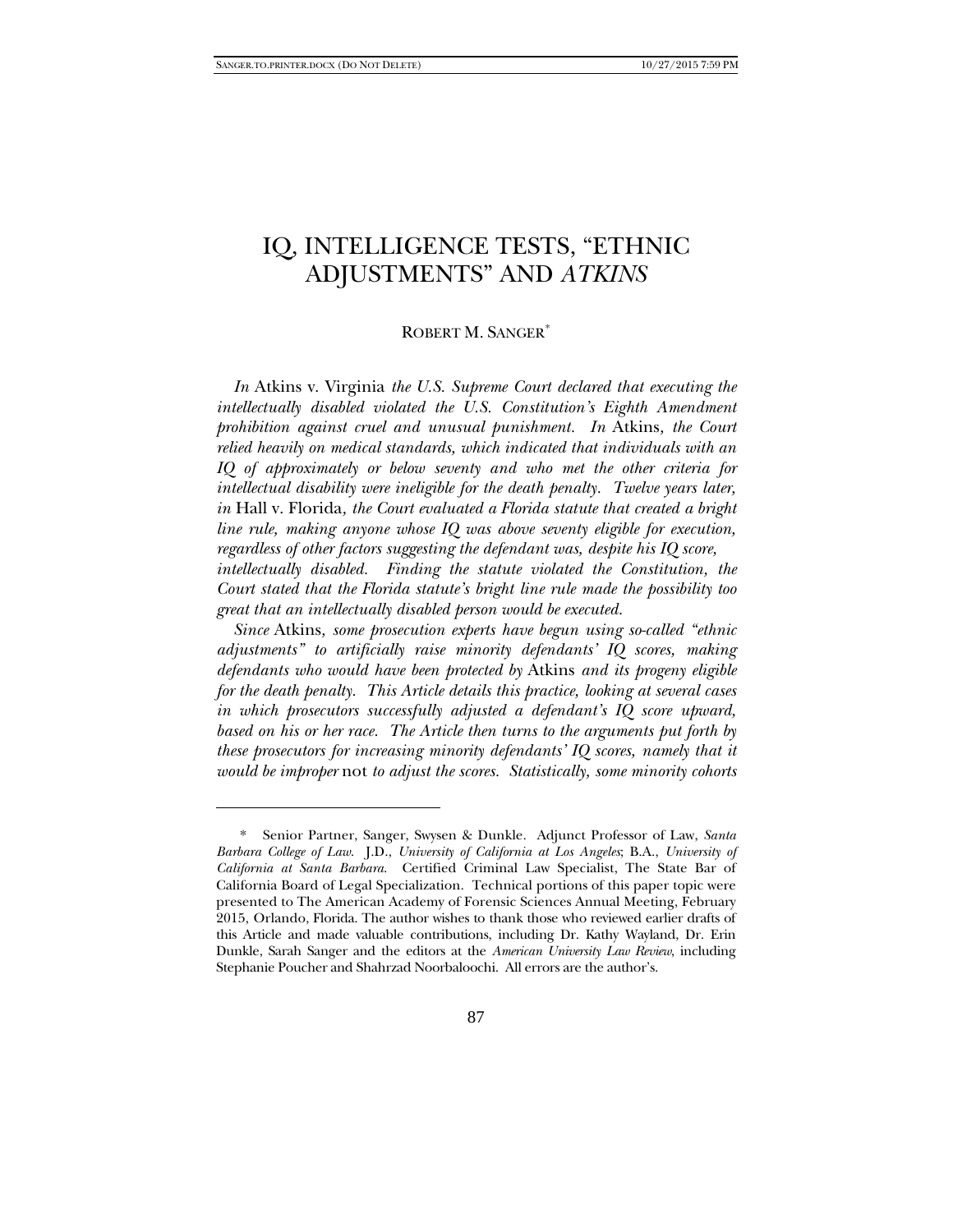# IQ, INTELLIGENCE TESTS, "ETHNIC ADJUSTMENTS" AND *ATKINS*

ROBERT M. SANGER[*]

*In* Atkins v. Virginia *the U.S. Supreme Court declared that executing the intellectually disabled violated the U.S. Constitution's Eighth Amendment prohibition against cruel and unusual punishment. In* Atkins*, the Court relied heavily on medical standards, which indicated that individuals with an IQ of approximately or below seventy and who met the other criteria for intellectual disability were ineligible for the death penalty. Twelve years later, in* Hall v. Florida*, the Court evaluated a Florida statute that created a bright line rule, making anyone whose IQ was above seventy eligible for execution, regardless of other factors suggesting the defendant was, despite his IQ score, intellectually disabled. Finding the statute violated the Constitution, the Court stated that the Florida statute's bright line rule made the possibility too great that an intellectually disabled person would be executed.*

*Since* Atkins*, some prosecution experts have begun using so-called "ethnic adjustments" to artificially raise minority defendants' IQ scores, making defendants who would have been protected by* Atkins *and its progeny eligible for the death penalty. This Article details this practice, looking at several cases in which prosecutors successfully adjusted a defendant's IQ score upward, based on his or her race. The Article then turns to the arguments put forth by these prosecutors for increasing minority defendants' IQ scores, namely that it would be improper* not *to adjust the scores. Statistically, some minority cohorts*

---

[*] Senior Partner, Sanger, Swysen & Dunkle. Adjunct Professor of Law, *Santa Barbara College of Law*. J.D., *University of California at Los Angeles*; B.A., *University of California at Santa Barbara*. Certified Criminal Law Specialist, The State Bar of California Board of Legal Specialization. Technical portions of this paper topic were presented to The American Academy of Forensic Sciences Annual Meeting, February 2015, Orlando, Florida. The author wishes to thank those who reviewed earlier drafts of this Article and made valuable contributions, including Dr. Kathy Wayland, Dr. Erin Dunkle, Sarah Sanger and the editors at the *American University Law Review*, including Stephanie Poucher and Shahrzad Noorbaloochi. All errors are the author's.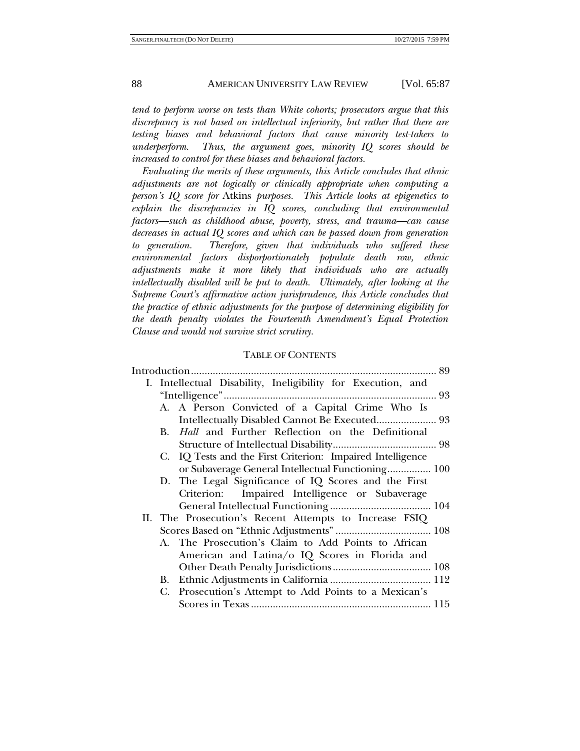*tend to perform worse on tests than White cohorts; prosecutors argue that this discrepancy is not based on intellectual inferiority, but rather that there are testing biases and behavioral factors that cause minority test-takers to underperform. Thus, the argument goes, minority IQ scores should be increased to control for these biases and behavioral factors.*

*Evaluating the merits of these arguments, this Article concludes that ethnic adjustments are not logically or clinically appropriate when computing a person's IQ score for* Atkins *purposes. This Article looks at epigenetics to explain the discrepancies in IQ scores, concluding that environmental factors—such as childhood abuse, poverty, stress, and trauma—can cause decreases in actual IQ scores and which can be passed down from generation to generation. Therefore, given that individuals who suffered these environmental factors disporportionately populate death row, ethnic adjustments make it more likely that individuals who are actually intellectually disabled will be put to death. Ultimately, after looking at the Supreme Court's affirmative action jurisprudence, this Article concludes that the practice of ethnic adjustments for the purpose of determining eligibility for the death penalty violates the Fourteenth Amendment's Equal Protection Clause and would not survive strict scrutiny.*

## TABLE OF CONTENTS

Introduction ........................................................................................ 89

I. Intellectual Disability, Ineligibility for Execution, and "Intelligence" ........................................................................... 93

   A. A Person Convicted of a Capital Crime Who Is Intellectually Disabled Cannot Be Executed ...................... 93

   B. *Hall* and Further Reflection on the Definitional Structure of Intellectual Disability ...................................... 98

   C. IQ Tests and the First Criterion: Impaired Intelligence or Subaverage General Intellectual Functioning ................ 100

   D. The Legal Significance of IQ Scores and the First Criterion: Impaired Intelligence or Subaverage General Intellectual Functioning ..................................... 104

II. The Prosecution's Recent Attempts to Increase FSIQ Scores Based on "Ethnic Adjustments" .................................. 108

   A. The Prosecution's Claim to Add Points to African American and Latina/o IQ Scores in Florida and Other Death Penalty Jurisdictions .................................... 108

   B. Ethnic Adjustments in California ..................................... 112

   C. Prosecution's Attempt to Add Points to a Mexican's Scores in Texas .................................................................. 115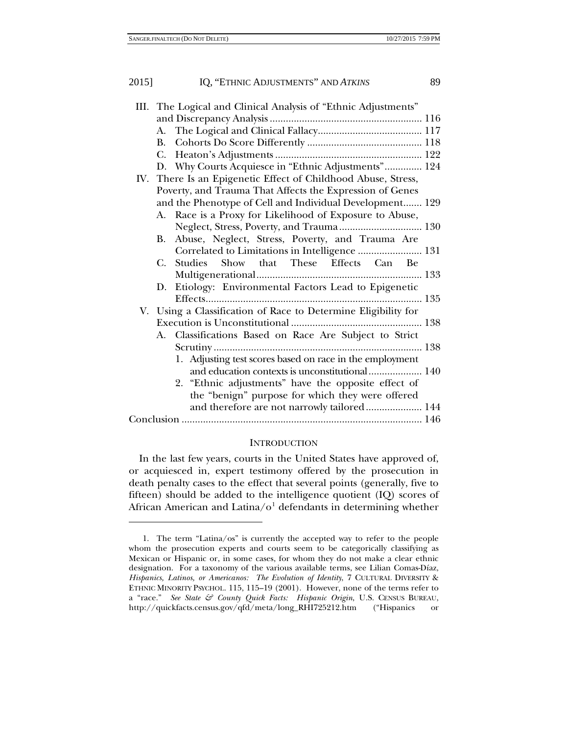- III. The Logical and Clinical Analysis of "Ethnic Adjustments" and Discrepancy Analysis ........ 116
  - A. The Logical and Clinical Fallacy ........ 117
  - B. Cohorts Do Score Differently ........ 118
  - C. Heaton's Adjustments ........ 122
  - D. Why Courts Acquiesce in "Ethnic Adjustments" ........ 124
- IV. There Is an Epigenetic Effect of Childhood Abuse, Stress, Poverty, and Trauma That Affects the Expression of Genes and the Phenotype of Cell and Individual Development ........ 129
  - A. Race is a Proxy for Likelihood of Exposure to Abuse, Neglect, Stress, Poverty, and Trauma ........ 130
  - B. Abuse, Neglect, Stress, Poverty, and Trauma Are Correlated to Limitations in Intelligence ........ 131
  - C. Studies Show that These Effects Can Be Multigenerational ........ 133
  - D. Etiology: Environmental Factors Lead to Epigenetic Effects ........ 135
- V. Using a Classification of Race to Determine Eligibility for Execution is Unconstitutional ........ 138
  - A. Classifications Based on Race Are Subject to Strict Scrutiny ........ 138
    - 1. Adjusting test scores based on race in the employment and education contexts is unconstitutional ........ 140
    - 2. "Ethnic adjustments" have the opposite effect of the "benign" purpose for which they were offered and therefore are not narrowly tailored ........ 144
- Conclusion ........ 146

## Introduction

In the last few years, courts in the United States have approved of, or acquiesced in, expert testimony offered by the prosecution in death penalty cases to the effect that several points (generally, five to fifteen) should be added to the intelligence quotient (IQ) scores of African American and Latina/o[1] defendants in determining whether

---

1. The term "Latina/os" is currently the accepted way to refer to the people whom the prosecution experts and courts seem to be categorically classifying as Mexican or Hispanic or, in some cases, for whom they do not make a clear ethnic designation. For a taxonomy of the various available terms, see Lilian Comas-Díaz, *Hispanics, Latinos, or Americanos: The Evolution of Identity*, 7 CULTURAL DIVERSITY & ETHNIC MINORITY PSYCHOL. 115, 115–19 (2001). However, none of the terms refer to a "race." *See State & County Quick Facts: Hispanic Origin*, U.S. CENSUS BUREAU, http://quickfacts.census.gov/qfd/meta/long_RHI725212.htm ("Hispanics or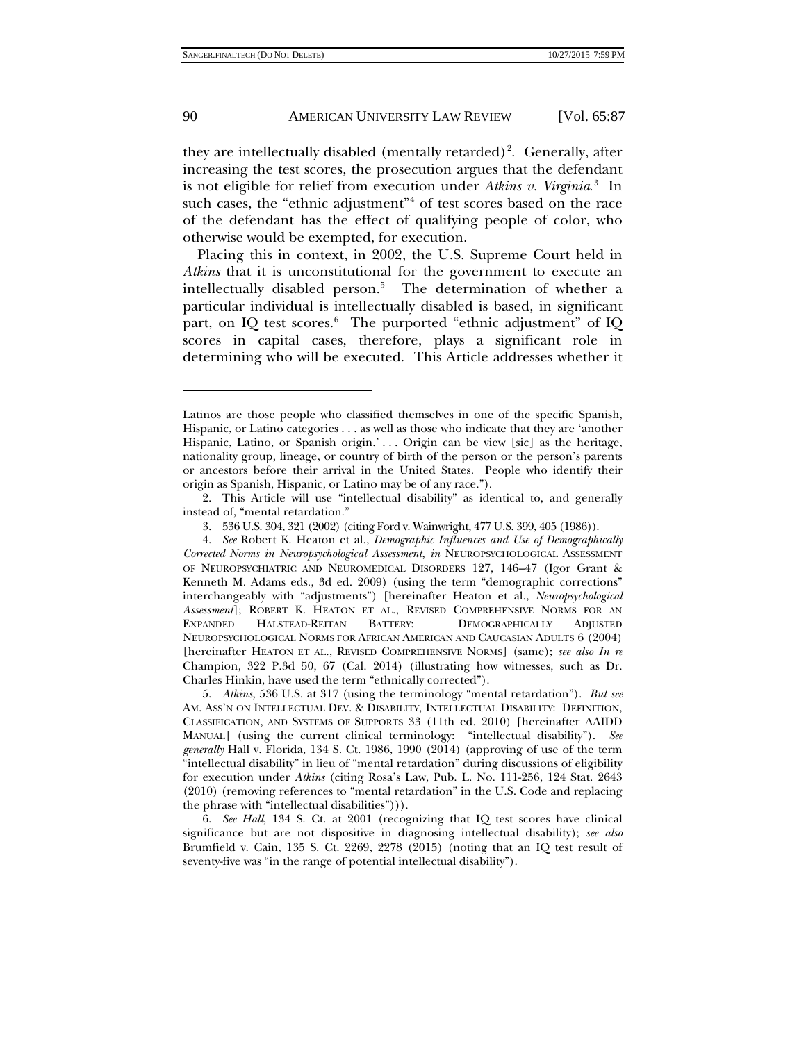they are intellectually disabled (mentally retarded)[2]. Generally, after increasing the test scores, the prosecution argues that the defendant is not eligible for relief from execution under *Atkins v. Virginia*.[3] In such cases, the "ethnic adjustment"[4] of test scores based on the race of the defendant has the effect of qualifying people of color, who otherwise would be exempted, for execution.

Placing this in context, in 2002, the U.S. Supreme Court held in *Atkins* that it is unconstitutional for the government to execute an intellectually disabled person.[5] The determination of whether a particular individual is intellectually disabled is based, in significant part, on IQ test scores.[6] The purported "ethnic adjustment" of IQ scores in capital cases, therefore, plays a significant role in determining who will be executed. This Article addresses whether it

---

Latinos are those people who classified themselves in one of the specific Spanish, Hispanic, or Latino categories . . . as well as those who indicate that they are 'another Hispanic, Latino, or Spanish origin.' . . . Origin can be view [sic] as the heritage, nationality group, lineage, or country of birth of the person or the person's parents or ancestors before their arrival in the United States. People who identify their origin as Spanish, Hispanic, or Latino may be of any race.").

2. This Article will use "intellectual disability" as identical to, and generally instead of, "mental retardation."

3. 536 U.S. 304, 321 (2002) (citing Ford v. Wainwright, 477 U.S. 399, 405 (1986)).

4. *See* Robert K. Heaton et al., *Demographic Influences and Use of Demographically Corrected Norms in Neuropsychological Assessment*, *in* NEUROPSYCHOLOGICAL ASSESSMENT OF NEUROPSYCHIATRIC AND NEUROMEDICAL DISORDERS 127, 146–47 (Igor Grant & Kenneth M. Adams eds., 3d ed. 2009) (using the term "demographic corrections" interchangeably with "adjustments") [hereinafter Heaton et al., *Neuropsychological Assessment*]; ROBERT K. HEATON ET AL., REVISED COMPREHENSIVE NORMS FOR AN EXPANDED HALSTEAD-REITAN BATTERY: DEMOGRAPHICALLY ADJUSTED NEUROPSYCHOLOGICAL NORMS FOR AFRICAN AMERICAN AND CAUCASIAN ADULTS 6 (2004) [hereinafter HEATON ET AL., REVISED COMPREHENSIVE NORMS] (same); *see also In re* Champion, 322 P.3d 50, 67 (Cal. 2014) (illustrating how witnesses, such as Dr. Charles Hinkin, have used the term "ethnically corrected").

5. *Atkins*, 536 U.S. at 317 (using the terminology "mental retardation"). *But see* AM. ASS'N ON INTELLECTUAL DEV. & DISABILITY, INTELLECTUAL DISABILITY: DEFINITION, CLASSIFICATION, AND SYSTEMS OF SUPPORTS 33 (11th ed. 2010) [hereinafter AAIDD MANUAL] (using the current clinical terminology: "intellectual disability"). *See generally* Hall v. Florida, 134 S. Ct. 1986, 1990 (2014) (approving of use of the term "intellectual disability" in lieu of "mental retardation" during discussions of eligibility for execution under *Atkins* (citing Rosa's Law, Pub. L. No. 111-256, 124 Stat. 2643 (2010) (removing references to "mental retardation" in the U.S. Code and replacing the phrase with "intellectual disabilities"))).

6. *See Hall*, 134 S. Ct. at 2001 (recognizing that IQ test scores have clinical significance but are not dispositive in diagnosing intellectual disability); *see also* Brumfield v. Cain, 135 S. Ct. 2269, 2278 (2015) (noting that an IQ test result of seventy-five was "in the range of potential intellectual disability").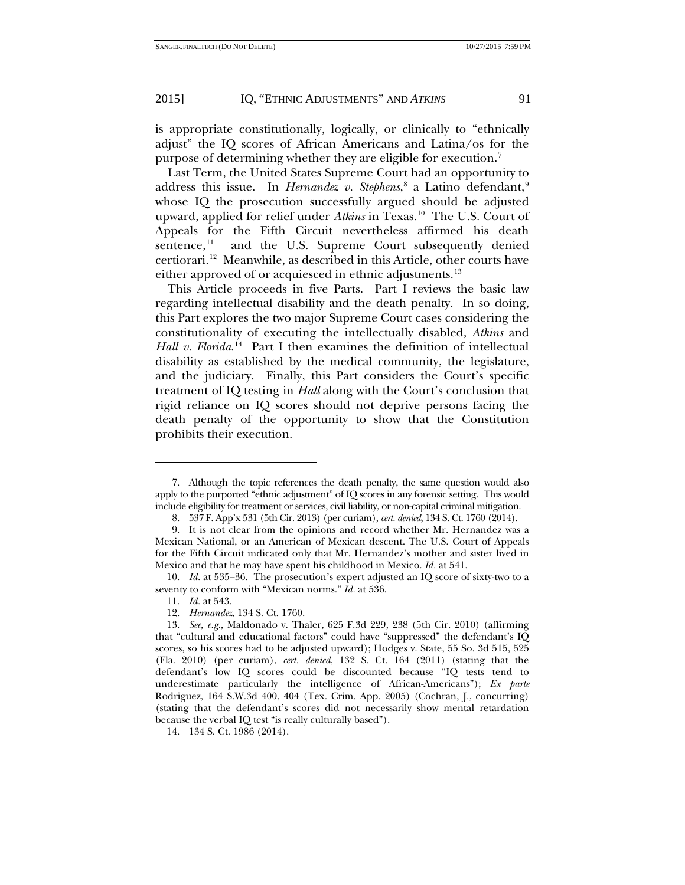is appropriate constitutionally, logically, or clinically to "ethnically adjust" the IQ scores of African Americans and Latina/os for the purpose of determining whether they are eligible for execution.[7]

Last Term, the United States Supreme Court had an opportunity to address this issue. In *Hernandez v. Stephens*,[8] a Latino defendant,[9] whose IQ the prosecution successfully argued should be adjusted upward, applied for relief under *Atkins* in Texas.[10] The U.S. Court of Appeals for the Fifth Circuit nevertheless affirmed his death sentence,[11] and the U.S. Supreme Court subsequently denied certiorari.[12] Meanwhile, as described in this Article, other courts have either approved of or acquiesced in ethnic adjustments.[13]

This Article proceeds in five Parts. Part I reviews the basic law regarding intellectual disability and the death penalty. In so doing, this Part explores the two major Supreme Court cases considering the constitutionality of executing the intellectually disabled, *Atkins* and *Hall v. Florida*.[14] Part I then examines the definition of intellectual disability as established by the medical community, the legislature, and the judiciary. Finally, this Part considers the Court's specific treatment of IQ testing in *Hall* along with the Court's conclusion that rigid reliance on IQ scores should not deprive persons facing the death penalty of the opportunity to show that the Constitution prohibits their execution.

---

7. Although the topic references the death penalty, the same question would also apply to the purported "ethnic adjustment" of IQ scores in any forensic setting. This would include eligibility for treatment or services, civil liability, or non-capital criminal mitigation.

8. 537 F. App'x 531 (5th Cir. 2013) (per curiam), *cert. denied*, 134 S. Ct. 1760 (2014).

9. It is not clear from the opinions and record whether Mr. Hernandez was a Mexican National, or an American of Mexican descent. The U.S. Court of Appeals for the Fifth Circuit indicated only that Mr. Hernandez's mother and sister lived in Mexico and that he may have spent his childhood in Mexico. *Id.* at 541.

10. *Id.* at 535–36. The prosecution's expert adjusted an IQ score of sixty-two to a seventy to conform with "Mexican norms." *Id.* at 536.

11. *Id.* at 543.

12. *Hernandez*, 134 S. Ct. 1760.

13. *See, e.g.*, Maldonado v. Thaler, 625 F.3d 229, 238 (5th Cir. 2010) (affirming that "cultural and educational factors" could have "suppressed" the defendant's IQ scores, so his scores had to be adjusted upward); Hodges v. State, 55 So. 3d 515, 525 (Fla. 2010) (per curiam), *cert. denied*, 132 S. Ct. 164 (2011) (stating that the defendant's low IQ scores could be discounted because "IQ tests tend to underestimate particularly the intelligence of African-Americans"); *Ex parte* Rodriguez, 164 S.W.3d 400, 404 (Tex. Crim. App. 2005) (Cochran, J., concurring) (stating that the defendant's scores did not necessarily show mental retardation because the verbal IQ test "is really culturally based").

14. 134 S. Ct. 1986 (2014).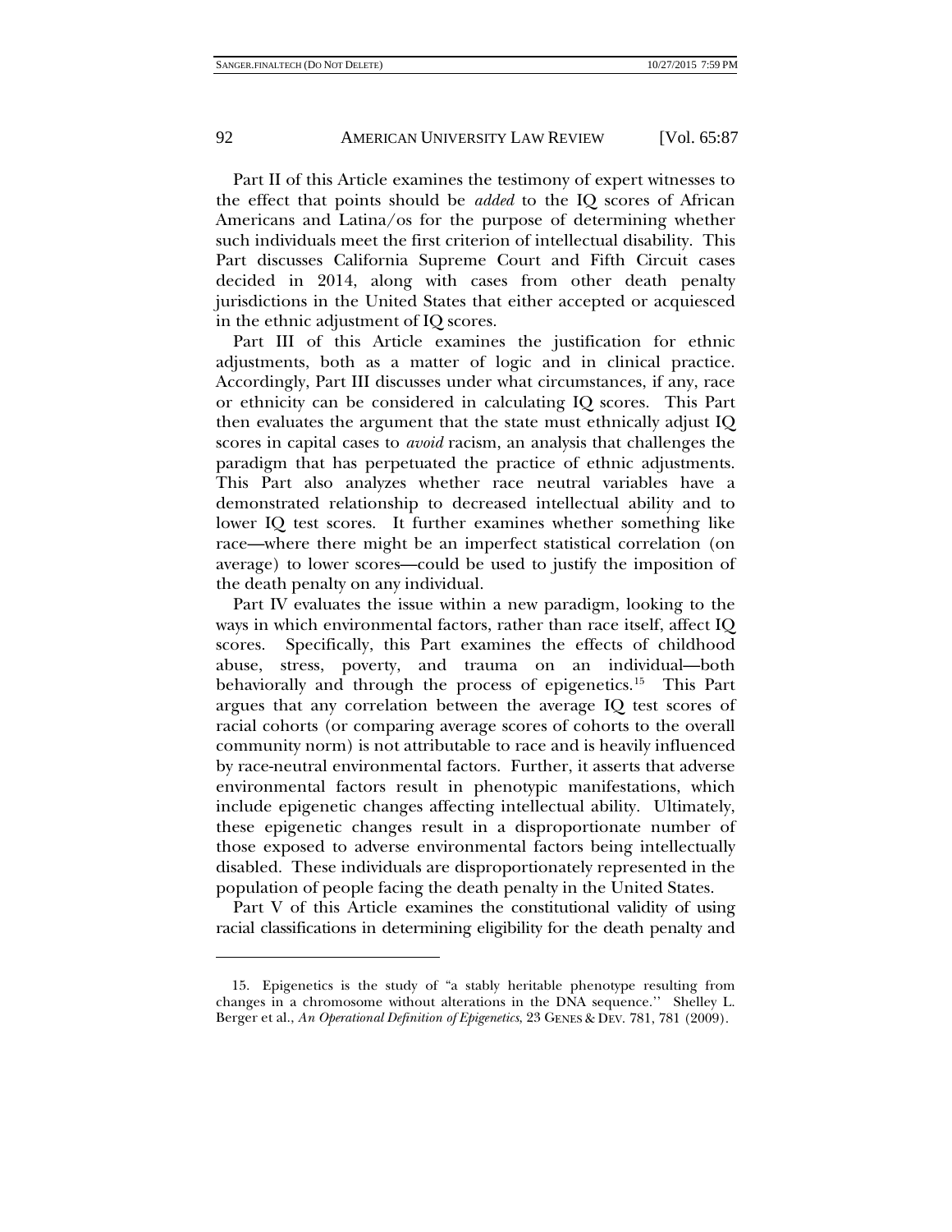Part II of this Article examines the testimony of expert witnesses to the effect that points should be *added* to the IQ scores of African Americans and Latina/os for the purpose of determining whether such individuals meet the first criterion of intellectual disability. This Part discusses California Supreme Court and Fifth Circuit cases decided in 2014, along with cases from other death penalty jurisdictions in the United States that either accepted or acquiesced in the ethnic adjustment of IQ scores.

Part III of this Article examines the justification for ethnic adjustments, both as a matter of logic and in clinical practice. Accordingly, Part III discusses under what circumstances, if any, race or ethnicity can be considered in calculating IQ scores. This Part then evaluates the argument that the state must ethnically adjust IQ scores in capital cases to *avoid* racism, an analysis that challenges the paradigm that has perpetuated the practice of ethnic adjustments. This Part also analyzes whether race neutral variables have a demonstrated relationship to decreased intellectual ability and to lower IQ test scores. It further examines whether something like race—where there might be an imperfect statistical correlation (on average) to lower scores—could be used to justify the imposition of the death penalty on any individual.

Part IV evaluates the issue within a new paradigm, looking to the ways in which environmental factors, rather than race itself, affect IQ scores. Specifically, this Part examines the effects of childhood abuse, stress, poverty, and trauma on an individual—both behaviorally and through the process of epigenetics.[15] This Part argues that any correlation between the average IQ test scores of racial cohorts (or comparing average scores of cohorts to the overall community norm) is not attributable to race and is heavily influenced by race-neutral environmental factors. Further, it asserts that adverse environmental factors result in phenotypic manifestations, which include epigenetic changes affecting intellectual ability. Ultimately, these epigenetic changes result in a disproportionate number of those exposed to adverse environmental factors being intellectually disabled. These individuals are disproportionately represented in the population of people facing the death penalty in the United States.

Part V of this Article examines the constitutional validity of using racial classifications in determining eligibility for the death penalty and

---

15. Epigenetics is the study of "a stably heritable phenotype resulting from changes in a chromosome without alterations in the DNA sequence.'' Shelley L. Berger et al., *An Operational Definition of Epigenetics*, 23 GENES & DEV. 781, 781 (2009).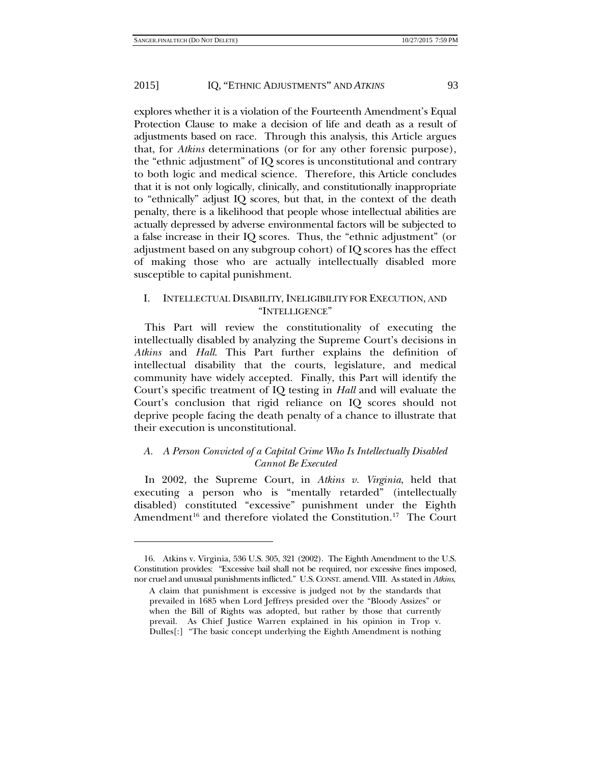explores whether it is a violation of the Fourteenth Amendment's Equal Protection Clause to make a decision of life and death as a result of adjustments based on race. Through this analysis, this Article argues that, for *Atkins* determinations (or for any other forensic purpose), the "ethnic adjustment" of IQ scores is unconstitutional and contrary to both logic and medical science. Therefore, this Article concludes that it is not only logically, clinically, and constitutionally inappropriate to "ethnically" adjust IQ scores, but that, in the context of the death penalty, there is a likelihood that people whose intellectual abilities are actually depressed by adverse environmental factors will be subjected to a false increase in their IQ scores. Thus, the "ethnic adjustment" (or adjustment based on any subgroup cohort) of IQ scores has the effect of making those who are actually intellectually disabled more susceptible to capital punishment.

## I. INTELLECTUAL DISABILITY, INELIGIBILITY FOR EXECUTION, AND "INTELLIGENCE"

This Part will review the constitutionality of executing the intellectually disabled by analyzing the Supreme Court's decisions in *Atkins* and *Hall*. This Part further explains the definition of intellectual disability that the courts, legislature, and medical community have widely accepted. Finally, this Part will identify the Court's specific treatment of IQ testing in *Hall* and will evaluate the Court's conclusion that rigid reliance on IQ scores should not deprive people facing the death penalty of a chance to illustrate that their execution is unconstitutional.

### *A. A Person Convicted of a Capital Crime Who Is Intellectually Disabled Cannot Be Executed*

In 2002, the Supreme Court, in *Atkins v. Virginia*, held that executing a person who is "mentally retarded" (intellectually disabled) constituted "excessive" punishment under the Eighth Amendment[16] and therefore violated the Constitution.[17] The Court

---

16. Atkins v. Virginia, 536 U.S. 305, 321 (2002). The Eighth Amendment to the U.S. Constitution provides: "Excessive bail shall not be required, nor excessive fines imposed, nor cruel and unusual punishments inflicted." U.S. CONST. amend. VIII. As stated in *Atkins*,

> A claim that punishment is excessive is judged not by the standards that prevailed in 1685 when Lord Jeffreys presided over the "Bloody Assizes" or when the Bill of Rights was adopted, but rather by those that currently prevail. As Chief Justice Warren explained in his opinion in Trop v. Dulles[:] "The basic concept underlying the Eighth Amendment is nothing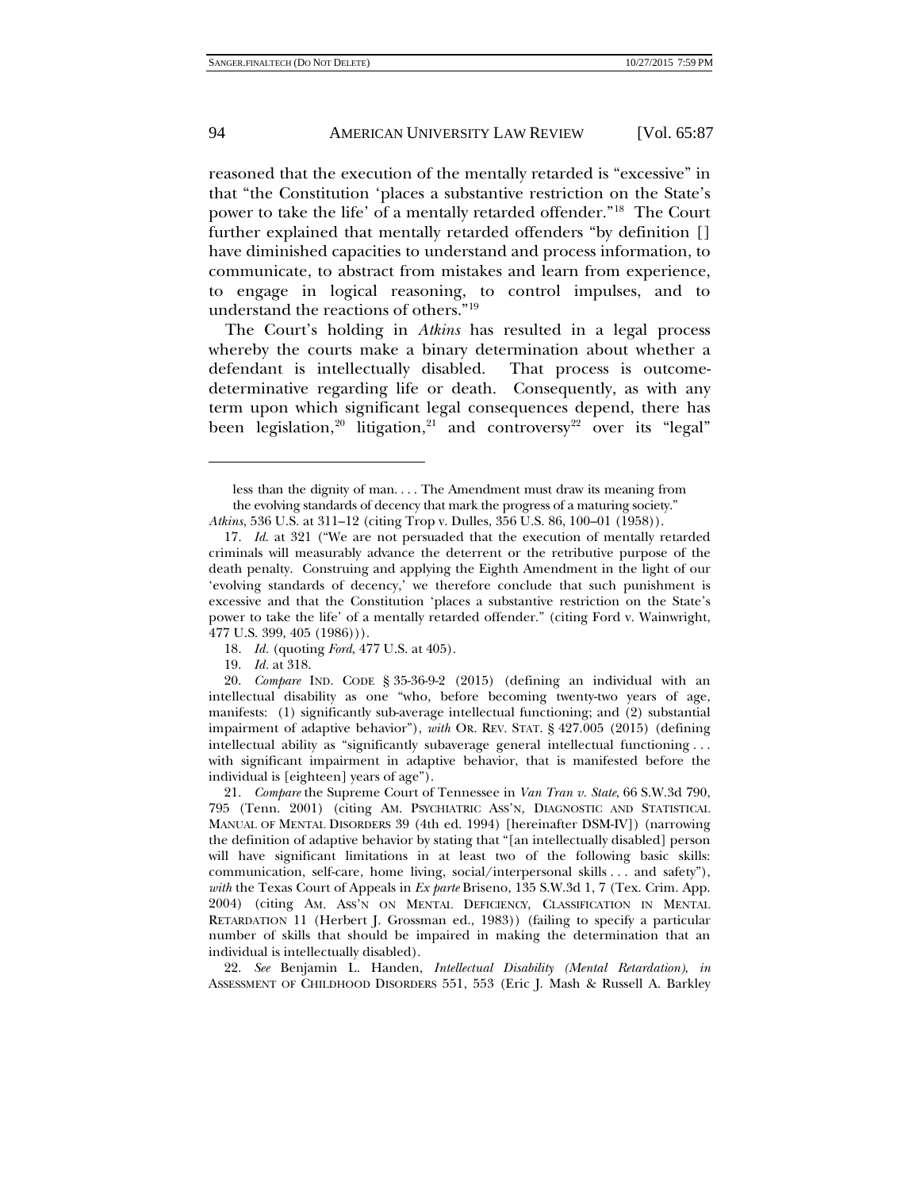reasoned that the execution of the mentally retarded is "excessive" in that "the Constitution 'places a substantive restriction on the State's power to take the life' of a mentally retarded offender."[18] The Court further explained that mentally retarded offenders "by definition [] have diminished capacities to understand and process information, to communicate, to abstract from mistakes and learn from experience, to engage in logical reasoning, to control impulses, and to understand the reactions of others."[19]

The Court's holding in *Atkins* has resulted in a legal process whereby the courts make a binary determination about whether a defendant is intellectually disabled. That process is outcome-determinative regarding life or death. Consequently, as with any term upon which significant legal consequences depend, there has been legislation,[20] litigation,[21] and controversy[22] over its "legal"

---

> less than the dignity of man. . . . The Amendment must draw its meaning from the evolving standards of decency that mark the progress of a maturing society."

*Atkins*, 536 U.S. at 311–12 (citing Trop v. Dulles, 356 U.S. 86, 100–01 (1958)).

17. *Id.* at 321 ("We are not persuaded that the execution of mentally retarded criminals will measurably advance the deterrent or the retributive purpose of the death penalty. Construing and applying the Eighth Amendment in the light of our 'evolving standards of decency,' we therefore conclude that such punishment is excessive and that the Constitution 'places a substantive restriction on the State's power to take the life' of a mentally retarded offender." (citing Ford v. Wainwright, 477 U.S. 399, 405 (1986))).

18. *Id.* (quoting *Ford*, 477 U.S. at 405).

19. *Id.* at 318.

20. *Compare* IND. CODE § 35-36-9-2 (2015) (defining an individual with an intellectual disability as one "who, before becoming twenty-two years of age, manifests: (1) significantly sub-average intellectual functioning; and (2) substantial impairment of adaptive behavior"), *with* OR. REV. STAT. § 427.005 (2015) (defining intellectual ability as "significantly subaverage general intellectual functioning . . . with significant impairment in adaptive behavior, that is manifested before the individual is [eighteen] years of age").

21. *Compare* the Supreme Court of Tennessee in *Van Tran v. State*, 66 S.W.3d 790, 795 (Tenn. 2001) (citing AM. PSYCHIATRIC ASS'N, DIAGNOSTIC AND STATISTICAL MANUAL OF MENTAL DISORDERS 39 (4th ed. 1994) [hereinafter DSM-IV]) (narrowing the definition of adaptive behavior by stating that "[an intellectually disabled] person will have significant limitations in at least two of the following basic skills: communication, self-care, home living, social/interpersonal skills . . . and safety"), *with* the Texas Court of Appeals in *Ex parte* Briseno, 135 S.W.3d 1, 7 (Tex. Crim. App. 2004) (citing AM. ASS'N ON MENTAL DEFICIENCY, CLASSIFICATION IN MENTAL RETARDATION 11 (Herbert J. Grossman ed., 1983)) (failing to specify a particular number of skills that should be impaired in making the determination that an individual is intellectually disabled).

22. *See* Benjamin L. Handen, *Intellectual Disability (Mental Retardation)*, *in* ASSESSMENT OF CHILDHOOD DISORDERS 551, 553 (Eric J. Mash & Russell A. Barkley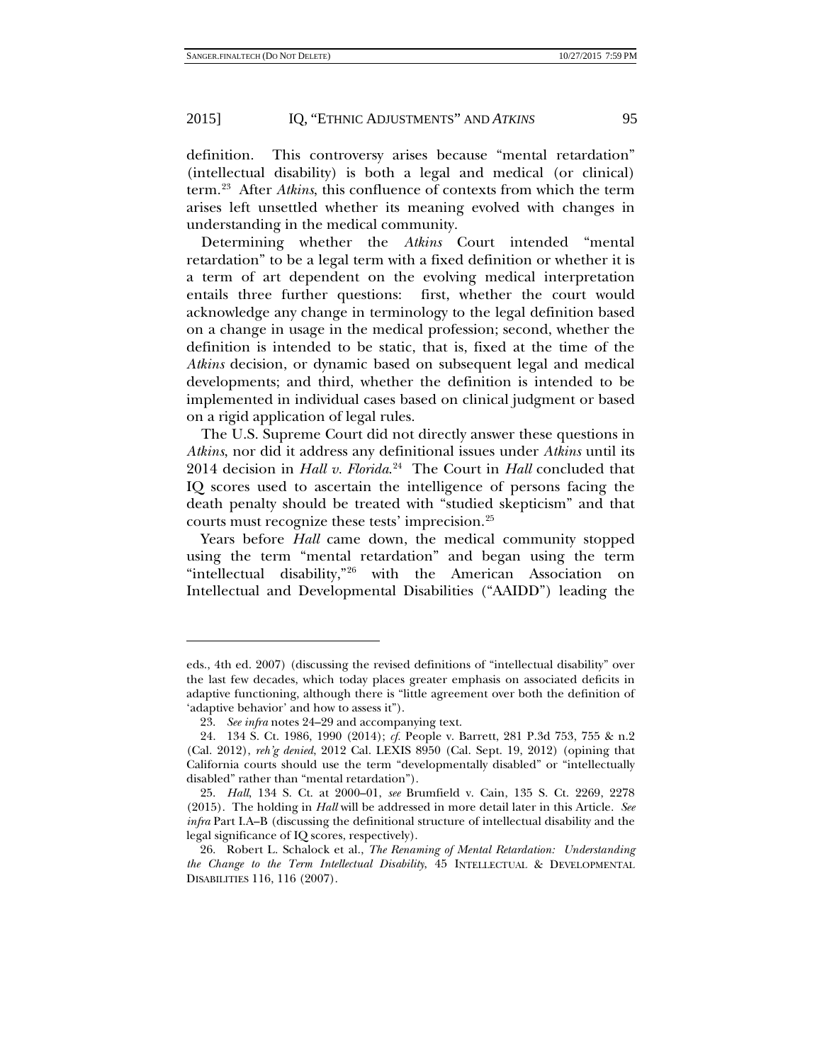definition. This controversy arises because "mental retardation" (intellectual disability) is both a legal and medical (or clinical) term.[23] After *Atkins*, this confluence of contexts from which the term arises left unsettled whether its meaning evolved with changes in understanding in the medical community.

Determining whether the *Atkins* Court intended "mental retardation" to be a legal term with a fixed definition or whether it is a term of art dependent on the evolving medical interpretation entails three further questions: first, whether the court would acknowledge any change in terminology to the legal definition based on a change in usage in the medical profession; second, whether the definition is intended to be static, that is, fixed at the time of the *Atkins* decision, or dynamic based on subsequent legal and medical developments; and third, whether the definition is intended to be implemented in individual cases based on clinical judgment or based on a rigid application of legal rules.

The U.S. Supreme Court did not directly answer these questions in *Atkins*, nor did it address any definitional issues under *Atkins* until its 2014 decision in *Hall v. Florida*.[24] The Court in *Hall* concluded that IQ scores used to ascertain the intelligence of persons facing the death penalty should be treated with "studied skepticism" and that courts must recognize these tests' imprecision.[25]

Years before *Hall* came down, the medical community stopped using the term "mental retardation" and began using the term "intellectual disability,"[26] with the American Association on Intellectual and Developmental Disabilities ("AAIDD") leading the

---

eds., 4th ed. 2007) (discussing the revised definitions of "intellectual disability" over the last few decades, which today places greater emphasis on associated deficits in adaptive functioning, although there is "little agreement over both the definition of 'adaptive behavior' and how to assess it").

23. *See infra* notes 24–29 and accompanying text.

24. 134 S. Ct. 1986, 1990 (2014); *cf.* People v. Barrett, 281 P.3d 753, 755 & n.2 (Cal. 2012), *reh'g denied*, 2012 Cal. LEXIS 8950 (Cal. Sept. 19, 2012) (opining that California courts should use the term "developmentally disabled" or "intellectually disabled" rather than "mental retardation").

25. *Hall*, 134 S. Ct. at 2000–01, *see* Brumfield v. Cain, 135 S. Ct. 2269, 2278 (2015). The holding in *Hall* will be addressed in more detail later in this Article. *See infra* Part I.A–B (discussing the definitional structure of intellectual disability and the legal significance of IQ scores, respectively).

26. Robert L. Schalock et al., *The Renaming of Mental Retardation: Understanding the Change to the Term Intellectual Disability*, 45 INTELLECTUAL & DEVELOPMENTAL DISABILITIES 116, 116 (2007).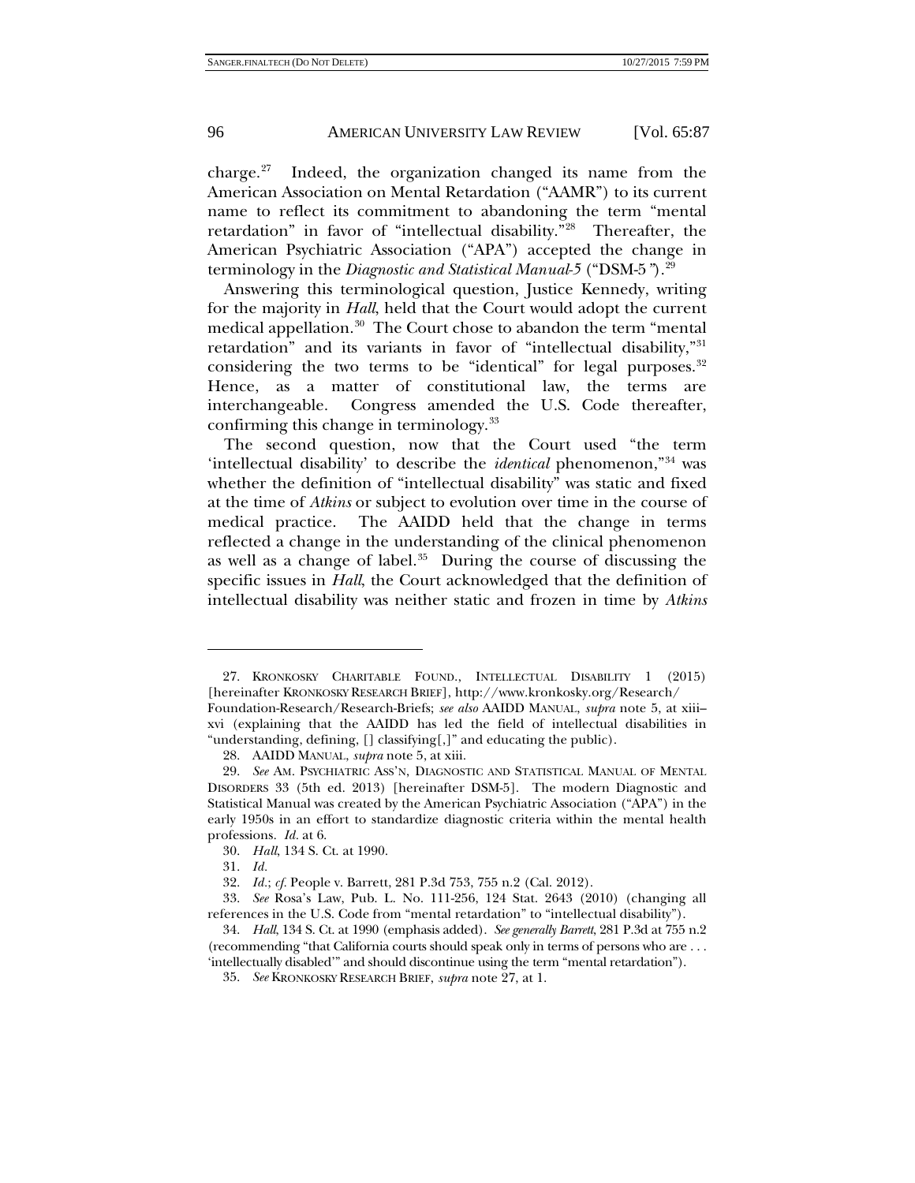charge.[27] Indeed, the organization changed its name from the American Association on Mental Retardation ("AAMR") to its current name to reflect its commitment to abandoning the term "mental retardation" in favor of "intellectual disability."[28] Thereafter, the American Psychiatric Association ("APA") accepted the change in terminology in the *Diagnostic and Statistical Manual-5* ("DSM-5").[29]

Answering this terminological question, Justice Kennedy, writing for the majority in *Hall*, held that the Court would adopt the current medical appellation.[30] The Court chose to abandon the term "mental retardation" and its variants in favor of "intellectual disability,"[31] considering the two terms to be "identical" for legal purposes.[32] Hence, as a matter of constitutional law, the terms are interchangeable. Congress amended the U.S. Code thereafter, confirming this change in terminology.[33]

The second question, now that the Court used "the term 'intellectual disability' to describe the *identical* phenomenon,"[34] was whether the definition of "intellectual disability" was static and fixed at the time of *Atkins* or subject to evolution over time in the course of medical practice. The AAIDD held that the change in terms reflected a change in the understanding of the clinical phenomenon as well as a change of label.[35] During the course of discussing the specific issues in *Hall*, the Court acknowledged that the definition of intellectual disability was neither static and frozen in time by *Atkins*

---

27. KRONKOSKY CHARITABLE FOUND., INTELLECTUAL DISABILITY 1 (2015) [hereinafter KRONKOSKY RESEARCH BRIEF], http://www.kronkosky.org/Research/Foundation-Research/Research-Briefs; *see also* AAIDD MANUAL, *supra* note 5, at xiii–xvi (explaining that the AAIDD has led the field of intellectual disabilities in "understanding, defining, [] classifying[,]" and educating the public).

28. AAIDD MANUAL, *supra* note 5, at xiii.

29. *See* AM. PSYCHIATRIC ASS'N, DIAGNOSTIC AND STATISTICAL MANUAL OF MENTAL DISORDERS 33 (5th ed. 2013) [hereinafter DSM-5]. The modern Diagnostic and Statistical Manual was created by the American Psychiatric Association ("APA") in the early 1950s in an effort to standardize diagnostic criteria within the mental health professions. *Id.* at 6.

30. *Hall*, 134 S. Ct. at 1990.

31. *Id.*

32. *Id.*; *cf.* People v. Barrett, 281 P.3d 753, 755 n.2 (Cal. 2012).

33. *See* Rosa's Law, Pub. L. No. 111-256, 124 Stat. 2643 (2010) (changing all references in the U.S. Code from "mental retardation" to "intellectual disability").

34. *Hall*, 134 S. Ct. at 1990 (emphasis added). *See generally Barrett*, 281 P.3d at 755 n.2 (recommending "that California courts should speak only in terms of persons who are . . . 'intellectually disabled'" and should discontinue using the term "mental retardation").

35. *See* KRONKOSKY RESEARCH BRIEF, *supra* note 27, at 1.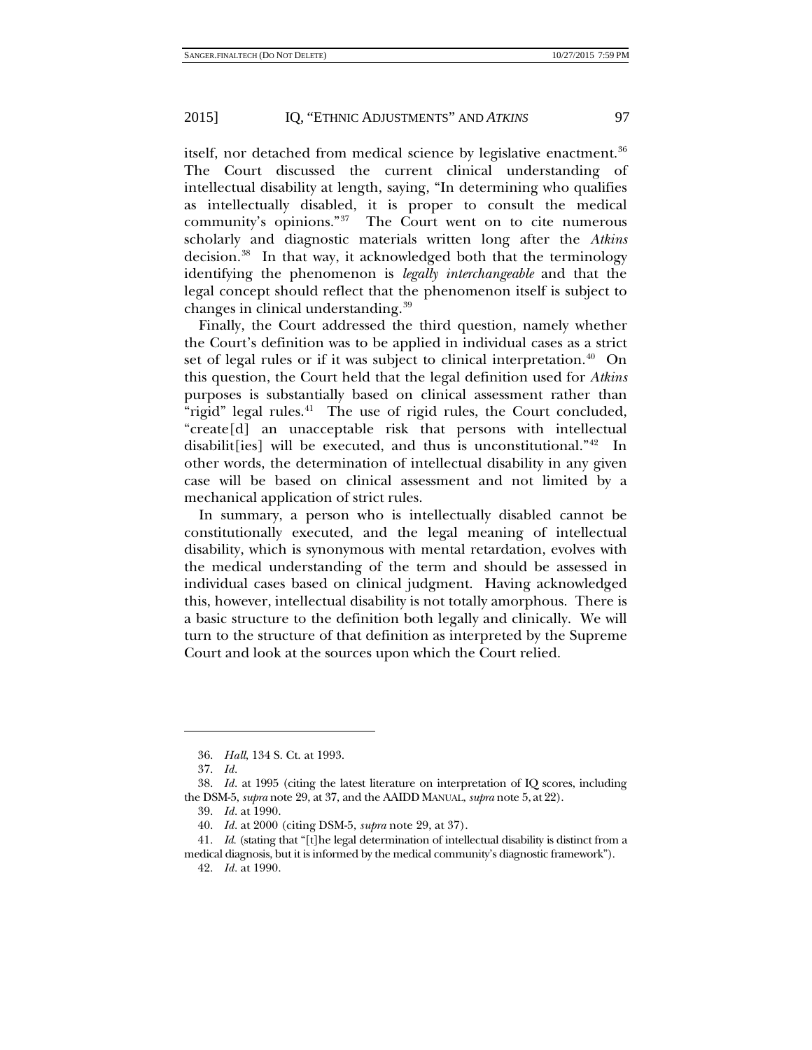itself, nor detached from medical science by legislative enactment.[36] The Court discussed the current clinical understanding of intellectual disability at length, saying, "In determining who qualifies as intellectually disabled, it is proper to consult the medical community's opinions."[37] The Court went on to cite numerous scholarly and diagnostic materials written long after the *Atkins* decision.[38] In that way, it acknowledged both that the terminology identifying the phenomenon is *legally interchangeable* and that the legal concept should reflect that the phenomenon itself is subject to changes in clinical understanding.[39]

Finally, the Court addressed the third question, namely whether the Court's definition was to be applied in individual cases as a strict set of legal rules or if it was subject to clinical interpretation.[40] On this question, the Court held that the legal definition used for *Atkins* purposes is substantially based on clinical assessment rather than "rigid" legal rules.[41] The use of rigid rules, the Court concluded, "create[d] an unacceptable risk that persons with intellectual disabilit[ies] will be executed, and thus is unconstitutional."[42] In other words, the determination of intellectual disability in any given case will be based on clinical assessment and not limited by a mechanical application of strict rules.

In summary, a person who is intellectually disabled cannot be constitutionally executed, and the legal meaning of intellectual disability, which is synonymous with mental retardation, evolves with the medical understanding of the term and should be assessed in individual cases based on clinical judgment. Having acknowledged this, however, intellectual disability is not totally amorphous. There is a basic structure to the definition both legally and clinically. We will turn to the structure of that definition as interpreted by the Supreme Court and look at the sources upon which the Court relied.

---

36. *Hall*, 134 S. Ct. at 1993.

37. *Id.*

38. *Id.* at 1995 (citing the latest literature on interpretation of IQ scores, including the DSM-5, *supra* note 29, at 37, and the AAIDD MANUAL, *supra* note 5, at 22).

39. *Id.* at 1990.

40. *Id.* at 2000 (citing DSM-5, *supra* note 29, at 37).

41. *Id.* (stating that "[t]he legal determination of intellectual disability is distinct from a medical diagnosis, but it is informed by the medical community's diagnostic framework").

42. *Id.* at 1990.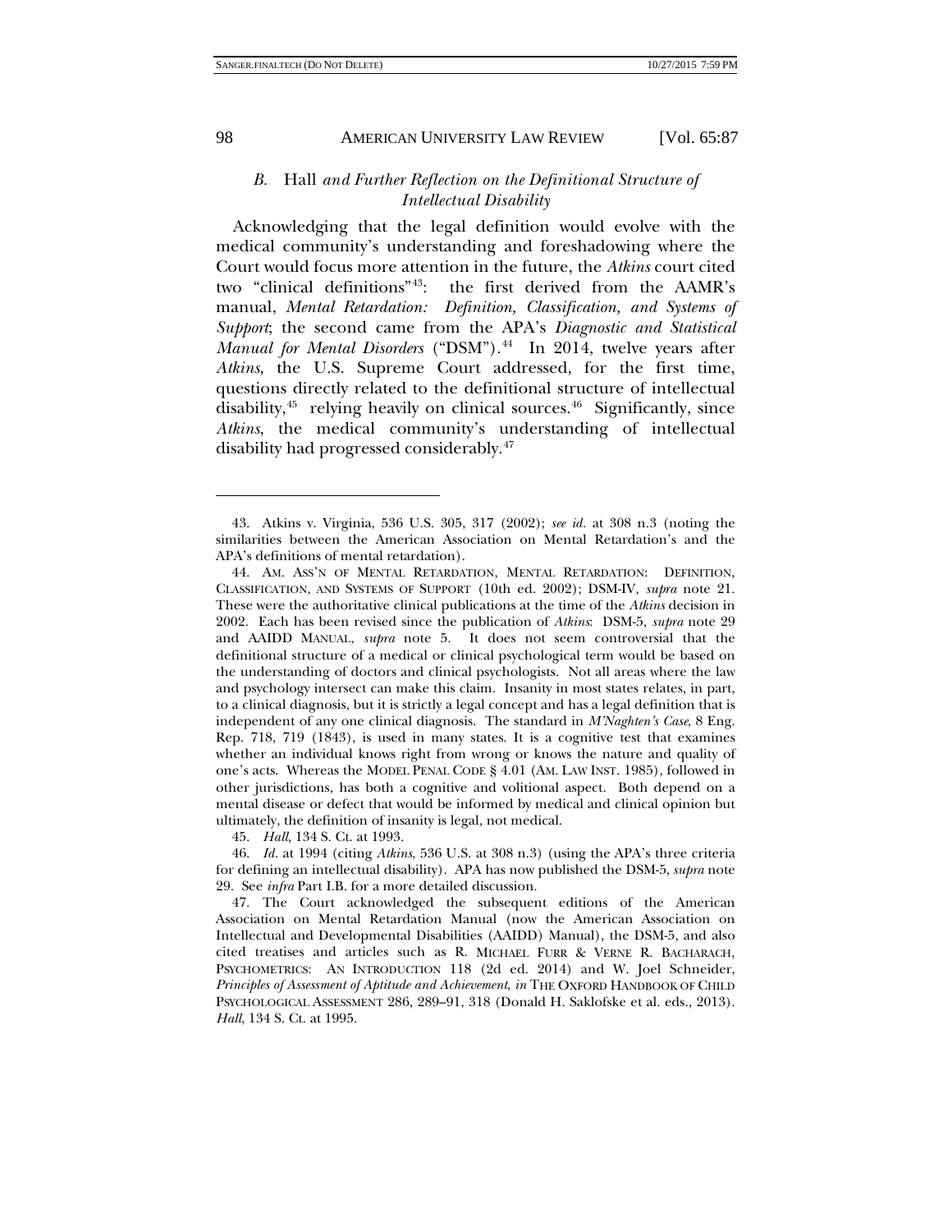### B. *Hall and Further Reflection on the Definitional Structure of Intellectual Disability*

Acknowledging that the legal definition would evolve with the medical community's understanding and foreshadowing where the Court would focus more attention in the future, the *Atkins* court cited two "clinical definitions"[43]: the first derived from the AAMR's manual, *Mental Retardation: Definition, Classification, and Systems of Support*; the second came from the APA's *Diagnostic and Statistical Manual for Mental Disorders* ("DSM").[44] In 2014, twelve years after *Atkins*, the U.S. Supreme Court addressed, for the first time, questions directly related to the definitional structure of intellectual disability,[45] relying heavily on clinical sources.[46] Significantly, since *Atkins*, the medical community's understanding of intellectual disability had progressed considerably.[47]

---

43. Atkins v. Virginia, 536 U.S. 305, 317 (2002); *see id.* at 308 n.3 (noting the similarities between the American Association on Mental Retardation's and the APA's definitions of mental retardation).

44. AM. ASS'N OF MENTAL RETARDATION, MENTAL RETARDATION: DEFINITION, CLASSIFICATION, AND SYSTEMS OF SUPPORT (10th ed. 2002); DSM-IV, *supra* note 21. These were the authoritative clinical publications at the time of the *Atkins* decision in 2002. Each has been revised since the publication of *Atkins*: DSM-5, *supra* note 29 and AAIDD MANUAL, *supra* note 5. It does not seem controversial that the definitional structure of a medical or clinical psychological term would be based on the understanding of doctors and clinical psychologists. Not all areas where the law and psychology intersect can make this claim. Insanity in most states relates, in part, to a clinical diagnosis, but it is strictly a legal concept and has a legal definition that is independent of any one clinical diagnosis. The standard in *M'Naghten's Case*, 8 Eng. Rep. 718, 719 (1843), is used in many states. It is a cognitive test that examines whether an individual knows right from wrong or knows the nature and quality of one's acts. Whereas the MODEL PENAL CODE § 4.01 (AM. LAW INST. 1985), followed in other jurisdictions, has both a cognitive and volitional aspect. Both depend on a mental disease or defect that would be informed by medical and clinical opinion but ultimately, the definition of insanity is legal, not medical.

45. *Hall*, 134 S. Ct. at 1993.

46. *Id.* at 1994 (citing *Atkins*, 536 U.S. at 308 n.3) (using the APA's three criteria for defining an intellectual disability). APA has now published the DSM-5, *supra* note 29. See *infra* Part I.B. for a more detailed discussion.

47. The Court acknowledged the subsequent editions of the American Association on Mental Retardation Manual (now the American Association on Intellectual and Developmental Disabilities (AAIDD) Manual), the DSM-5, and also cited treatises and articles such as R. MICHAEL FURR & VERNE R. BACHARACH, PSYCHOMETRICS: AN INTRODUCTION 118 (2d ed. 2014) and W. Joel Schneider, *Principles of Assessment of Aptitude and Achievement*, *in* THE OXFORD HANDBOOK OF CHILD PSYCHOLOGICAL ASSESSMENT 286, 289–91, 318 (Donald H. Saklofske et al. eds., 2013). *Hall*, 134 S. Ct. at 1995.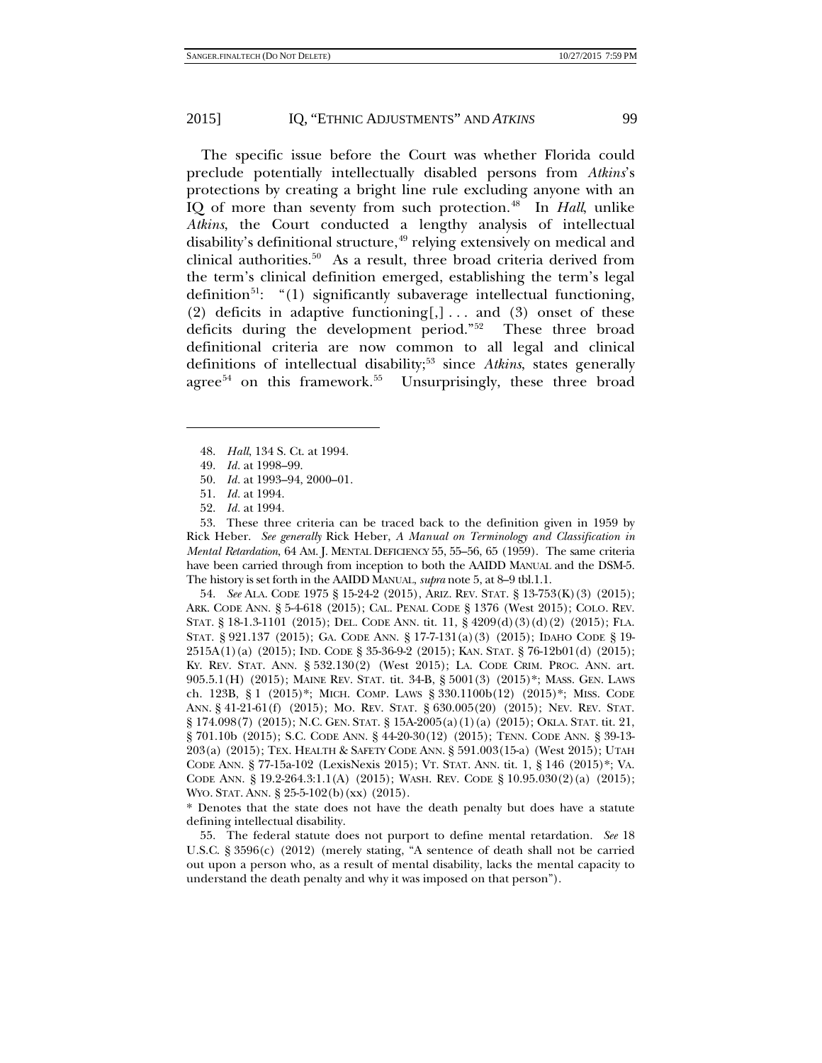The specific issue before the Court was whether Florida could preclude potentially intellectually disabled persons from *Atkins*'s protections by creating a bright line rule excluding anyone with an IQ of more than seventy from such protection.[48] In *Hall*, unlike *Atkins*, the Court conducted a lengthy analysis of intellectual disability's definitional structure,[49] relying extensively on medical and clinical authorities.[50] As a result, three broad criteria derived from the term's clinical definition emerged, establishing the term's legal definition[51]: "(1) significantly subaverage intellectual functioning, (2) deficits in adaptive functioning[,] . . . and (3) onset of these deficits during the development period."[52] These three broad definitional criteria are now common to all legal and clinical definitions of intellectual disability;[53] since *Atkins*, states generally agree[54] on this framework.[55] Unsurprisingly, these three broad

---

48. *Hall*, 134 S. Ct. at 1994.

49. *Id.* at 1998–99.

50. *Id.* at 1993–94, 2000–01.

51. *Id.* at 1994.

52. *Id.* at 1994.

53. These three criteria can be traced back to the definition given in 1959 by Rick Heber. *See generally* Rick Heber, *A Manual on Terminology and Classification in Mental Retardation*, 64 AM. J. MENTAL DEFICIENCY 55, 55–56, 65 (1959). The same criteria have been carried through from inception to both the AAIDD MANUAL and the DSM-5. The history is set forth in the AAIDD MANUAL, *supra* note 5, at 8–9 tbl.1.1.

54. *See* ALA. CODE 1975 § 15-24-2 (2015), ARIZ. REV. STAT. § 13-753(K)(3) (2015); ARK. CODE ANN. § 5-4-618 (2015); CAL. PENAL CODE § 1376 (West 2015); COLO. REV. STAT. § 18-1.3-1101 (2015); DEL. CODE ANN. tit. 11, § 4209(d)(3)(d)(2) (2015); FLA. STAT. § 921.137 (2015); GA. CODE ANN. § 17-7-131(a)(3) (2015); IDAHO CODE § 19-2515A(1)(a) (2015); IND. CODE § 35-36-9-2 (2015); KAN. STAT. § 76-12b01(d) (2015); KY. REV. STAT. ANN. § 532.130(2) (West 2015); LA. CODE CRIM. PROC. ANN. art. 905.5.1(H) (2015); MAINE REV. STAT. tit. 34-B, § 5001(3) (2015)*; MASS. GEN. LAWS ch. 123B, § 1 (2015)*; MICH. COMP. LAWS § 330.1100b(12) (2015)*; MISS. CODE ANN. § 41-21-61(f) (2015); MO. REV. STAT. § 630.005(20) (2015); NEV. REV. STAT. § 174.098(7) (2015); N.C. GEN. STAT. § 15A-2005(a)(1)(a) (2015); OKLA. STAT. tit. 21, § 701.10b (2015); S.C. CODE ANN. § 44-20-30(12) (2015); TENN. CODE ANN. § 39-13-203(a) (2015); TEX. HEALTH & SAFETY CODE ANN. § 591.003(15-a) (West 2015); UTAH CODE ANN. § 77-15a-102 (LexisNexis 2015); VT. STAT. ANN. tit. 1, § 146 (2015)*; VA. CODE ANN. § 19.2-264.3:1.1(A) (2015); WASH. REV. CODE § 10.95.030(2)(a) (2015); WYO. STAT. ANN. § 25-5-102(b)(xx) (2015).

\* Denotes that the state does not have the death penalty but does have a statute defining intellectual disability.

55. The federal statute does not purport to define mental retardation. *See* 18 U.S.C. § 3596(c) (2012) (merely stating, "A sentence of death shall not be carried out upon a person who, as a result of mental disability, lacks the mental capacity to understand the death penalty and why it was imposed on that person").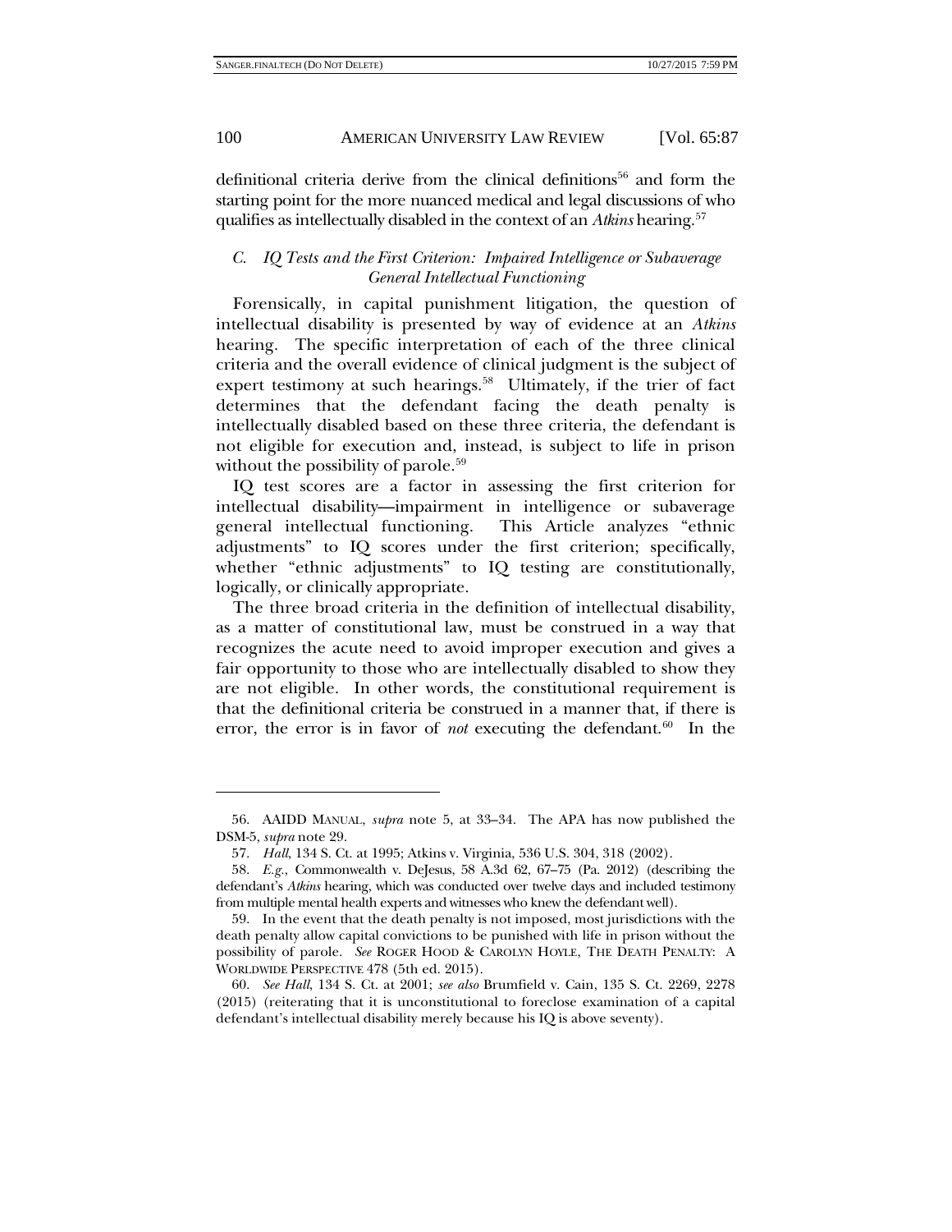definitional criteria derive from the clinical definitions[56] and form the starting point for the more nuanced medical and legal discussions of who qualifies as intellectually disabled in the context of an *Atkins* hearing.[57]

### *C. IQ Tests and the First Criterion: Impaired Intelligence or Subaverage General Intellectual Functioning*

Forensically, in capital punishment litigation, the question of intellectual disability is presented by way of evidence at an *Atkins* hearing. The specific interpretation of each of the three clinical criteria and the overall evidence of clinical judgment is the subject of expert testimony at such hearings.[58] Ultimately, if the trier of fact determines that the defendant facing the death penalty is intellectually disabled based on these three criteria, the defendant is not eligible for execution and, instead, is subject to life in prison without the possibility of parole.[59]

IQ test scores are a factor in assessing the first criterion for intellectual disability—impairment in intelligence or subaverage general intellectual functioning. This Article analyzes "ethnic adjustments" to IQ scores under the first criterion; specifically, whether "ethnic adjustments" to IQ testing are constitutionally, logically, or clinically appropriate.

The three broad criteria in the definition of intellectual disability, as a matter of constitutional law, must be construed in a way that recognizes the acute need to avoid improper execution and gives a fair opportunity to those who are intellectually disabled to show they are not eligible. In other words, the constitutional requirement is that the definitional criteria be construed in a manner that, if there is error, the error is in favor of *not* executing the defendant.[60] In the

---

56. AAIDD MANUAL, *supra* note 5, at 33–34. The APA has now published the DSM-5, *supra* note 29.

57. *Hall*, 134 S. Ct. at 1995; Atkins v. Virginia, 536 U.S. 304, 318 (2002).

58. *E.g.*, Commonwealth v. DeJesus, 58 A.3d 62, 67–75 (Pa. 2012) (describing the defendant's *Atkins* hearing, which was conducted over twelve days and included testimony from multiple mental health experts and witnesses who knew the defendant well).

59. In the event that the death penalty is not imposed, most jurisdictions with the death penalty allow capital convictions to be punished with life in prison without the possibility of parole. *See* ROGER HOOD & CAROLYN HOYLE, THE DEATH PENALTY: A WORLDWIDE PERSPECTIVE 478 (5th ed. 2015).

60. *See Hall*, 134 S. Ct. at 2001; *see also* Brumfield v. Cain, 135 S. Ct. 2269, 2278 (2015) (reiterating that it is unconstitutional to foreclose examination of a capital defendant's intellectual disability merely because his IQ is above seventy).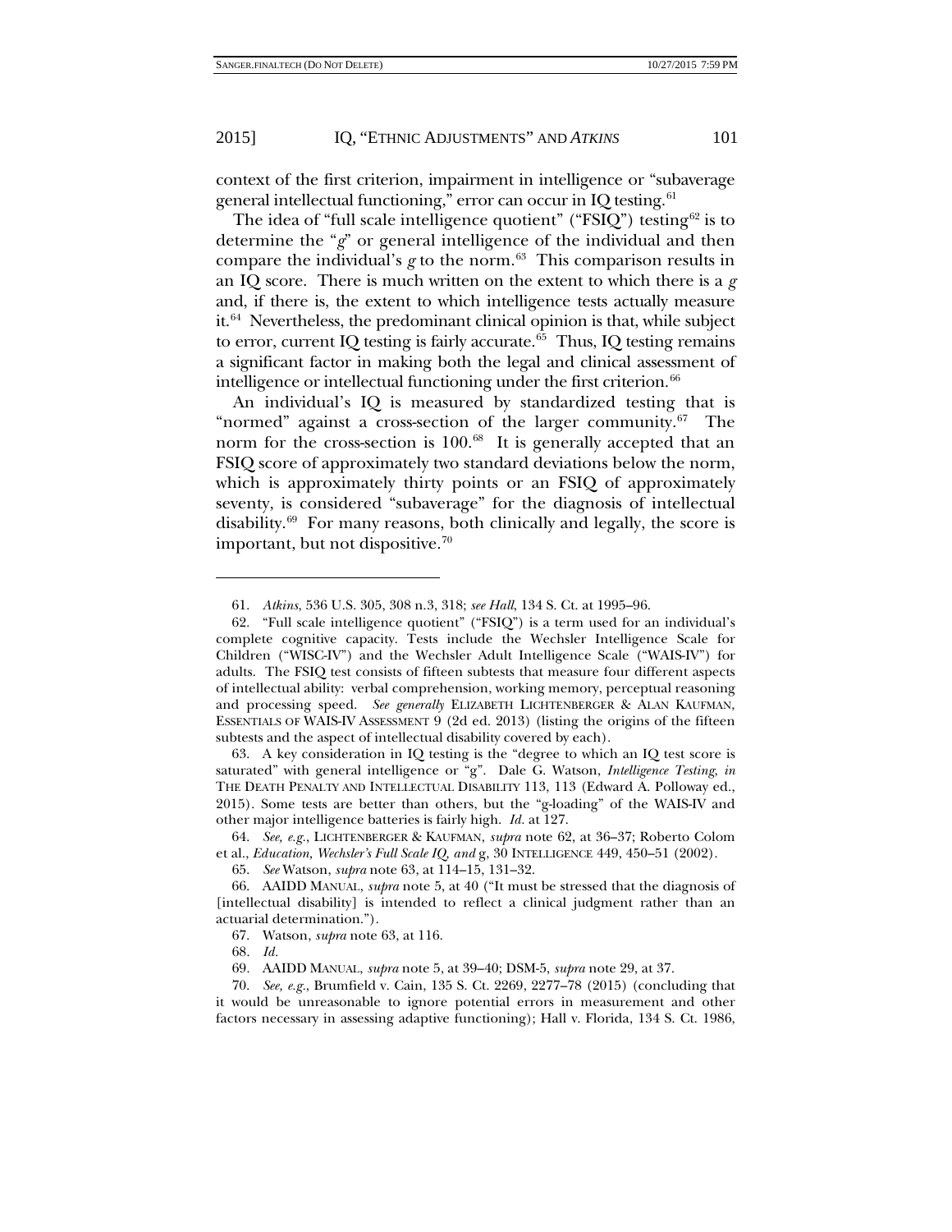context of the first criterion, impairment in intelligence or "subaverage general intellectual functioning," error can occur in IQ testing.[61]

The idea of "full scale intelligence quotient" ("FSIQ") testing[62] is to determine the "*g*" or general intelligence of the individual and then compare the individual's *g* to the norm.[63] This comparison results in an IQ score. There is much written on the extent to which there is a *g* and, if there is, the extent to which intelligence tests actually measure it.[64] Nevertheless, the predominant clinical opinion is that, while subject to error, current IQ testing is fairly accurate.[65] Thus, IQ testing remains a significant factor in making both the legal and clinical assessment of intelligence or intellectual functioning under the first criterion.[66]

An individual's IQ is measured by standardized testing that is "normed" against a cross-section of the larger community.[67] The norm for the cross-section is 100.[68] It is generally accepted that an FSIQ score of approximately two standard deviations below the norm, which is approximately thirty points or an FSIQ of approximately seventy, is considered "subaverage" for the diagnosis of intellectual disability.[69] For many reasons, both clinically and legally, the score is important, but not dispositive.[70]

---

61. *Atkins*, 536 U.S. 305, 308 n.3, 318; *see Hall*, 134 S. Ct. at 1995–96.

62. "Full scale intelligence quotient" ("FSIQ") is a term used for an individual's complete cognitive capacity. Tests include the Wechsler Intelligence Scale for Children ("WISC-IV") and the Wechsler Adult Intelligence Scale ("WAIS-IV") for adults. The FSIQ test consists of fifteen subtests that measure four different aspects of intellectual ability: verbal comprehension, working memory, perceptual reasoning and processing speed. *See generally* ELIZABETH LICHTENBERGER & ALAN KAUFMAN, ESSENTIALS OF WAIS-IV ASSESSMENT 9 (2d ed. 2013) (listing the origins of the fifteen subtests and the aspect of intellectual disability covered by each).

63. A key consideration in IQ testing is the "degree to which an IQ test score is saturated" with general intelligence or "g". Dale G. Watson, *Intelligence Testing*, *in* THE DEATH PENALTY AND INTELLECTUAL DISABILITY 113, 113 (Edward A. Polloway ed., 2015). Some tests are better than others, but the "g-loading" of the WAIS-IV and other major intelligence batteries is fairly high. *Id.* at 127.

64. *See, e.g.*, LICHTENBERGER & KAUFMAN, *supra* note 62, at 36–37; Roberto Colom et al., *Education, Wechsler's Full Scale IQ, and* g, 30 INTELLIGENCE 449, 450–51 (2002).

65. *See* Watson, *supra* note 63, at 114–15, 131–32.

66. AAIDD MANUAL, *supra* note 5, at 40 ("It must be stressed that the diagnosis of [intellectual disability] is intended to reflect a clinical judgment rather than an actuarial determination.").

67. Watson, *supra* note 63, at 116.

68. *Id.*

69. AAIDD MANUAL, *supra* note 5, at 39–40; DSM-5, *supra* note 29, at 37.

70. *See, e.g.*, Brumfield v. Cain, 135 S. Ct. 2269, 2277–78 (2015) (concluding that it would be unreasonable to ignore potential errors in measurement and other factors necessary in assessing adaptive functioning); Hall v. Florida, 134 S. Ct. 1986,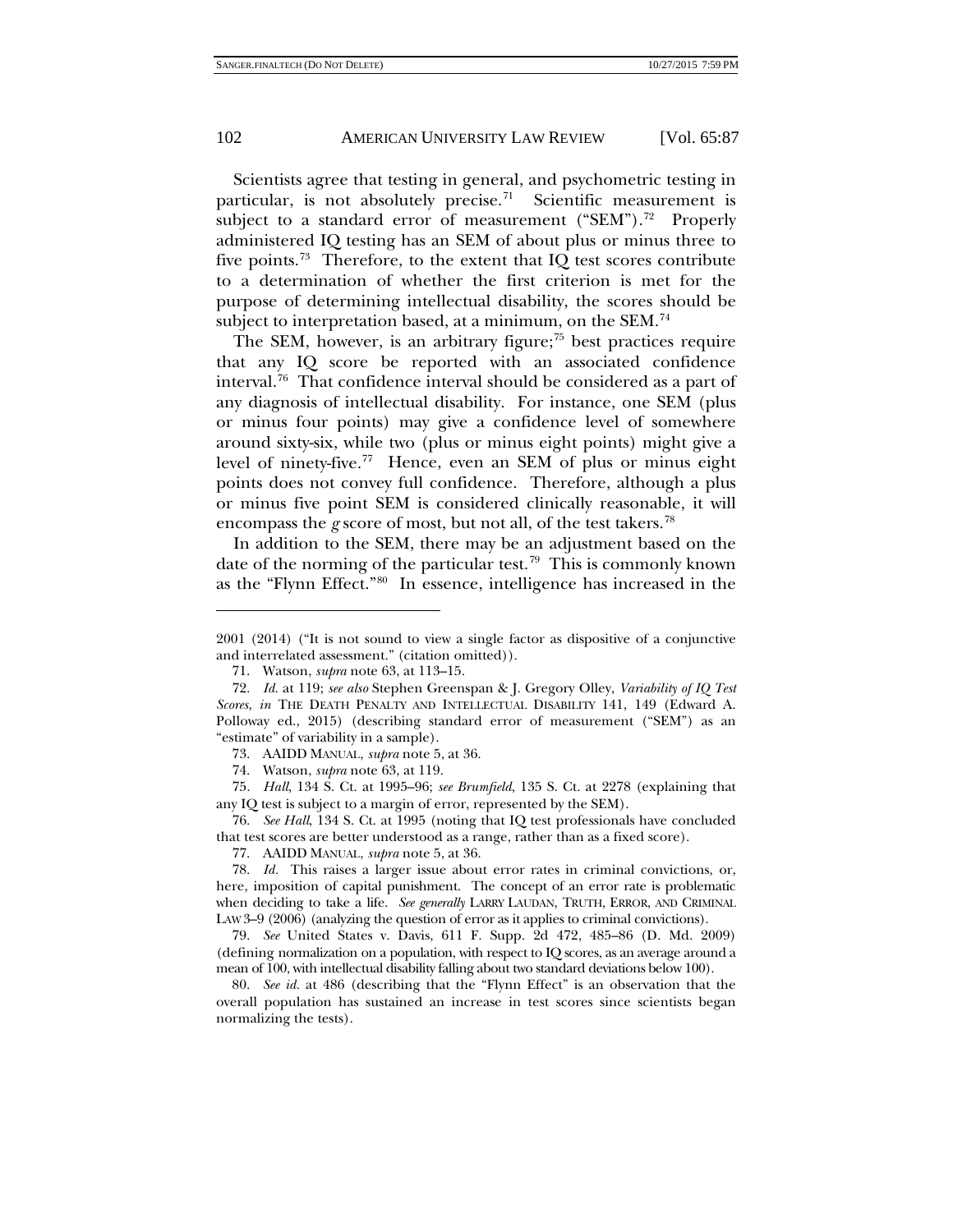Scientists agree that testing in general, and psychometric testing in particular, is not absolutely precise.[71] Scientific measurement is subject to a standard error of measurement ("SEM").[72] Properly administered IQ testing has an SEM of about plus or minus three to five points.[73] Therefore, to the extent that IQ test scores contribute to a determination of whether the first criterion is met for the purpose of determining intellectual disability, the scores should be subject to interpretation based, at a minimum, on the SEM.[74]

The SEM, however, is an arbitrary figure;[75] best practices require that any IQ score be reported with an associated confidence interval.[76] That confidence interval should be considered as a part of any diagnosis of intellectual disability. For instance, one SEM (plus or minus four points) may give a confidence level of somewhere around sixty-six, while two (plus or minus eight points) might give a level of ninety-five.[77] Hence, even an SEM of plus or minus eight points does not convey full confidence. Therefore, although a plus or minus five point SEM is considered clinically reasonable, it will encompass the *g* score of most, but not all, of the test takers.[78]

In addition to the SEM, there may be an adjustment based on the date of the norming of the particular test.[79] This is commonly known as the "Flynn Effect."[80] In essence, intelligence has increased in the

---

2001 (2014) ("It is not sound to view a single factor as dispositive of a conjunctive and interrelated assessment." (citation omitted)).

71. Watson, *supra* note 63, at 113–15.

72. *Id.* at 119; *see also* Stephen Greenspan & J. Gregory Olley, *Variability of IQ Test Scores*, *in* THE DEATH PENALTY AND INTELLECTUAL DISABILITY 141, 149 (Edward A. Polloway ed., 2015) (describing standard error of measurement ("SEM") as an "estimate" of variability in a sample).

73. AAIDD MANUAL, *supra* note 5, at 36.

74. Watson, *supra* note 63, at 119.

75. *Hall*, 134 S. Ct. at 1995–96; *see Brumfield*, 135 S. Ct. at 2278 (explaining that any IQ test is subject to a margin of error, represented by the SEM).

76. *See Hall*, 134 S. Ct. at 1995 (noting that IQ test professionals have concluded that test scores are better understood as a range, rather than as a fixed score).

77. AAIDD MANUAL, *supra* note 5, at 36.

78. *Id.* This raises a larger issue about error rates in criminal convictions, or, here, imposition of capital punishment. The concept of an error rate is problematic when deciding to take a life. *See generally* LARRY LAUDAN, TRUTH, ERROR, AND CRIMINAL LAW 3–9 (2006) (analyzing the question of error as it applies to criminal convictions).

79. *See* United States v. Davis, 611 F. Supp. 2d 472, 485–86 (D. Md. 2009) (defining normalization on a population, with respect to IQ scores, as an average around a mean of 100, with intellectual disability falling about two standard deviations below 100).

80. *See id.* at 486 (describing that the "Flynn Effect" is an observation that the overall population has sustained an increase in test scores since scientists began normalizing the tests).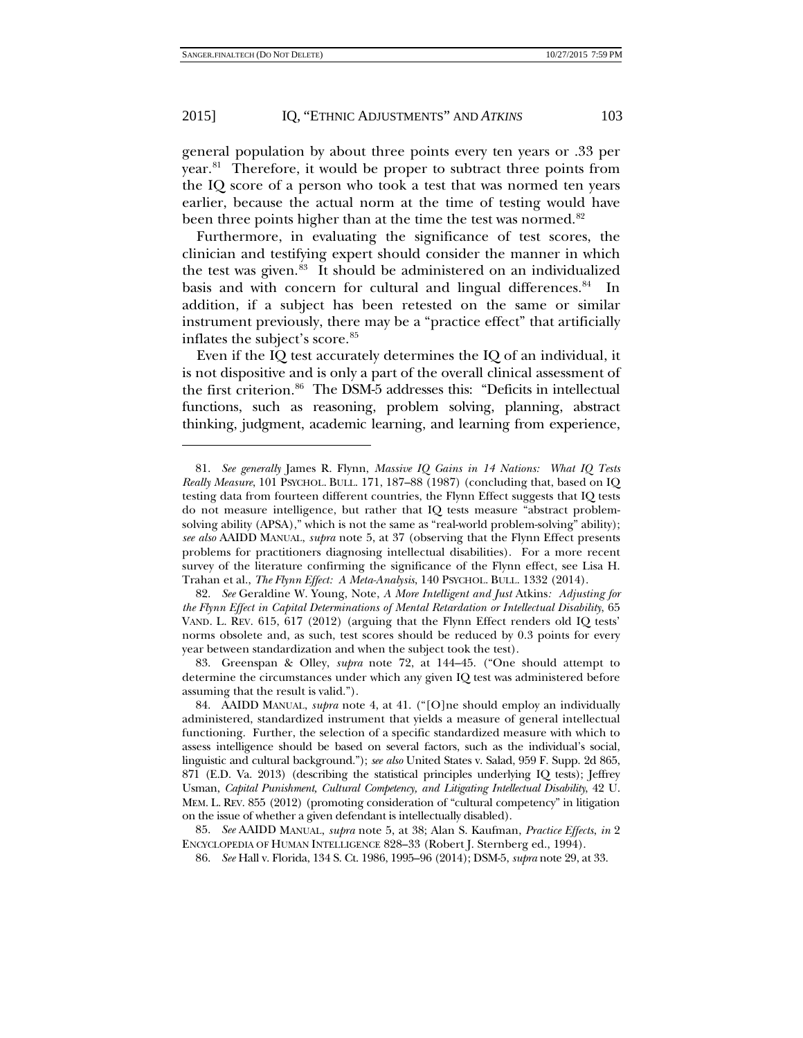general population by about three points every ten years or .33 per year.[81] Therefore, it would be proper to subtract three points from the IQ score of a person who took a test that was normed ten years earlier, because the actual norm at the time of testing would have been three points higher than at the time the test was normed.[82]

Furthermore, in evaluating the significance of test scores, the clinician and testifying expert should consider the manner in which the test was given.[83] It should be administered on an individualized basis and with concern for cultural and lingual differences.[84] In addition, if a subject has been retested on the same or similar instrument previously, there may be a "practice effect" that artificially inflates the subject's score.[85]

Even if the IQ test accurately determines the IQ of an individual, it is not dispositive and is only a part of the overall clinical assessment of the first criterion.[86] The DSM-5 addresses this: "Deficits in intellectual functions, such as reasoning, problem solving, planning, abstract thinking, judgment, academic learning, and learning from experience,

---

81. *See generally* James R. Flynn, *Massive IQ Gains in 14 Nations: What IQ Tests Really Measure*, 101 PSYCHOL. BULL. 171, 187–88 (1987) (concluding that, based on IQ testing data from fourteen different countries, the Flynn Effect suggests that IQ tests do not measure intelligence, but rather that IQ tests measure "abstract problem-solving ability (APSA)," which is not the same as "real-world problem-solving" ability); *see also* AAIDD MANUAL, *supra* note 5, at 37 (observing that the Flynn Effect presents problems for practitioners diagnosing intellectual disabilities). For a more recent survey of the literature confirming the significance of the Flynn effect, see Lisa H. Trahan et al., *The Flynn Effect: A Meta-Analysis*, 140 PSYCHOL. BULL. 1332 (2014).

82. *See* Geraldine W. Young, Note, *A More Intelligent and Just* Atkins*: Adjusting for the Flynn Effect in Capital Determinations of Mental Retardation or Intellectual Disability*, 65 VAND. L. REV. 615, 617 (2012) (arguing that the Flynn Effect renders old IQ tests' norms obsolete and, as such, test scores should be reduced by 0.3 points for every year between standardization and when the subject took the test).

83. Greenspan & Olley, *supra* note 72, at 144–45. ("One should attempt to determine the circumstances under which any given IQ test was administered before assuming that the result is valid.").

84. AAIDD MANUAL, *supra* note 4, at 41. ("[O]ne should employ an individually administered, standardized instrument that yields a measure of general intellectual functioning. Further, the selection of a specific standardized measure with which to assess intelligence should be based on several factors, such as the individual's social, linguistic and cultural background."); *see also* United States v. Salad, 959 F. Supp. 2d 865, 871 (E.D. Va. 2013) (describing the statistical principles underlying IQ tests); Jeffrey Usman, *Capital Punishment, Cultural Competency, and Litigating Intellectual Disability*, 42 U. MEM. L. REV. 855 (2012) (promoting consideration of "cultural competency" in litigation on the issue of whether a given defendant is intellectually disabled).

85. *See* AAIDD MANUAL, *supra* note 5, at 38; Alan S. Kaufman, *Practice Effects*, *in* 2 ENCYCLOPEDIA OF HUMAN INTELLIGENCE 828–33 (Robert J. Sternberg ed., 1994).

86. *See* Hall v. Florida, 134 S. Ct. 1986, 1995–96 (2014); DSM-5, *supra* note 29, at 33.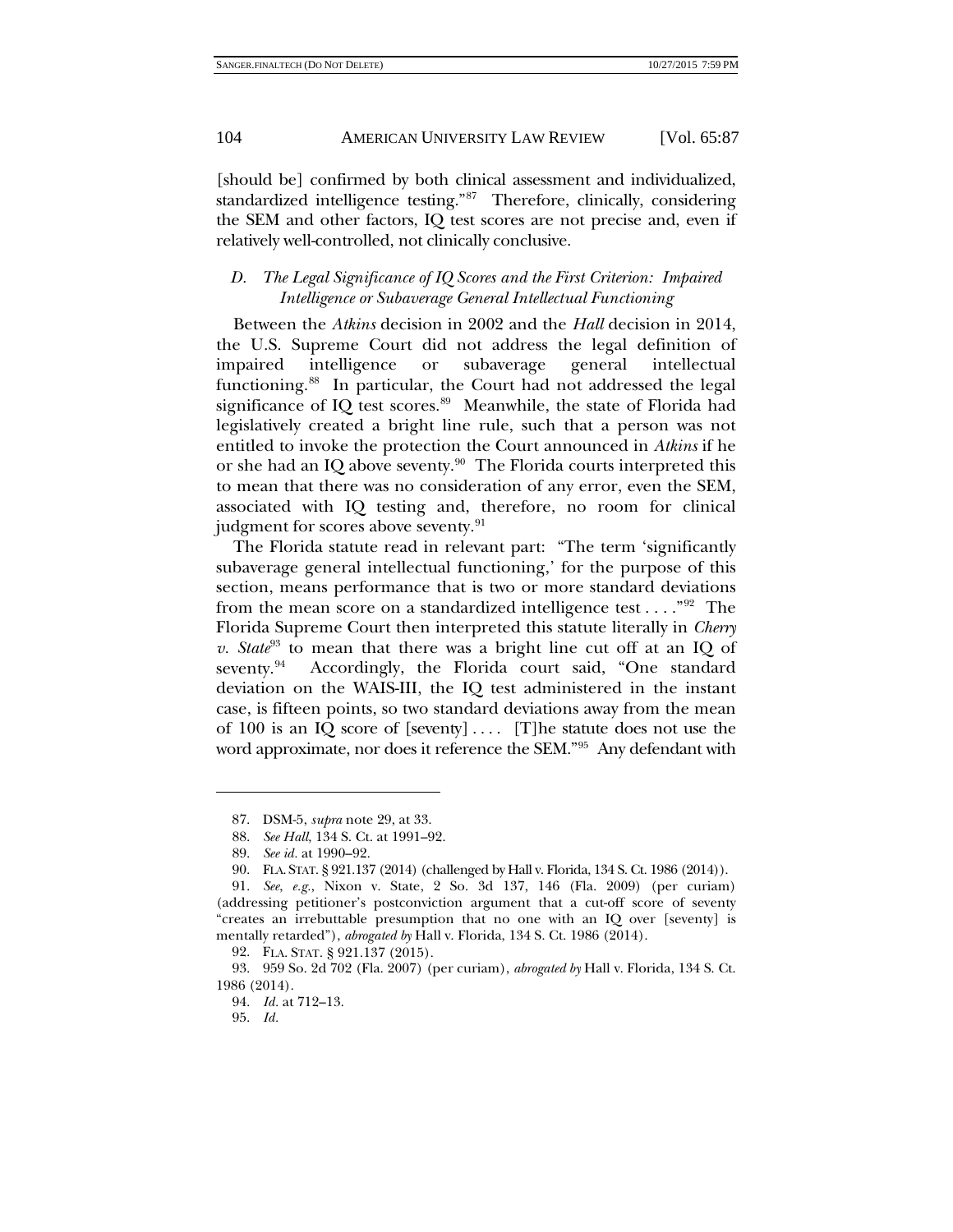[should be] confirmed by both clinical assessment and individualized, standardized intelligence testing."[87] Therefore, clinically, considering the SEM and other factors, IQ test scores are not precise and, even if relatively well-controlled, not clinically conclusive.

### *D. The Legal Significance of IQ Scores and the First Criterion: Impaired Intelligence or Subaverage General Intellectual Functioning*

Between the *Atkins* decision in 2002 and the *Hall* decision in 2014, the U.S. Supreme Court did not address the legal definition of impaired intelligence or subaverage general intellectual functioning.[88] In particular, the Court had not addressed the legal significance of IQ test scores.[89] Meanwhile, the state of Florida had legislatively created a bright line rule, such that a person was not entitled to invoke the protection the Court announced in *Atkins* if he or she had an IQ above seventy.[90] The Florida courts interpreted this to mean that there was no consideration of any error, even the SEM, associated with IQ testing and, therefore, no room for clinical judgment for scores above seventy.[91]

The Florida statute read in relevant part: "The term 'significantly subaverage general intellectual functioning,' for the purpose of this section, means performance that is two or more standard deviations from the mean score on a standardized intelligence test . . . ."[92] The Florida Supreme Court then interpreted this statute literally in *Cherry v. State*[93] to mean that there was a bright line cut off at an IQ of seventy.[94] Accordingly, the Florida court said, "One standard deviation on the WAIS-III, the IQ test administered in the instant case, is fifteen points, so two standard deviations away from the mean of 100 is an IQ score of [seventy] . . . . [T]he statute does not use the word approximate, nor does it reference the SEM."[95] Any defendant with

---

87. DSM-5, *supra* note 29, at 33.

88. *See Hall*, 134 S. Ct. at 1991–92.

89. *See id.* at 1990–92.

90. FLA. STAT. § 921.137 (2014) (challenged by Hall v. Florida, 134 S. Ct. 1986 (2014)).

91. *See, e.g.*, Nixon v. State, 2 So. 3d 137, 146 (Fla. 2009) (per curiam) (addressing petitioner's postconviction argument that a cut-off score of seventy "creates an irrebuttable presumption that no one with an IQ over [seventy] is mentally retarded"), *abrogated by* Hall v. Florida, 134 S. Ct. 1986 (2014).

92. FLA. STAT. § 921.137 (2015).

93. 959 So. 2d 702 (Fla. 2007) (per curiam), *abrogated by* Hall v. Florida, 134 S. Ct. 1986 (2014).

94. *Id.* at 712–13.

95. *Id.*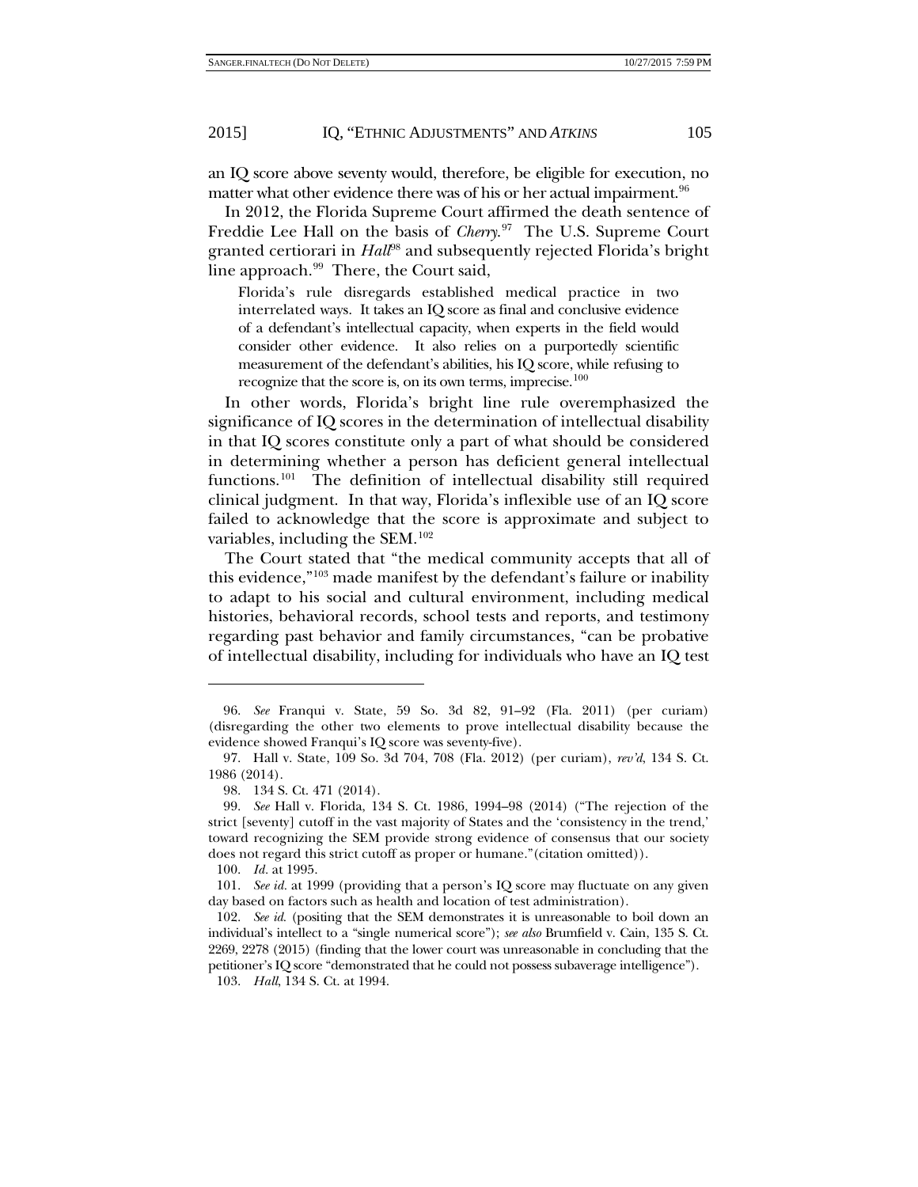an IQ score above seventy would, therefore, be eligible for execution, no matter what other evidence there was of his or her actual impairment.[96]

In 2012, the Florida Supreme Court affirmed the death sentence of Freddie Lee Hall on the basis of *Cherry*.[97] The U.S. Supreme Court granted certiorari in *Hall*[98] and subsequently rejected Florida's bright line approach.[99] There, the Court said,

> Florida's rule disregards established medical practice in two interrelated ways. It takes an IQ score as final and conclusive evidence of a defendant's intellectual capacity, when experts in the field would consider other evidence. It also relies on a purportedly scientific measurement of the defendant's abilities, his IQ score, while refusing to recognize that the score is, on its own terms, imprecise.[100]

In other words, Florida's bright line rule overemphasized the significance of IQ scores in the determination of intellectual disability in that IQ scores constitute only a part of what should be considered in determining whether a person has deficient general intellectual functions.[101] The definition of intellectual disability still required clinical judgment. In that way, Florida's inflexible use of an IQ score failed to acknowledge that the score is approximate and subject to variables, including the SEM.[102]

The Court stated that "the medical community accepts that all of this evidence,"[103] made manifest by the defendant's failure or inability to adapt to his social and cultural environment, including medical histories, behavioral records, school tests and reports, and testimony regarding past behavior and family circumstances, "can be probative of intellectual disability, including for individuals who have an IQ test

---

96. *See* Franqui v. State, 59 So. 3d 82, 91–92 (Fla. 2011) (per curiam) (disregarding the other two elements to prove intellectual disability because the evidence showed Franqui's IQ score was seventy-five).

97. Hall v. State, 109 So. 3d 704, 708 (Fla. 2012) (per curiam), *rev'd*, 134 S. Ct. 1986 (2014).

98. 134 S. Ct. 471 (2014).

99. *See* Hall v. Florida, 134 S. Ct. 1986, 1994–98 (2014) ("The rejection of the strict [seventy] cutoff in the vast majority of States and the 'consistency in the trend,' toward recognizing the SEM provide strong evidence of consensus that our society does not regard this strict cutoff as proper or humane."(citation omitted)).

100. *Id.* at 1995.

101. *See id.* at 1999 (providing that a person's IQ score may fluctuate on any given day based on factors such as health and location of test administration).

102. *See id.* (positing that the SEM demonstrates it is unreasonable to boil down an individual's intellect to a "single numerical score"); *see also* Brumfield v. Cain, 135 S. Ct. 2269, 2278 (2015) (finding that the lower court was unreasonable in concluding that the petitioner's IQ score "demonstrated that he could not possess subaverage intelligence").

103. *Hall*, 134 S. Ct. at 1994.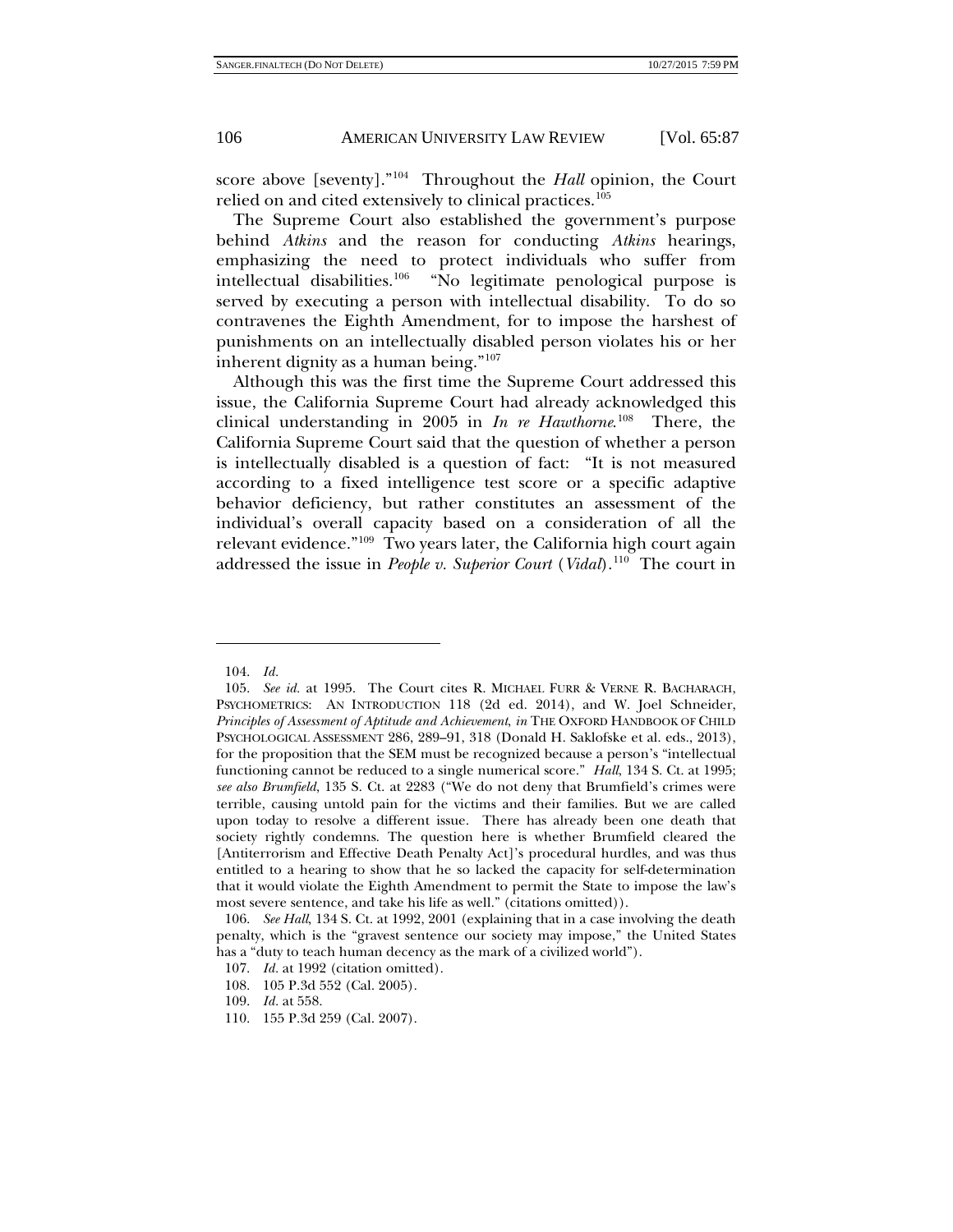score above [seventy]."[104] Throughout the *Hall* opinion, the Court relied on and cited extensively to clinical practices.[105]

The Supreme Court also established the government's purpose behind *Atkins* and the reason for conducting *Atkins* hearings, emphasizing the need to protect individuals who suffer from intellectual disabilities.[106] "No legitimate penological purpose is served by executing a person with intellectual disability. To do so contravenes the Eighth Amendment, for to impose the harshest of punishments on an intellectually disabled person violates his or her inherent dignity as a human being."[107]

Although this was the first time the Supreme Court addressed this issue, the California Supreme Court had already acknowledged this clinical understanding in 2005 in *In re Hawthorne*.[108] There, the California Supreme Court said that the question of whether a person is intellectually disabled is a question of fact: "It is not measured according to a fixed intelligence test score or a specific adaptive behavior deficiency, but rather constitutes an assessment of the individual's overall capacity based on a consideration of all the relevant evidence."[109] Two years later, the California high court again addressed the issue in *People v. Superior Court* (*Vidal*).[110] The court in

---

104. *Id.*

105. *See id.* at 1995. The Court cites R. MICHAEL FURR & VERNE R. BACHARACH, PSYCHOMETRICS: AN INTRODUCTION 118 (2d ed. 2014), and W. Joel Schneider, *Principles of Assessment of Aptitude and Achievement*, *in* THE OXFORD HANDBOOK OF CHILD PSYCHOLOGICAL ASSESSMENT 286, 289–91, 318 (Donald H. Saklofske et al. eds., 2013), for the proposition that the SEM must be recognized because a person's "intellectual functioning cannot be reduced to a single numerical score." *Hall*, 134 S. Ct. at 1995; *see also Brumfield*, 135 S. Ct. at 2283 ("We do not deny that Brumfield's crimes were terrible, causing untold pain for the victims and their families. But we are called upon today to resolve a different issue. There has already been one death that society rightly condemns. The question here is whether Brumfield cleared the [Antiterrorism and Effective Death Penalty Act]'s procedural hurdles, and was thus entitled to a hearing to show that he so lacked the capacity for self-determination that it would violate the Eighth Amendment to permit the State to impose the law's most severe sentence, and take his life as well." (citations omitted)).

106. *See Hall*, 134 S. Ct. at 1992, 2001 (explaining that in a case involving the death penalty, which is the "gravest sentence our society may impose," the United States has a "duty to teach human decency as the mark of a civilized world").

107. *Id.* at 1992 (citation omitted).

108. 105 P.3d 552 (Cal. 2005).

109. *Id.* at 558.

110. 155 P.3d 259 (Cal. 2007).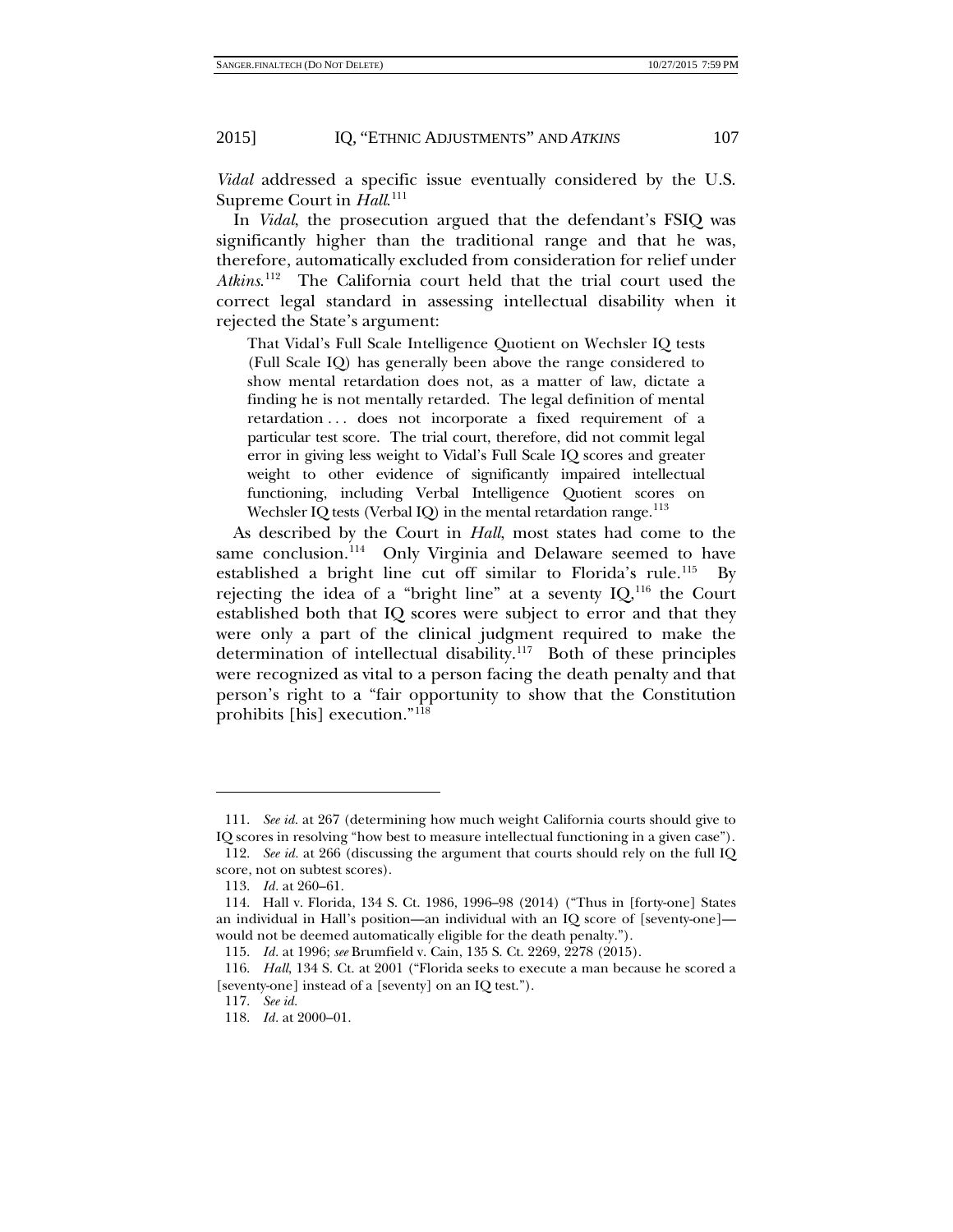*Vidal* addressed a specific issue eventually considered by the U.S. Supreme Court in *Hall*.[111]

In *Vidal*, the prosecution argued that the defendant's FSIQ was significantly higher than the traditional range and that he was, therefore, automatically excluded from consideration for relief under *Atkins*.[112] The California court held that the trial court used the correct legal standard in assessing intellectual disability when it rejected the State's argument:

> That Vidal's Full Scale Intelligence Quotient on Wechsler IQ tests (Full Scale IQ) has generally been above the range considered to show mental retardation does not, as a matter of law, dictate a finding he is not mentally retarded. The legal definition of mental retardation . . . does not incorporate a fixed requirement of a particular test score. The trial court, therefore, did not commit legal error in giving less weight to Vidal's Full Scale IQ scores and greater weight to other evidence of significantly impaired intellectual functioning, including Verbal Intelligence Quotient scores on Wechsler IQ tests (Verbal IQ) in the mental retardation range.[113]

As described by the Court in *Hall*, most states had come to the same conclusion.[114] Only Virginia and Delaware seemed to have established a bright line cut off similar to Florida's rule.[115] By rejecting the idea of a "bright line" at a seventy IQ,[116] the Court established both that IQ scores were subject to error and that they were only a part of the clinical judgment required to make the determination of intellectual disability.[117] Both of these principles were recognized as vital to a person facing the death penalty and that person's right to a "fair opportunity to show that the Constitution prohibits [his] execution."[118]

---

111. *See id.* at 267 (determining how much weight California courts should give to IQ scores in resolving "how best to measure intellectual functioning in a given case").

112. *See id.* at 266 (discussing the argument that courts should rely on the full IQ score, not on subtest scores).

113. *Id.* at 260–61.

114. Hall v. Florida, 134 S. Ct. 1986, 1996–98 (2014) ("Thus in [forty-one] States an individual in Hall's position—an individual with an IQ score of [seventy-one]—would not be deemed automatically eligible for the death penalty.").

115. *Id.* at 1996; *see* Brumfield v. Cain, 135 S. Ct. 2269, 2278 (2015).

116. *Hall*, 134 S. Ct. at 2001 ("Florida seeks to execute a man because he scored a [seventy-one] instead of a [seventy] on an IQ test.").

117. *See id.*

118. *Id.* at 2000–01.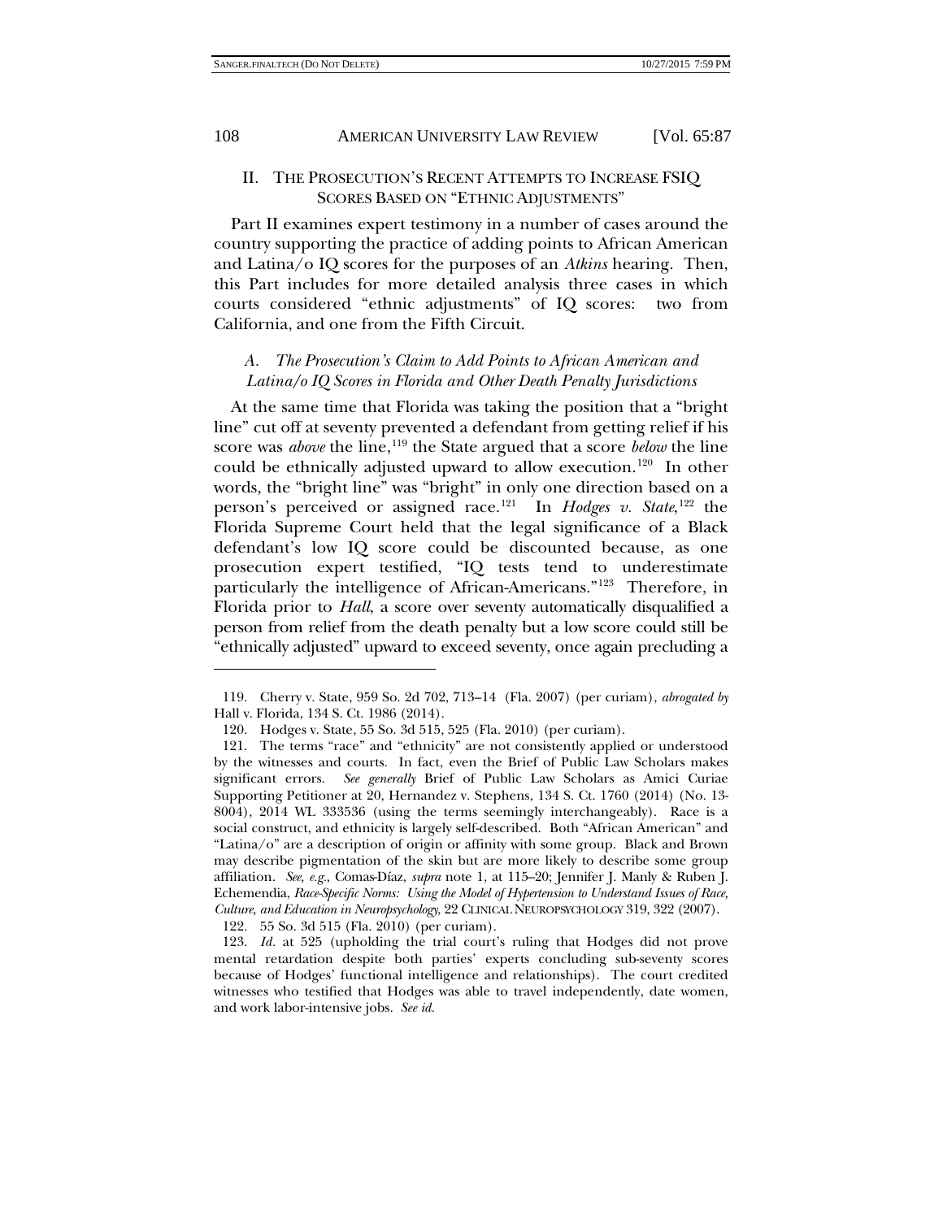## II. THE PROSECUTION'S RECENT ATTEMPTS TO INCREASE FSIQ SCORES BASED ON "ETHNIC ADJUSTMENTS"

Part II examines expert testimony in a number of cases around the country supporting the practice of adding points to African American and Latina/o IQ scores for the purposes of an *Atkins* hearing. Then, this Part includes for more detailed analysis three cases in which courts considered "ethnic adjustments" of IQ scores: two from California, and one from the Fifth Circuit.

### *A. The Prosecution's Claim to Add Points to African American and Latina/o IQ Scores in Florida and Other Death Penalty Jurisdictions*

At the same time that Florida was taking the position that a "bright line" cut off at seventy prevented a defendant from getting relief if his score was *above* the line,[119] the State argued that a score *below* the line could be ethnically adjusted upward to allow execution.[120] In other words, the "bright line" was "bright" in only one direction based on a person's perceived or assigned race.[121] In *Hodges v. State*,[122] the Florida Supreme Court held that the legal significance of a Black defendant's low IQ score could be discounted because, as one prosecution expert testified, "IQ tests tend to underestimate particularly the intelligence of African-Americans."[123] Therefore, in Florida prior to *Hall*, a score over seventy automatically disqualified a person from relief from the death penalty but a low score could still be "ethnically adjusted" upward to exceed seventy, once again precluding a

---

119. Cherry v. State, 959 So. 2d 702, 713–14 (Fla. 2007) (per curiam), *abrogated by* Hall v. Florida, 134 S. Ct. 1986 (2014).

120. Hodges v. State, 55 So. 3d 515, 525 (Fla. 2010) (per curiam).

121. The terms "race" and "ethnicity" are not consistently applied or understood by the witnesses and courts. In fact, even the Brief of Public Law Scholars makes significant errors. *See generally* Brief of Public Law Scholars as Amici Curiae Supporting Petitioner at 20, Hernandez v. Stephens, 134 S. Ct. 1760 (2014) (No. 13-8004), 2014 WL 333536 (using the terms seemingly interchangeably). Race is a social construct, and ethnicity is largely self-described. Both "African American" and "Latina/o" are a description of origin or affinity with some group. Black and Brown may describe pigmentation of the skin but are more likely to describe some group affiliation. *See, e.g.*, Comas-Díaz, *supra* note 1, at 115–20; Jennifer J. Manly & Ruben J. Echemendia, *Race-Specific Norms: Using the Model of Hypertension to Understand Issues of Race, Culture, and Education in Neuropsychology*, 22 CLINICAL NEUROPSYCHOLOGY 319, 322 (2007).

122. 55 So. 3d 515 (Fla. 2010) (per curiam).

123. *Id.* at 525 (upholding the trial court's ruling that Hodges did not prove mental retardation despite both parties' experts concluding sub-seventy scores because of Hodges' functional intelligence and relationships). The court credited witnesses who testified that Hodges was able to travel independently, date women, and work labor-intensive jobs. *See id.*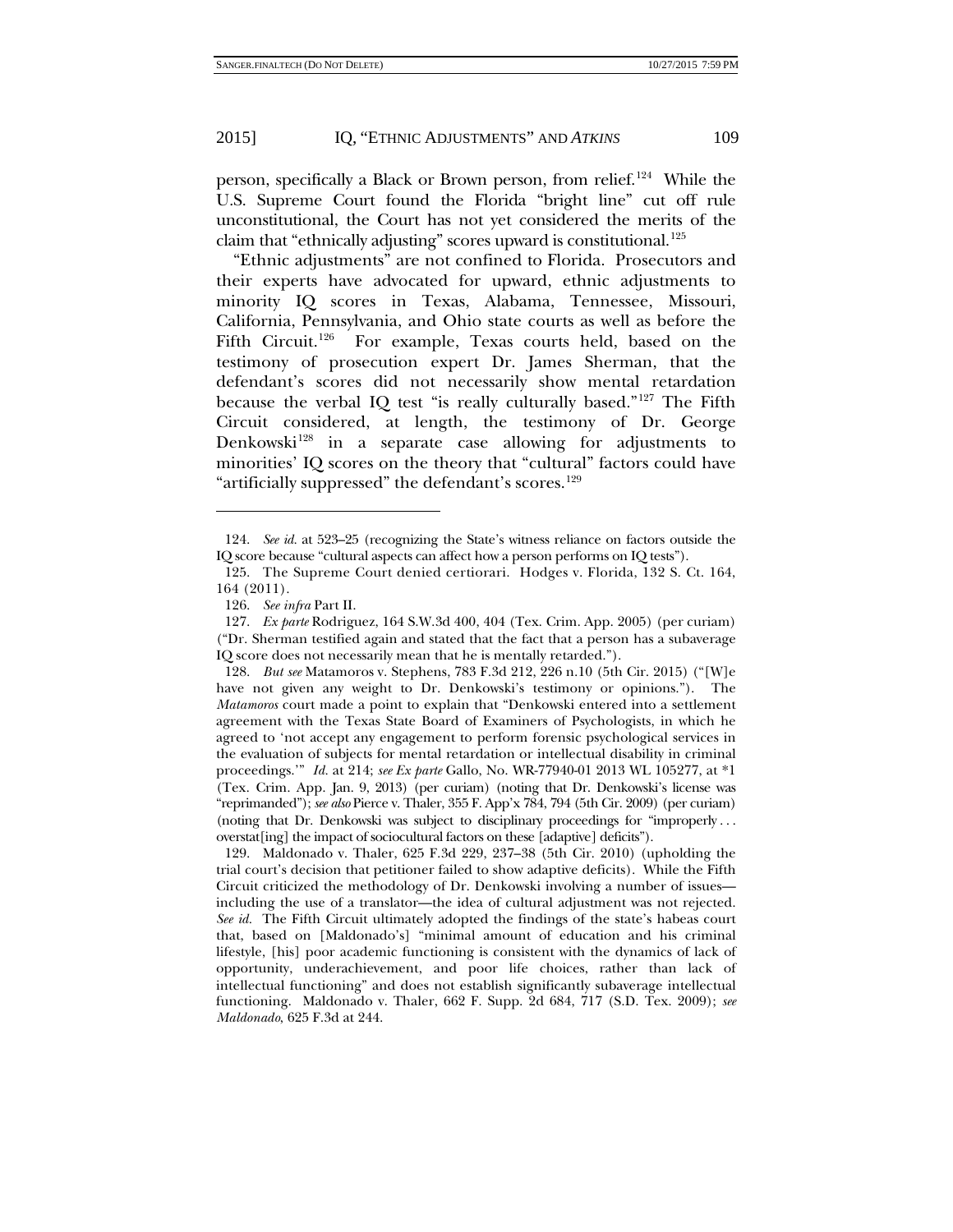person, specifically a Black or Brown person, from relief.[124] While the U.S. Supreme Court found the Florida "bright line" cut off rule unconstitutional, the Court has not yet considered the merits of the claim that "ethnically adjusting" scores upward is constitutional.[125]

"Ethnic adjustments" are not confined to Florida. Prosecutors and their experts have advocated for upward, ethnic adjustments to minority IQ scores in Texas, Alabama, Tennessee, Missouri, California, Pennsylvania, and Ohio state courts as well as before the Fifth Circuit.[126] For example, Texas courts held, based on the testimony of prosecution expert Dr. James Sherman, that the defendant's scores did not necessarily show mental retardation because the verbal IQ test "is really culturally based."[127] The Fifth Circuit considered, at length, the testimony of Dr. George Denkowski[128] in a separate case allowing for adjustments to minorities' IQ scores on the theory that "cultural" factors could have "artificially suppressed" the defendant's scores.[129]

---

124. *See id.* at 523–25 (recognizing the State's witness reliance on factors outside the IQ score because "cultural aspects can affect how a person performs on IQ tests").

125. The Supreme Court denied certiorari. Hodges v. Florida, 132 S. Ct. 164, 164 (2011).

126. *See infra* Part II.

127. *Ex parte* Rodriguez, 164 S.W.3d 400, 404 (Tex. Crim. App. 2005) (per curiam) ("Dr. Sherman testified again and stated that the fact that a person has a subaverage IQ score does not necessarily mean that he is mentally retarded.").

128. *But see* Matamoros v. Stephens, 783 F.3d 212, 226 n.10 (5th Cir. 2015) ("[W]e have not given any weight to Dr. Denkowski's testimony or opinions."). The *Matamoros* court made a point to explain that "Denkowski entered into a settlement agreement with the Texas State Board of Examiners of Psychologists, in which he agreed to 'not accept any engagement to perform forensic psychological services in the evaluation of subjects for mental retardation or intellectual disability in criminal proceedings.'" *Id.* at 214; *see Ex parte* Gallo, No. WR-77940-01 2013 WL 105277, at *1 (Tex. Crim. App. Jan. 9, 2013) (per curiam) (noting that Dr. Denkowski's license was "reprimanded"); *see also* Pierce v. Thaler, 355 F. App'x 784, 794 (5th Cir. 2009) (per curiam) (noting that Dr. Denkowski was subject to disciplinary proceedings for "improperly . . . overstat[ing] the impact of sociocultural factors on these [adaptive] deficits").

129. Maldonado v. Thaler, 625 F.3d 229, 237–38 (5th Cir. 2010) (upholding the trial court's decision that petitioner failed to show adaptive deficits). While the Fifth Circuit criticized the methodology of Dr. Denkowski involving a number of issues—including the use of a translator—the idea of cultural adjustment was not rejected. *See id.* The Fifth Circuit ultimately adopted the findings of the state's habeas court that, based on [Maldonado's] "minimal amount of education and his criminal lifestyle, [his] poor academic functioning is consistent with the dynamics of lack of opportunity, underachievement, and poor life choices, rather than lack of intellectual functioning" and does not establish significantly subaverage intellectual functioning. Maldonado v. Thaler, 662 F. Supp. 2d 684, 717 (S.D. Tex. 2009); *see Maldonado*, 625 F.3d at 244.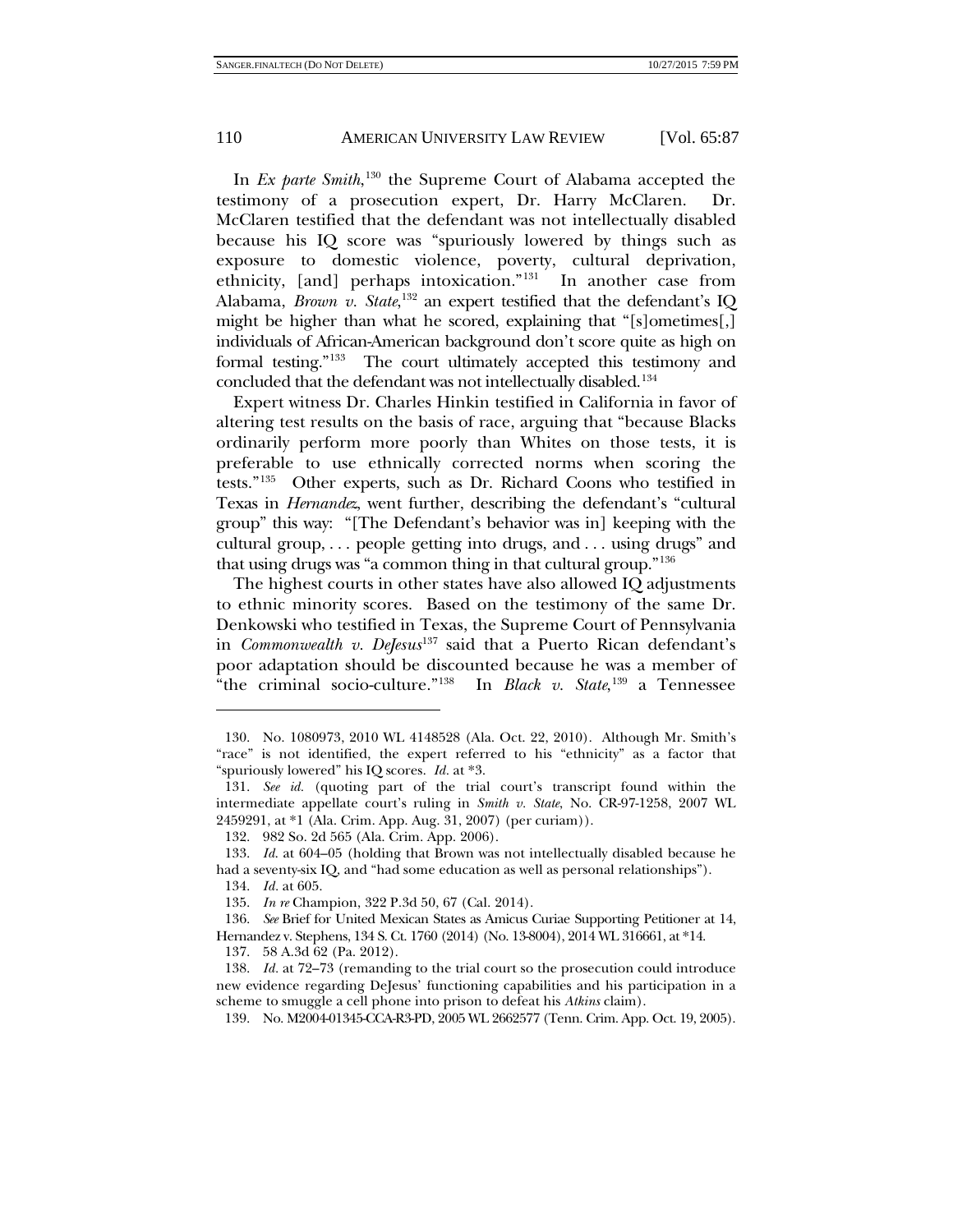In *Ex parte Smith*,[130] the Supreme Court of Alabama accepted the testimony of a prosecution expert, Dr. Harry McClaren. Dr. McClaren testified that the defendant was not intellectually disabled because his IQ score was "spuriously lowered by things such as exposure to domestic violence, poverty, cultural deprivation, ethnicity, [and] perhaps intoxication."[131] In another case from Alabama, *Brown v. State*,[132] an expert testified that the defendant's IQ might be higher than what he scored, explaining that "[s]ometimes[,] individuals of African-American background don't score quite as high on formal testing."[133] The court ultimately accepted this testimony and concluded that the defendant was not intellectually disabled.[134]

Expert witness Dr. Charles Hinkin testified in California in favor of altering test results on the basis of race, arguing that "because Blacks ordinarily perform more poorly than Whites on those tests, it is preferable to use ethnically corrected norms when scoring the tests."[135] Other experts, such as Dr. Richard Coons who testified in Texas in *Hernandez*, went further, describing the defendant's "cultural group" this way: "[The Defendant's behavior was in] keeping with the cultural group, . . . people getting into drugs, and . . . using drugs" and that using drugs was "a common thing in that cultural group."[136]

The highest courts in other states have also allowed IQ adjustments to ethnic minority scores. Based on the testimony of the same Dr. Denkowski who testified in Texas, the Supreme Court of Pennsylvania in *Commonwealth v. DeJesus*[137] said that a Puerto Rican defendant's poor adaptation should be discounted because he was a member of "the criminal socio-culture."[138] In *Black v. State*,[139] a Tennessee

---

130. No. 1080973, 2010 WL 4148528 (Ala. Oct. 22, 2010). Although Mr. Smith's "race" is not identified, the expert referred to his "ethnicity" as a factor that "spuriously lowered" his IQ scores. *Id.* at *3.

131. *See id.* (quoting part of the trial court's transcript found within the intermediate appellate court's ruling in *Smith v. State*, No. CR-97-1258, 2007 WL 2459291, at *1 (Ala. Crim. App. Aug. 31, 2007) (per curiam)).

132. 982 So. 2d 565 (Ala. Crim. App. 2006).

133. *Id.* at 604–05 (holding that Brown was not intellectually disabled because he had a seventy-six IQ, and "had some education as well as personal relationships").

134. *Id.* at 605.

135. *In re* Champion, 322 P.3d 50, 67 (Cal. 2014).

136. *See* Brief for United Mexican States as Amicus Curiae Supporting Petitioner at 14, Hernandez v. Stephens, 134 S. Ct. 1760 (2014) (No. 13-8004), 2014 WL 316661, at *14.

137. 58 A.3d 62 (Pa. 2012).

138. *Id.* at 72–73 (remanding to the trial court so the prosecution could introduce new evidence regarding DeJesus' functioning capabilities and his participation in a scheme to smuggle a cell phone into prison to defeat his *Atkins* claim).

139. No. M2004-01345-CCA-R3-PD, 2005 WL 2662577 (Tenn. Crim. App. Oct. 19, 2005).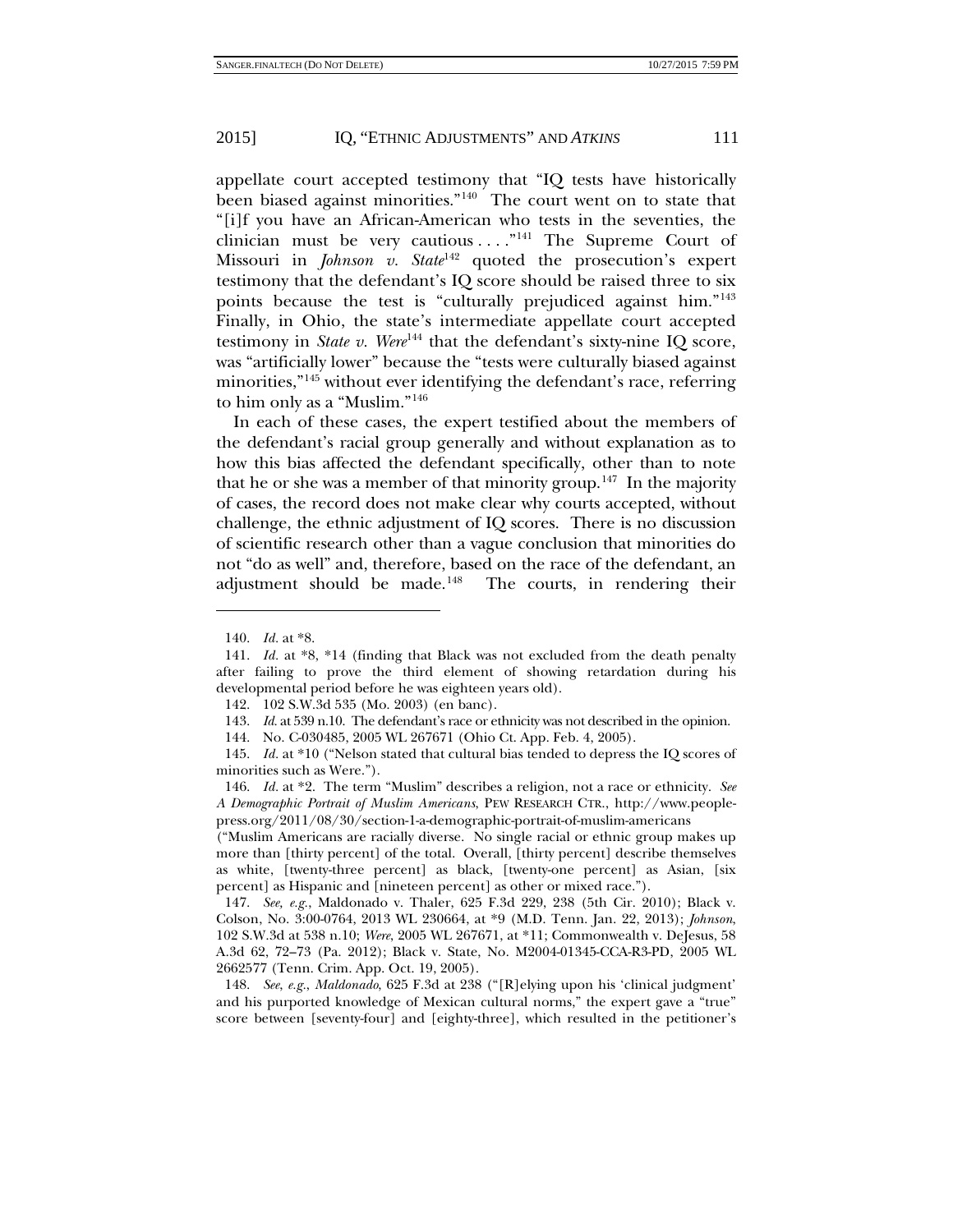appellate court accepted testimony that "IQ tests have historically been biased against minorities."[140] The court went on to state that "[i]f you have an African-American who tests in the seventies, the clinician must be very cautious . . . ."[141] The Supreme Court of Missouri in *Johnson v. State*[142] quoted the prosecution's expert testimony that the defendant's IQ score should be raised three to six points because the test is "culturally prejudiced against him."[143] Finally, in Ohio, the state's intermediate appellate court accepted testimony in *State v. Were*[144] that the defendant's sixty-nine IQ score, was "artificially lower" because the "tests were culturally biased against minorities,"[145] without ever identifying the defendant's race, referring to him only as a "Muslim."[146]

In each of these cases, the expert testified about the members of the defendant's racial group generally and without explanation as to how this bias affected the defendant specifically, other than to note that he or she was a member of that minority group.[147] In the majority of cases, the record does not make clear why courts accepted, without challenge, the ethnic adjustment of IQ scores. There is no discussion of scientific research other than a vague conclusion that minorities do not "do as well" and, therefore, based on the race of the defendant, an adjustment should be made.[148] The courts, in rendering their

---

140. *Id.* at *8.

141. *Id.* at *8, *14 (finding that Black was not excluded from the death penalty after failing to prove the third element of showing retardation during his developmental period before he was eighteen years old).

142. 102 S.W.3d 535 (Mo. 2003) (en banc).

143. *Id.* at 539 n.10. The defendant's race or ethnicity was not described in the opinion.

144. No. C-030485, 2005 WL 267671 (Ohio Ct. App. Feb. 4, 2005).

145. *Id.* at *10 ("Nelson stated that cultural bias tended to depress the IQ scores of minorities such as Were.").

146. *Id.* at *2. The term "Muslim" describes a religion, not a race or ethnicity. *See A Demographic Portrait of Muslim Americans*, PEW RESEARCH CTR., http://www.people-press.org/2011/08/30/section-1-a-demographic-portrait-of-muslim-americans ("Muslim Americans are racially diverse. No single racial or ethnic group makes up more than [thirty percent] of the total. Overall, [thirty percent] describe themselves as white, [twenty-three percent] as black, [twenty-one percent] as Asian, [six percent] as Hispanic and [nineteen percent] as other or mixed race.").

147. *See, e.g.*, Maldonado v. Thaler, 625 F.3d 229, 238 (5th Cir. 2010); Black v. Colson, No. 3:00-0764, 2013 WL 230664, at *9 (M.D. Tenn. Jan. 22, 2013); *Johnson*, 102 S.W.3d at 538 n.10; *Were*, 2005 WL 267671, at *11; Commonwealth v. DeJesus, 58 A.3d 62, 72–73 (Pa. 2012); Black v. State, No. M2004-01345-CCA-R3-PD, 2005 WL 2662577 (Tenn. Crim. App. Oct. 19, 2005).

148. *See, e.g.*, *Maldonado*, 625 F.3d at 238 ("[R]elying upon his 'clinical judgment' and his purported knowledge of Mexican cultural norms," the expert gave a "true" score between [seventy-four] and [eighty-three], which resulted in the petitioner's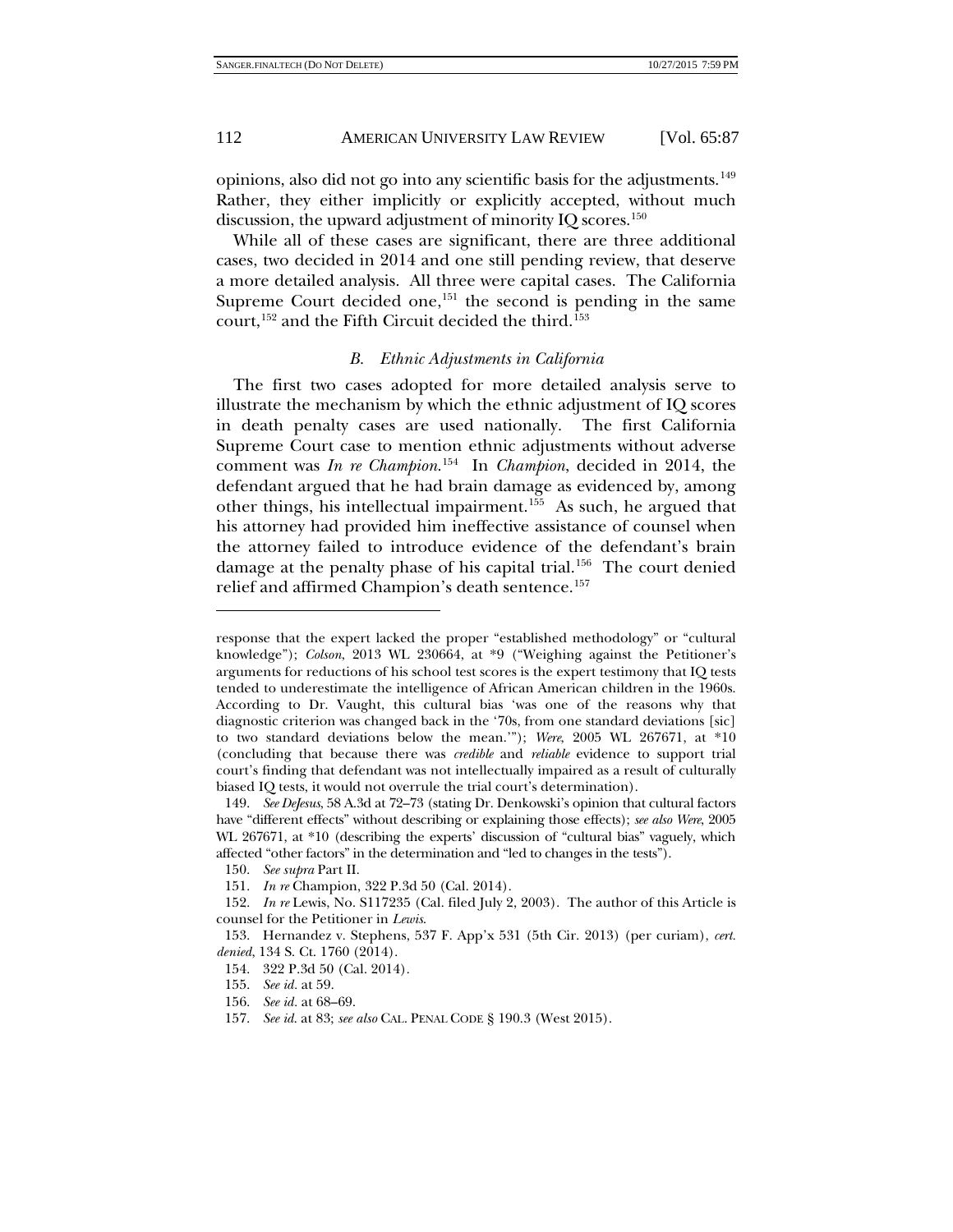opinions, also did not go into any scientific basis for the adjustments.[149] Rather, they either implicitly or explicitly accepted, without much discussion, the upward adjustment of minority IQ scores.[150]

While all of these cases are significant, there are three additional cases, two decided in 2014 and one still pending review, that deserve a more detailed analysis. All three were capital cases. The California Supreme Court decided one,[151] the second is pending in the same court,[152] and the Fifth Circuit decided the third.[153]

### B. *Ethnic Adjustments in California*

The first two cases adopted for more detailed analysis serve to illustrate the mechanism by which the ethnic adjustment of IQ scores in death penalty cases are used nationally. The first California Supreme Court case to mention ethnic adjustments without adverse comment was *In re Champion*.[154] In *Champion*, decided in 2014, the defendant argued that he had brain damage as evidenced by, among other things, his intellectual impairment.[155] As such, he argued that his attorney had provided him ineffective assistance of counsel when the attorney failed to introduce evidence of the defendant's brain damage at the penalty phase of his capital trial.[156] The court denied relief and affirmed Champion's death sentence.[157]

---

response that the expert lacked the proper "established methodology" or "cultural knowledge"); *Colson*, 2013 WL 230664, at *9 ("Weighing against the Petitioner's arguments for reductions of his school test scores is the expert testimony that IQ tests tended to underestimate the intelligence of African American children in the 1960s. According to Dr. Vaught, this cultural bias 'was one of the reasons why that diagnostic criterion was changed back in the '70s, from one standard deviations [sic] to two standard deviations below the mean.'"); *Were*, 2005 WL 267671, at *10 (concluding that because there was *credible* and *reliable* evidence to support trial court's finding that defendant was not intellectually impaired as a result of culturally biased IQ tests, it would not overrule the trial court's determination).

149. *See DeJesus*, 58 A.3d at 72–73 (stating Dr. Denkowski's opinion that cultural factors have "different effects" without describing or explaining those effects); *see also Were*, 2005 WL 267671, at *10 (describing the experts' discussion of "cultural bias" vaguely, which affected "other factors" in the determination and "led to changes in the tests").

150. *See supra* Part II.

151. *In re* Champion, 322 P.3d 50 (Cal. 2014).

152. *In re* Lewis, No. S117235 (Cal. filed July 2, 2003). The author of this Article is counsel for the Petitioner in *Lewis*.

153. Hernandez v. Stephens, 537 F. App'x 531 (5th Cir. 2013) (per curiam), *cert. denied*, 134 S. Ct. 1760 (2014).

154. 322 P.3d 50 (Cal. 2014).

155. *See id.* at 59.

156. *See id.* at 68–69.

157. *See id.* at 83; *see also* CAL. PENAL CODE § 190.3 (West 2015).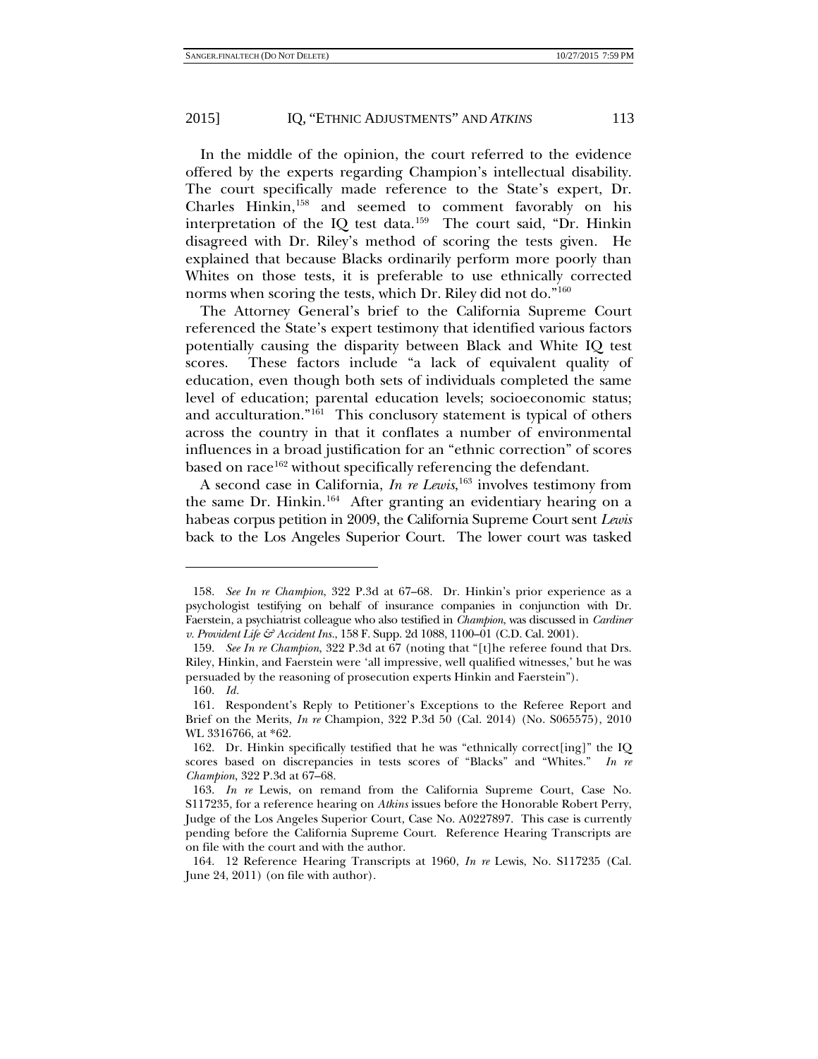In the middle of the opinion, the court referred to the evidence offered by the experts regarding Champion's intellectual disability. The court specifically made reference to the State's expert, Dr. Charles Hinkin,[158] and seemed to comment favorably on his interpretation of the IQ test data.[159] The court said, "Dr. Hinkin disagreed with Dr. Riley's method of scoring the tests given. He explained that because Blacks ordinarily perform more poorly than Whites on those tests, it is preferable to use ethnically corrected norms when scoring the tests, which Dr. Riley did not do."[160]

The Attorney General's brief to the California Supreme Court referenced the State's expert testimony that identified various factors potentially causing the disparity between Black and White IQ test scores. These factors include "a lack of equivalent quality of education, even though both sets of individuals completed the same level of education; parental education levels; socioeconomic status; and acculturation."[161] This conclusory statement is typical of others across the country in that it conflates a number of environmental influences in a broad justification for an "ethnic correction" of scores based on race[162] without specifically referencing the defendant.

A second case in California, *In re Lewis*,[163] involves testimony from the same Dr. Hinkin.[164] After granting an evidentiary hearing on a habeas corpus petition in 2009, the California Supreme Court sent *Lewis* back to the Los Angeles Superior Court. The lower court was tasked

---

158. *See In re Champion*, 322 P.3d at 67–68. Dr. Hinkin's prior experience as a psychologist testifying on behalf of insurance companies in conjunction with Dr. Faerstein, a psychiatrist colleague who also testified in *Champion*, was discussed in *Cardiner v. Provident Life & Accident Ins.*, 158 F. Supp. 2d 1088, 1100–01 (C.D. Cal. 2001).

159. *See In re Champion*, 322 P.3d at 67 (noting that "[t]he referee found that Drs. Riley, Hinkin, and Faerstein were 'all impressive, well qualified witnesses,' but he was persuaded by the reasoning of prosecution experts Hinkin and Faerstein").

160. *Id.*

161. Respondent's Reply to Petitioner's Exceptions to the Referee Report and Brief on the Merits, *In re* Champion, 322 P.3d 50 (Cal. 2014) (No. S065575), 2010 WL 3316766, at *62.

162. Dr. Hinkin specifically testified that he was "ethnically correct[ing]" the IQ scores based on discrepancies in tests scores of "Blacks" and "Whites." *In re Champion*, 322 P.3d at 67–68.

163. *In re* Lewis, on remand from the California Supreme Court, Case No. S117235, for a reference hearing on *Atkins* issues before the Honorable Robert Perry, Judge of the Los Angeles Superior Court, Case No. A0227897. This case is currently pending before the California Supreme Court. Reference Hearing Transcripts are on file with the court and with the author.

164. 12 Reference Hearing Transcripts at 1960, *In re* Lewis, No. S117235 (Cal. June 24, 2011) (on file with author).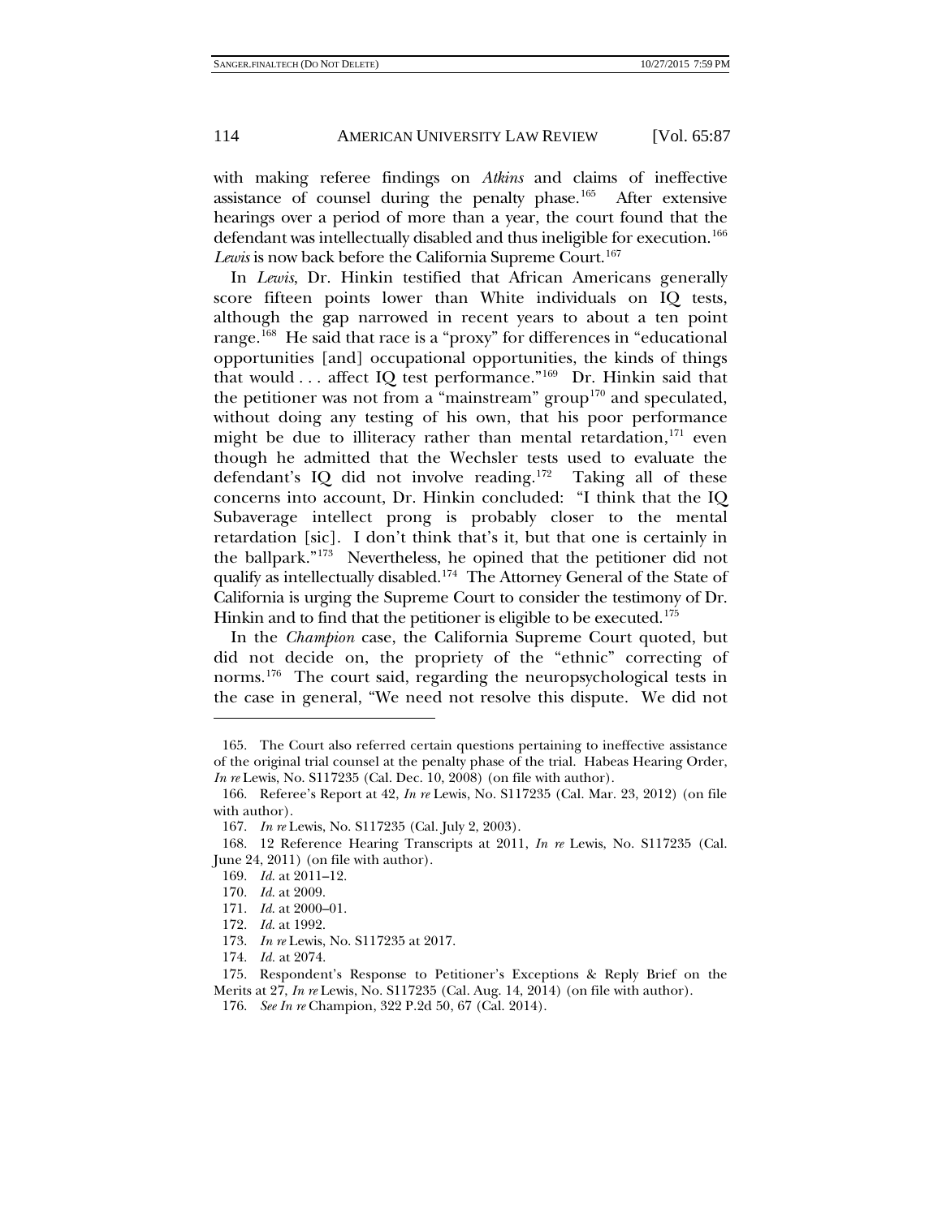with making referee findings on *Atkins* and claims of ineffective assistance of counsel during the penalty phase.[165] After extensive hearings over a period of more than a year, the court found that the defendant was intellectually disabled and thus ineligible for execution.[166] *Lewis* is now back before the California Supreme Court.[167]

In *Lewis*, Dr. Hinkin testified that African Americans generally score fifteen points lower than White individuals on IQ tests, although the gap narrowed in recent years to about a ten point range.[168] He said that race is a "proxy" for differences in "educational opportunities [and] occupational opportunities, the kinds of things that would . . . affect IQ test performance."[169] Dr. Hinkin said that the petitioner was not from a "mainstream" group[170] and speculated, without doing any testing of his own, that his poor performance might be due to illiteracy rather than mental retardation,[171] even though he admitted that the Wechsler tests used to evaluate the defendant's IQ did not involve reading.[172] Taking all of these concerns into account, Dr. Hinkin concluded: "I think that the IQ Subaverage intellect prong is probably closer to the mental retardation [sic]. I don't think that's it, but that one is certainly in the ballpark."[173] Nevertheless, he opined that the petitioner did not qualify as intellectually disabled.[174] The Attorney General of the State of California is urging the Supreme Court to consider the testimony of Dr. Hinkin and to find that the petitioner is eligible to be executed.[175]

In the *Champion* case, the California Supreme Court quoted, but did not decide on, the propriety of the "ethnic" correcting of norms.[176] The court said, regarding the neuropsychological tests in the case in general, "We need not resolve this dispute. We did not

---

165. The Court also referred certain questions pertaining to ineffective assistance of the original trial counsel at the penalty phase of the trial. Habeas Hearing Order, *In re* Lewis, No. S117235 (Cal. Dec. 10, 2008) (on file with author).

166. Referee's Report at 42, *In re* Lewis, No. S117235 (Cal. Mar. 23, 2012) (on file with author).

167. *In re* Lewis, No. S117235 (Cal. July 2, 2003).

168. 12 Reference Hearing Transcripts at 2011, *In re* Lewis, No. S117235 (Cal. June 24, 2011) (on file with author).

169. *Id.* at 2011–12.

170. *Id.* at 2009.

171. *Id.* at 2000–01.

172. *Id.* at 1992.

173. *In re* Lewis, No. S117235 at 2017.

174. *Id.* at 2074.

175. Respondent's Response to Petitioner's Exceptions & Reply Brief on the Merits at 27, *In re* Lewis, No. S117235 (Cal. Aug. 14, 2014) (on file with author).

176. *See In re* Champion, 322 P.2d 50, 67 (Cal. 2014).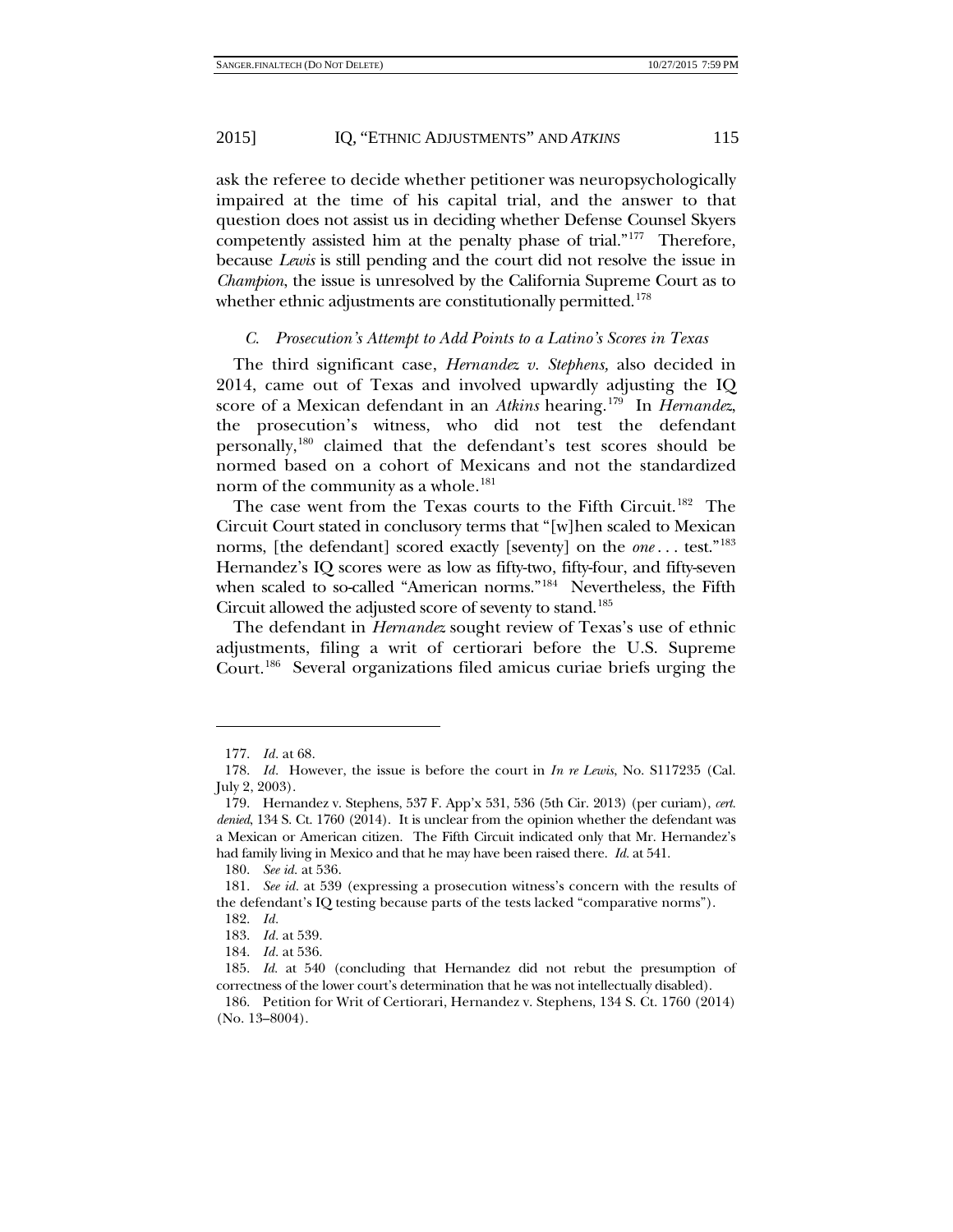ask the referee to decide whether petitioner was neuropsychologically impaired at the time of his capital trial, and the answer to that question does not assist us in deciding whether Defense Counsel Skyers competently assisted him at the penalty phase of trial."[177] Therefore, because *Lewis* is still pending and the court did not resolve the issue in *Champion*, the issue is unresolved by the California Supreme Court as to whether ethnic adjustments are constitutionally permitted.[178]

### *C. Prosecution's Attempt to Add Points to a Latino's Scores in Texas*

The third significant case, *Hernandez v. Stephens,* also decided in 2014, came out of Texas and involved upwardly adjusting the IQ score of a Mexican defendant in an *Atkins* hearing.[179] In *Hernandez*, the prosecution's witness, who did not test the defendant personally,[180] claimed that the defendant's test scores should be normed based on a cohort of Mexicans and not the standardized norm of the community as a whole.[181]

The case went from the Texas courts to the Fifth Circuit.[182] The Circuit Court stated in conclusory terms that "[w]hen scaled to Mexican norms, [the defendant] scored exactly [seventy] on the *one* . . . test."[183] Hernandez's IQ scores were as low as fifty-two, fifty-four, and fifty-seven when scaled to so-called "American norms."[184] Nevertheless, the Fifth Circuit allowed the adjusted score of seventy to stand.[185]

The defendant in *Hernandez* sought review of Texas's use of ethnic adjustments, filing a writ of certiorari before the U.S. Supreme Court.[186] Several organizations filed amicus curiae briefs urging the

---

177. *Id.* at 68.

178. *Id.* However, the issue is before the court in *In re Lewis*, No. S117235 (Cal. July 2, 2003).

179. Hernandez v. Stephens, 537 F. App'x 531, 536 (5th Cir. 2013) (per curiam), *cert. denied*, 134 S. Ct. 1760 (2014). It is unclear from the opinion whether the defendant was a Mexican or American citizen. The Fifth Circuit indicated only that Mr. Hernandez's had family living in Mexico and that he may have been raised there. *Id.* at 541.

180. *See id.* at 536.

181. *See id.* at 539 (expressing a prosecution witness's concern with the results of the defendant's IQ testing because parts of the tests lacked "comparative norms").

182. *Id.*

183. *Id.* at 539.

184. *Id.* at 536.

185. *Id.* at 540 (concluding that Hernandez did not rebut the presumption of correctness of the lower court's determination that he was not intellectually disabled).

186. Petition for Writ of Certiorari, Hernandez v. Stephens, 134 S. Ct. 1760 (2014) (No. 13–8004).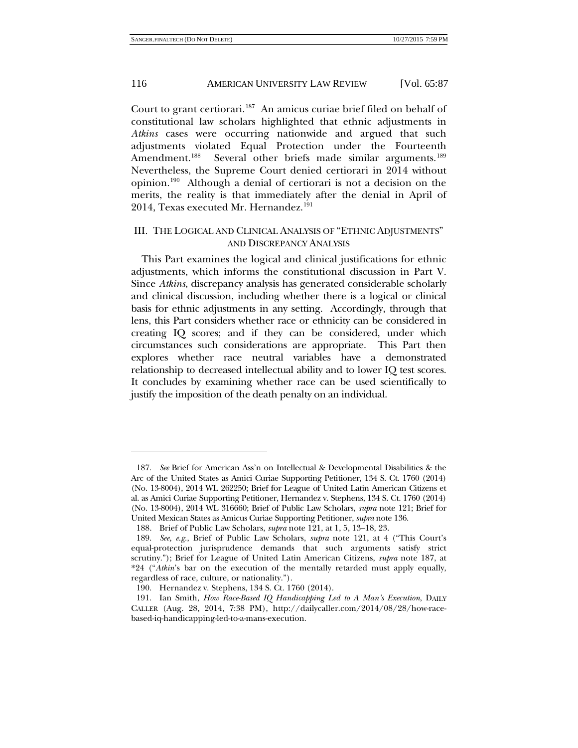Court to grant certiorari.[187] An amicus curiae brief filed on behalf of constitutional law scholars highlighted that ethnic adjustments in *Atkins* cases were occurring nationwide and argued that such adjustments violated Equal Protection under the Fourteenth Amendment.[188] Several other briefs made similar arguments.[189] Nevertheless, the Supreme Court denied certiorari in 2014 without opinion.[190] Although a denial of certiorari is not a decision on the merits, the reality is that immediately after the denial in April of 2014, Texas executed Mr. Hernandez.[191]

## III. THE LOGICAL AND CLINICAL ANALYSIS OF "ETHNIC ADJUSTMENTS" AND DISCREPANCY ANALYSIS

This Part examines the logical and clinical justifications for ethnic adjustments, which informs the constitutional discussion in Part V. Since *Atkins*, discrepancy analysis has generated considerable scholarly and clinical discussion, including whether there is a logical or clinical basis for ethnic adjustments in any setting. Accordingly, through that lens, this Part considers whether race or ethnicity can be considered in creating IQ scores; and if they can be considered, under which circumstances such considerations are appropriate. This Part then explores whether race neutral variables have a demonstrated relationship to decreased intellectual ability and to lower IQ test scores. It concludes by examining whether race can be used scientifically to justify the imposition of the death penalty on an individual.

---

187. *See* Brief for American Ass'n on Intellectual & Developmental Disabilities & the Arc of the United States as Amici Curiae Supporting Petitioner, 134 S. Ct. 1760 (2014) (No. 13-8004), 2014 WL 262250; Brief for League of United Latin American Citizens et al. as Amici Curiae Supporting Petitioner, Hernandez v. Stephens, 134 S. Ct. 1760 (2014) (No. 13-8004), 2014 WL 316660; Brief of Public Law Scholars, *supra* note 121; Brief for United Mexican States as Amicus Curiae Supporting Petitioner, *supra* note 136.

188. Brief of Public Law Scholars, *supra* note 121, at 1, 5, 13–18, 23.

189. *See, e.g.,* Brief of Public Law Scholars, *supra* note 121, at 4 ("This Court's equal-protection jurisprudence demands that such arguments satisfy strict scrutiny."); Brief for League of United Latin American Citizens, *supra* note 187, at *24 ("*Atkin*'s bar on the execution of the mentally retarded must apply equally, regardless of race, culture, or nationality.").

190. Hernandez v. Stephens, 134 S. Ct. 1760 (2014).

191. Ian Smith, *How Race-Based IQ Handicapping Led to A Man's Execution*, DAILY CALLER (Aug. 28, 2014, 7:38 PM), http://dailycaller.com/2014/08/28/how-race-based-iq-handicapping-led-to-a-mans-execution.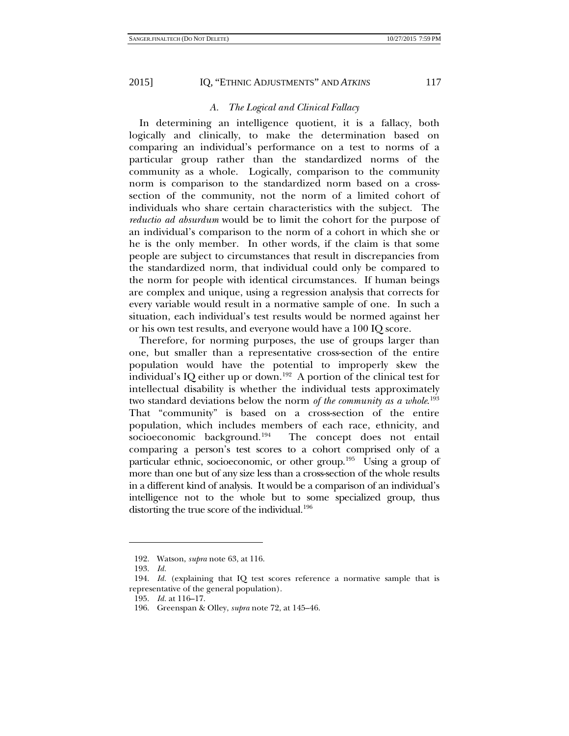### *A. The Logical and Clinical Fallacy*

In determining an intelligence quotient, it is a fallacy, both logically and clinically, to make the determination based on comparing an individual's performance on a test to norms of a particular group rather than the standardized norms of the community as a whole. Logically, comparison to the community norm is comparison to the standardized norm based on a cross-section of the community, not the norm of a limited cohort of individuals who share certain characteristics with the subject. The *reductio ad absurdum* would be to limit the cohort for the purpose of an individual's comparison to the norm of a cohort in which she or he is the only member. In other words, if the claim is that some people are subject to circumstances that result in discrepancies from the standardized norm, that individual could only be compared to the norm for people with identical circumstances. If human beings are complex and unique, using a regression analysis that corrects for every variable would result in a normative sample of one. In such a situation, each individual's test results would be normed against her or his own test results, and everyone would have a 100 IQ score.

Therefore, for norming purposes, the use of groups larger than one, but smaller than a representative cross-section of the entire population would have the potential to improperly skew the individual's IQ either up or down.[192] A portion of the clinical test for intellectual disability is whether the individual tests approximately two standard deviations below the norm *of the community as a whole*.[193] That "community" is based on a cross-section of the entire population, which includes members of each race, ethnicity, and socioeconomic background.[194] The concept does not entail comparing a person's test scores to a cohort comprised only of a particular ethnic, socioeconomic, or other group.[195] Using a group of more than one but of any size less than a cross-section of the whole results in a different kind of analysis. It would be a comparison of an individual's intelligence not to the whole but to some specialized group, thus distorting the true score of the individual.[196]

---

192. Watson, *supra* note 63, at 116.

193. *Id.*

194. *Id.* (explaining that IQ test scores reference a normative sample that is representative of the general population).

195. *Id.* at 116–17.

196. Greenspan & Olley, *supra* note 72, at 145–46.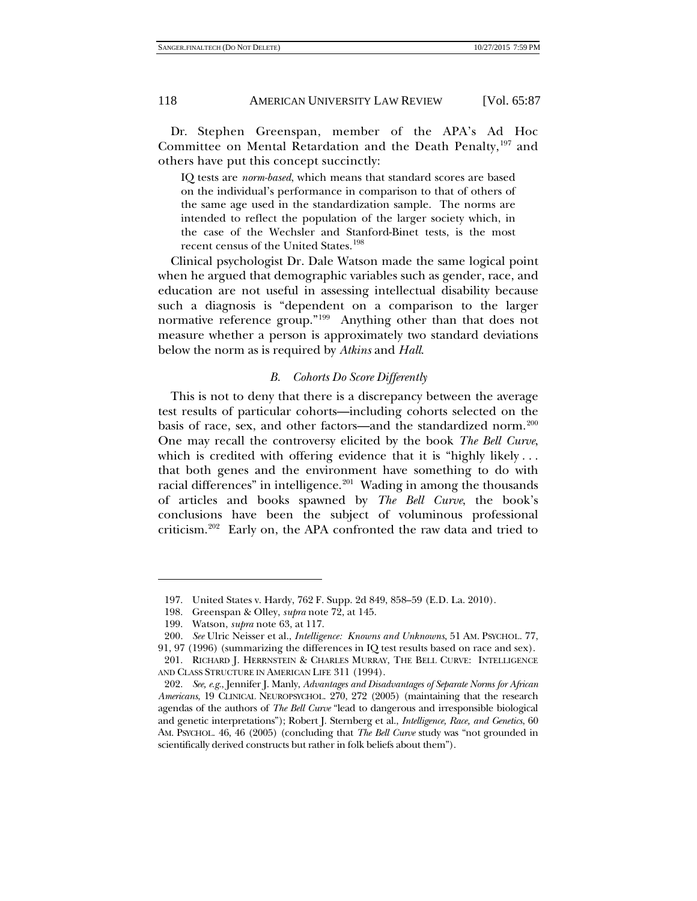Dr. Stephen Greenspan, member of the APA's Ad Hoc Committee on Mental Retardation and the Death Penalty,[197] and others have put this concept succinctly:

> IQ tests are *norm-based*, which means that standard scores are based on the individual's performance in comparison to that of others of the same age used in the standardization sample. The norms are intended to reflect the population of the larger society which, in the case of the Wechsler and Stanford-Binet tests, is the most recent census of the United States.[198]

Clinical psychologist Dr. Dale Watson made the same logical point when he argued that demographic variables such as gender, race, and education are not useful in assessing intellectual disability because such a diagnosis is "dependent on a comparison to the larger normative reference group."[199] Anything other than that does not measure whether a person is approximately two standard deviations below the norm as is required by *Atkins* and *Hall*.

### *B. Cohorts Do Score Differently*

This is not to deny that there is a discrepancy between the average test results of particular cohorts—including cohorts selected on the basis of race, sex, and other factors—and the standardized norm.[200] One may recall the controversy elicited by the book *The Bell Curve*, which is credited with offering evidence that it is "highly likely . . . that both genes and the environment have something to do with racial differences" in intelligence.[201] Wading in among the thousands of articles and books spawned by *The Bell Curve*, the book's conclusions have been the subject of voluminous professional criticism.[202] Early on, the APA confronted the raw data and tried to

---

197. United States v. Hardy, 762 F. Supp. 2d 849, 858–59 (E.D. La. 2010).

198. Greenspan & Olley, *supra* note 72, at 145.

199. Watson, *supra* note 63, at 117.

200. *See* Ulric Neisser et al., *Intelligence: Knowns and Unknowns*, 51 AM. PSYCHOL. 77, 91, 97 (1996) (summarizing the differences in IQ test results based on race and sex).

201. RICHARD J. HERRNSTEIN & CHARLES MURRAY, THE BELL CURVE: INTELLIGENCE AND CLASS STRUCTURE IN AMERICAN LIFE 311 (1994).

202. *See, e.g.*, Jennifer J. Manly, *Advantages and Disadvantages of Separate Norms for African Americans*, 19 CLINICAL NEUROPSYCHOL. 270, 272 (2005) (maintaining that the research agendas of the authors of *The Bell Curve* "lead to dangerous and irresponsible biological and genetic interpretations"); Robert J. Sternberg et al., *Intelligence, Race, and Genetics*, 60 AM. PSYCHOL. 46, 46 (2005) (concluding that *The Bell Curve* study was "not grounded in scientifically derived constructs but rather in folk beliefs about them").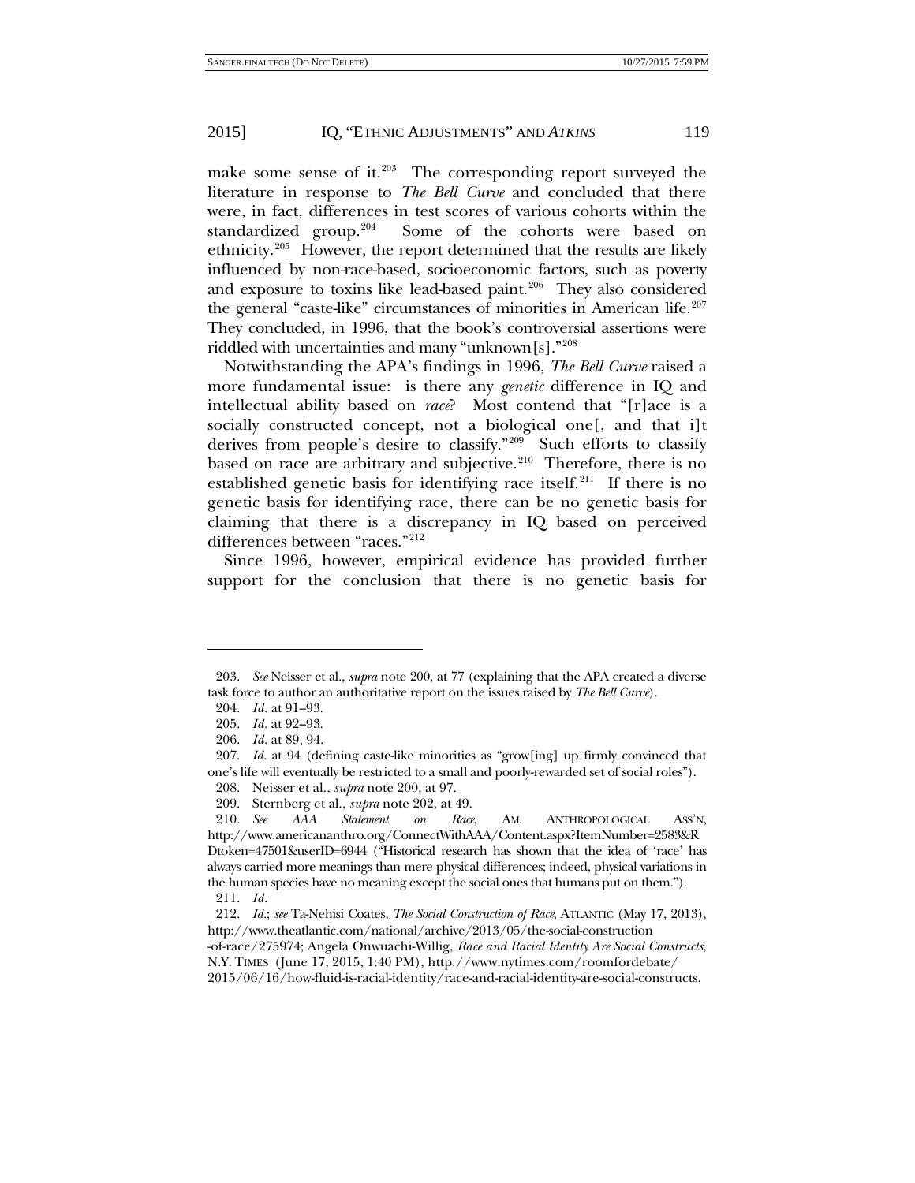make some sense of it.[203] The corresponding report surveyed the literature in response to *The Bell Curve* and concluded that there were, in fact, differences in test scores of various cohorts within the standardized group.[204] Some of the cohorts were based on ethnicity.[205] However, the report determined that the results are likely influenced by non-race-based, socioeconomic factors, such as poverty and exposure to toxins like lead-based paint.[206] They also considered the general "caste-like" circumstances of minorities in American life.[207] They concluded, in 1996, that the book's controversial assertions were riddled with uncertainties and many "unknown[s]."[208]

Notwithstanding the APA's findings in 1996, *The Bell Curve* raised a more fundamental issue: is there any *genetic* difference in IQ and intellectual ability based on *race*? Most contend that "[r]ace is a socially constructed concept, not a biological one[, and that i]t derives from people's desire to classify."[209] Such efforts to classify based on race are arbitrary and subjective.[210] Therefore, there is no established genetic basis for identifying race itself.[211] If there is no genetic basis for identifying race, there can be no genetic basis for claiming that there is a discrepancy in IQ based on perceived differences between "races."[212]

Since 1996, however, empirical evidence has provided further support for the conclusion that there is no genetic basis for

---

203. *See* Neisser et al., *supra* note 200, at 77 (explaining that the APA created a diverse task force to author an authoritative report on the issues raised by *The Bell Curve*).

204. *Id.* at 91–93.

205. *Id.* at 92–93.

206. *Id.* at 89, 94.

207. *Id.* at 94 (defining caste-like minorities as "grow[ing] up firmly convinced that one's life will eventually be restricted to a small and poorly-rewarded set of social roles").

208. Neisser et al., *supra* note 200, at 97.

209. Sternberg et al., *supra* note 202, at 49.

210. *See* *AAA Statement on Race*, AM. ANTHROPOLOGICAL ASS'N, http://www.americananthro.org/ConnectWithAAA/Content.aspx?ItemNumber=2583&RDtoken=47501&userID=6944 ("Historical research has shown that the idea of 'race' has always carried more meanings than mere physical differences; indeed, physical variations in the human species have no meaning except the social ones that humans put on them.").

211. *Id.*

212. *Id.*; *see* Ta-Nehisi Coates, *The Social Construction of Race*, ATLANTIC (May 17, 2013), http://www.theatlantic.com/national/archive/2013/05/the-social-construction-of-race/275974; Angela Onwuachi-Willig, *Race and Racial Identity Are Social Constructs*, N.Y. TIMES (June 17, 2015, 1:40 PM), http://www.nytimes.com/roomfordebate/2015/06/16/how-fluid-is-racial-identity/race-and-racial-identity-are-social-constructs.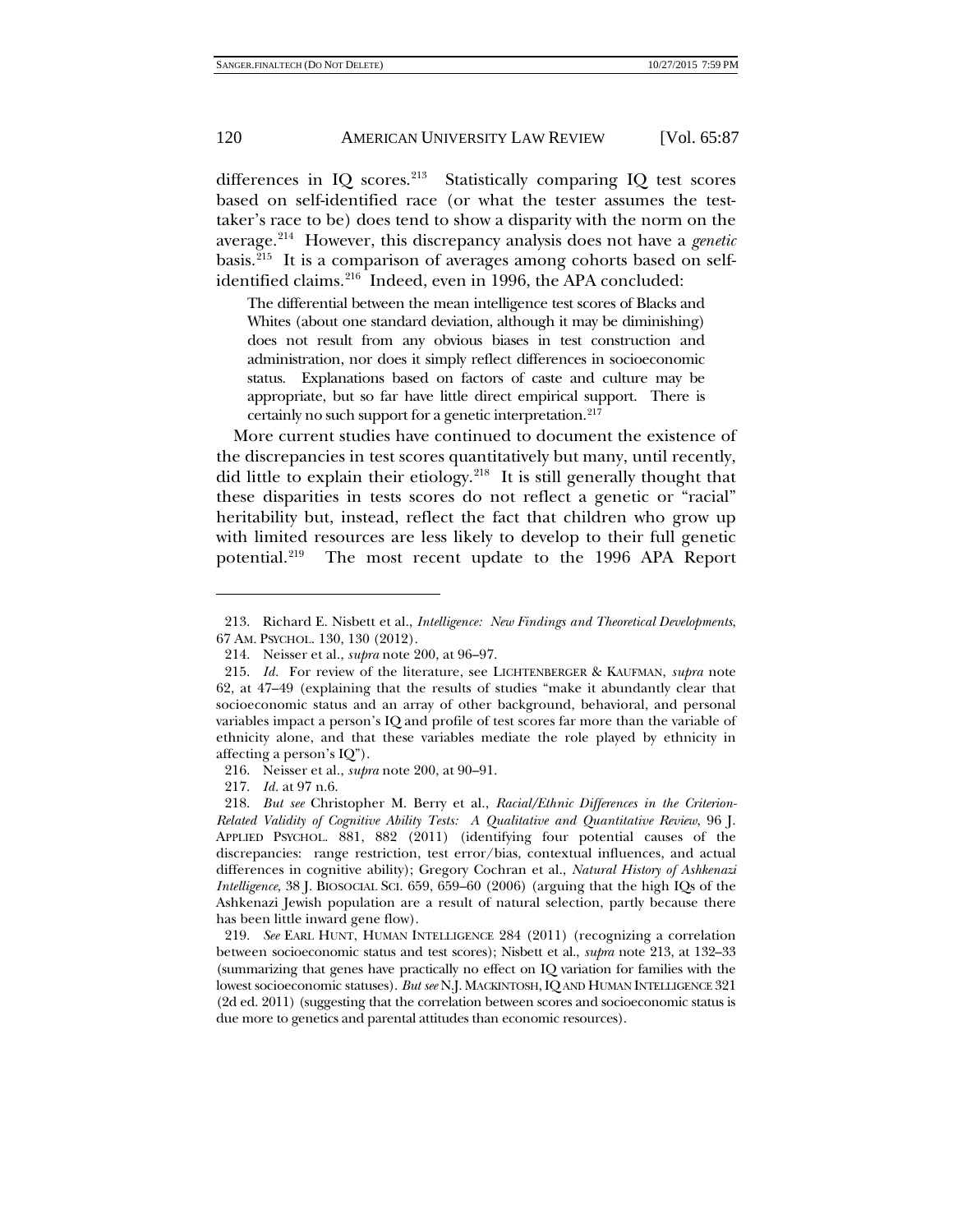differences in IQ scores.[213] Statistically comparing IQ test scores based on self-identified race (or what the tester assumes the test-taker's race to be) does tend to show a disparity with the norm on the average.[214] However, this discrepancy analysis does not have a *genetic* basis.[215] It is a comparison of averages among cohorts based on self-identified claims.[216] Indeed, even in 1996, the APA concluded:

> The differential between the mean intelligence test scores of Blacks and Whites (about one standard deviation, although it may be diminishing) does not result from any obvious biases in test construction and administration, nor does it simply reflect differences in socioeconomic status. Explanations based on factors of caste and culture may be appropriate, but so far have little direct empirical support. There is certainly no such support for a genetic interpretation.[217]

More current studies have continued to document the existence of the discrepancies in test scores quantitatively but many, until recently, did little to explain their etiology.[218] It is still generally thought that these disparities in tests scores do not reflect a genetic or "racial" heritability but, instead, reflect the fact that children who grow up with limited resources are less likely to develop to their full genetic potential.[219] The most recent update to the 1996 APA Report

---

213. Richard E. Nisbett et al., *Intelligence: New Findings and Theoretical Developments*, 67 AM. PSYCHOL. 130, 130 (2012).

214. Neisser et al., *supra* note 200, at 96–97.

215. *Id.* For review of the literature, see LICHTENBERGER & KAUFMAN, *supra* note 62, at 47–49 (explaining that the results of studies "make it abundantly clear that socioeconomic status and an array of other background, behavioral, and personal variables impact a person's IQ and profile of test scores far more than the variable of ethnicity alone, and that these variables mediate the role played by ethnicity in affecting a person's IQ").

216. Neisser et al., *supra* note 200, at 90–91.

217. *Id.* at 97 n.6.

218. *But see* Christopher M. Berry et al., *Racial/Ethnic Differences in the Criterion-Related Validity of Cognitive Ability Tests: A Qualitative and Quantitative Review*, 96 J. APPLIED PSYCHOL. 881, 882 (2011) (identifying four potential causes of the discrepancies: range restriction, test error/bias, contextual influences, and actual differences in cognitive ability); Gregory Cochran et al., *Natural History of Ashkenazi Intelligence*, 38 J. BIOSOCIAL SCI. 659, 659–60 (2006) (arguing that the high IQs of the Ashkenazi Jewish population are a result of natural selection, partly because there has been little inward gene flow).

219. *See* EARL HUNT, HUMAN INTELLIGENCE 284 (2011) (recognizing a correlation between socioeconomic status and test scores); Nisbett et al., *supra* note 213, at 132–33 (summarizing that genes have practically no effect on IQ variation for families with the lowest socioeconomic statuses). *But see* N.J. MACKINTOSH, IQ AND HUMAN INTELLIGENCE 321 (2d ed. 2011) (suggesting that the correlation between scores and socioeconomic status is due more to genetics and parental attitudes than economic resources).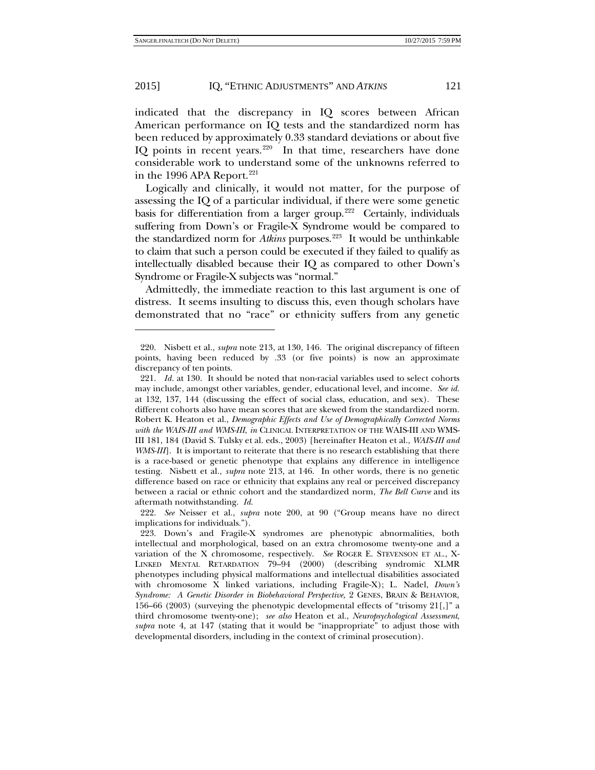indicated that the discrepancy in IQ scores between African American performance on IQ tests and the standardized norm has been reduced by approximately 0.33 standard deviations or about five IQ points in recent years.[220] In that time, researchers have done considerable work to understand some of the unknowns referred to in the 1996 APA Report.[221]

Logically and clinically, it would not matter, for the purpose of assessing the IQ of a particular individual, if there were some genetic basis for differentiation from a larger group.[222] Certainly, individuals suffering from Down's or Fragile-X Syndrome would be compared to the standardized norm for *Atkins* purposes.[223] It would be unthinkable to claim that such a person could be executed if they failed to qualify as intellectually disabled because their IQ as compared to other Down's Syndrome or Fragile-X subjects was "normal."

Admittedly, the immediate reaction to this last argument is one of distress. It seems insulting to discuss this, even though scholars have demonstrated that no "race" or ethnicity suffers from any genetic

---

220. Nisbett et al., *supra* note 213, at 130, 146. The original discrepancy of fifteen points, having been reduced by .33 (or five points) is now an approximate discrepancy of ten points.

221. *Id.* at 130. It should be noted that non-racial variables used to select cohorts may include, amongst other variables, gender, educational level, and income. *See id.* at 132, 137, 144 (discussing the effect of social class, education, and sex). These different cohorts also have mean scores that are skewed from the standardized norm. Robert K. Heaton et al., *Demographic Effects and Use of Demographically Corrected Norms with the WAIS-III and WMS-III*, *in* CLINICAL INTERPRETATION OF THE WAIS-III AND WMS-III 181, 184 (David S. Tulsky et al. eds., 2003) [hereinafter Heaton et al., *WAIS-III and WMS-III*]. It is important to reiterate that there is no research establishing that there is a race-based or genetic phenotype that explains any difference in intelligence testing. Nisbett et al., *supra* note 213, at 146. In other words, there is no genetic difference based on race or ethnicity that explains any real or perceived discrepancy between a racial or ethnic cohort and the standardized norm, *The Bell Curve* and its aftermath notwithstanding. *Id.*

222. *See* Neisser et al., *supra* note 200, at 90 ("Group means have no direct implications for individuals.").

223. Down's and Fragile-X syndromes are phenotypic abnormalities, both intellectual and morphological, based on an extra chromosome twenty-one and a variation of the X chromosome, respectively. *See* ROGER E. STEVENSON ET AL., X-LINKED MENTAL RETARDATION 79–94 (2000) (describing syndromic XLMR phenotypes including physical malformations and intellectual disabilities associated with chromosome X linked variations, including Fragile-X); L. Nadel, *Down's Syndrome: A Genetic Disorder in Biobehavioral Perspective*, 2 GENES, BRAIN & BEHAVIOR, 156–66 (2003) (surveying the phenotypic developmental effects of "trisomy 21[,]" a third chromosome twenty-one); *see also* Heaton et al., *Neuropsychological Assessment*, *supra* note 4, at 147 (stating that it would be "inappropriate" to adjust those with developmental disorders, including in the context of criminal prosecution).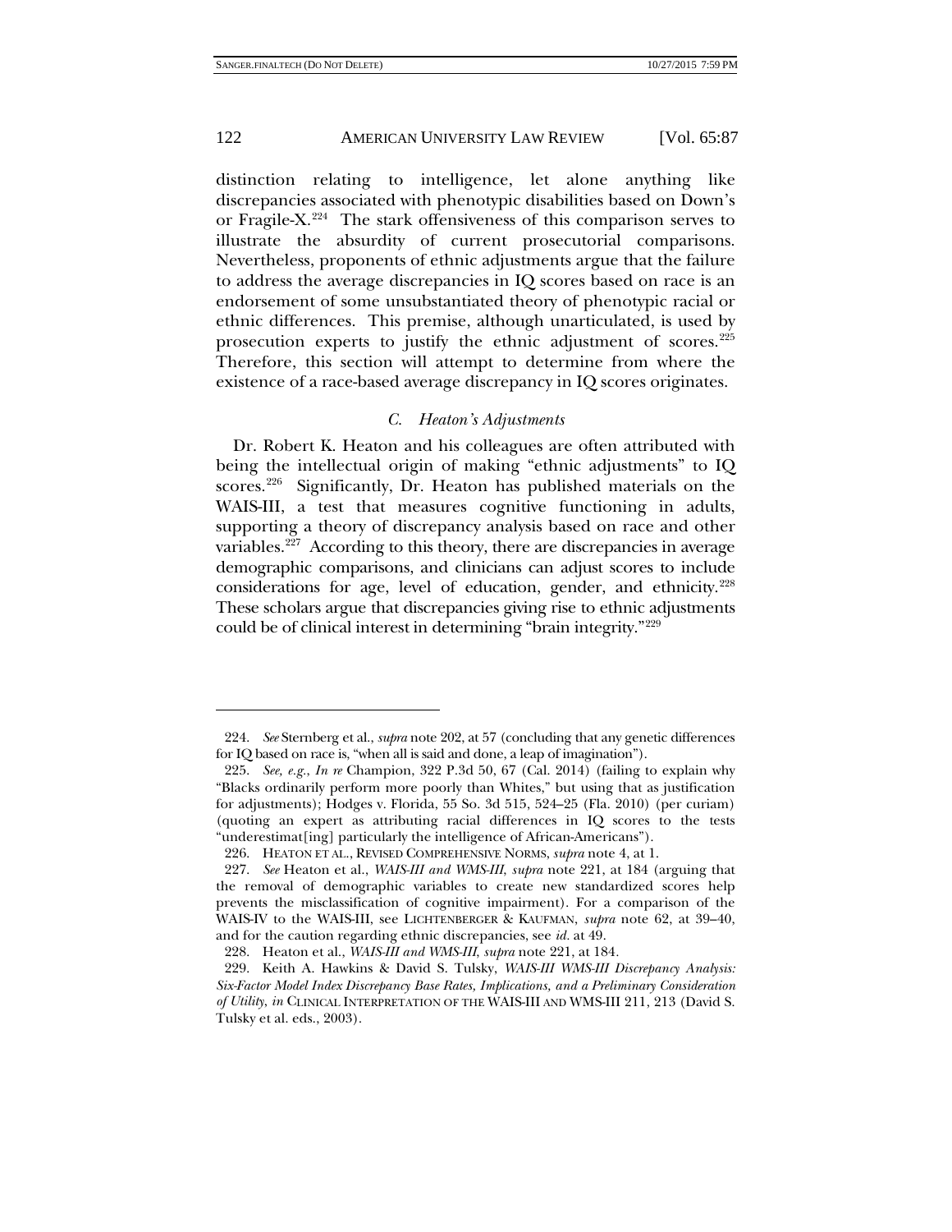distinction relating to intelligence, let alone anything like discrepancies associated with phenotypic disabilities based on Down's or Fragile-X.[224] The stark offensiveness of this comparison serves to illustrate the absurdity of current prosecutorial comparisons. Nevertheless, proponents of ethnic adjustments argue that the failure to address the average discrepancies in IQ scores based on race is an endorsement of some unsubstantiated theory of phenotypic racial or ethnic differences. This premise, although unarticulated, is used by prosecution experts to justify the ethnic adjustment of scores.[225] Therefore, this section will attempt to determine from where the existence of a race-based average discrepancy in IQ scores originates.

### *C. Heaton's Adjustments*

Dr. Robert K. Heaton and his colleagues are often attributed with being the intellectual origin of making "ethnic adjustments" to IQ scores.[226] Significantly, Dr. Heaton has published materials on the WAIS-III, a test that measures cognitive functioning in adults, supporting a theory of discrepancy analysis based on race and other variables.[227] According to this theory, there are discrepancies in average demographic comparisons, and clinicians can adjust scores to include considerations for age, level of education, gender, and ethnicity.[228] These scholars argue that discrepancies giving rise to ethnic adjustments could be of clinical interest in determining "brain integrity."[229]

---

224. *See* Sternberg et al., *supra* note 202, at 57 (concluding that any genetic differences for IQ based on race is, "when all is said and done, a leap of imagination").

225. *See, e.g.*, *In re* Champion, 322 P.3d 50, 67 (Cal. 2014) (failing to explain why "Blacks ordinarily perform more poorly than Whites," but using that as justification for adjustments); Hodges v. Florida, 55 So. 3d 515, 524–25 (Fla. 2010) (per curiam) (quoting an expert as attributing racial differences in IQ scores to the tests "underestimat[ing] particularly the intelligence of African-Americans").

226. HEATON ET AL., REVISED COMPREHENSIVE NORMS, *supra* note 4, at 1.

227. *See* Heaton et al., *WAIS-III and WMS-III*, *supra* note 221, at 184 (arguing that the removal of demographic variables to create new standardized scores help prevents the misclassification of cognitive impairment). For a comparison of the WAIS-IV to the WAIS-III, see LICHTENBERGER & KAUFMAN, *supra* note 62, at 39–40, and for the caution regarding ethnic discrepancies, see *id.* at 49.

228. Heaton et al., *WAIS-III and WMS-III*, *supra* note 221, at 184.

229. Keith A. Hawkins & David S. Tulsky, *WAIS-III WMS-III Discrepancy Analysis: Six-Factor Model Index Discrepancy Base Rates, Implications, and a Preliminary Consideration of Utility*, *in* CLINICAL INTERPRETATION OF THE WAIS-III AND WMS-III 211, 213 (David S. Tulsky et al. eds., 2003).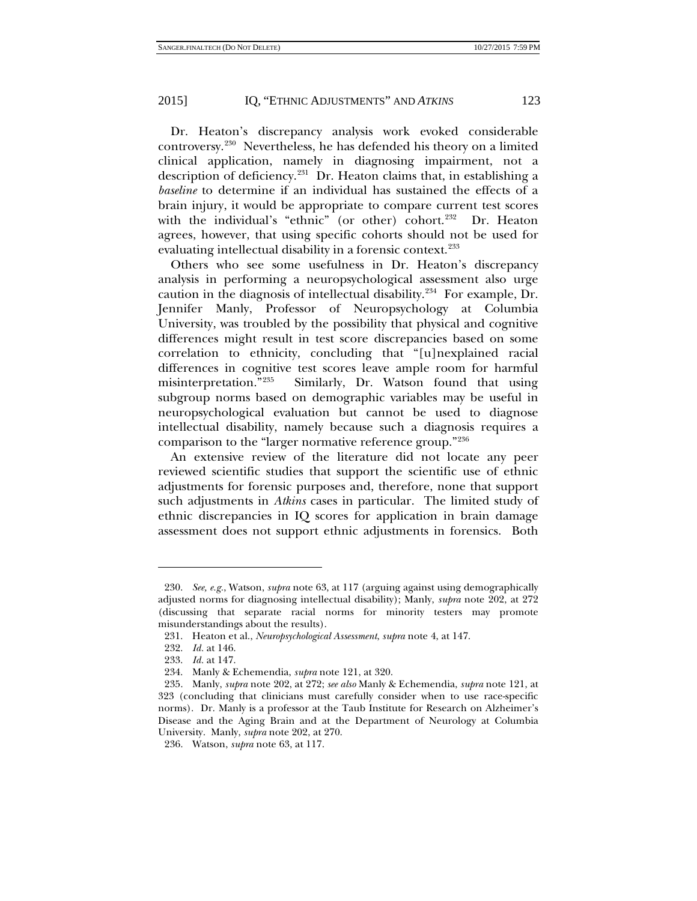Dr. Heaton's discrepancy analysis work evoked considerable controversy.[230] Nevertheless, he has defended his theory on a limited clinical application, namely in diagnosing impairment, not a description of deficiency.[231] Dr. Heaton claims that, in establishing a *baseline* to determine if an individual has sustained the effects of a brain injury, it would be appropriate to compare current test scores with the individual's "ethnic" (or other) cohort.[232] Dr. Heaton agrees, however, that using specific cohorts should not be used for evaluating intellectual disability in a forensic context.[233]

Others who see some usefulness in Dr. Heaton's discrepancy analysis in performing a neuropsychological assessment also urge caution in the diagnosis of intellectual disability.[234] For example, Dr. Jennifer Manly, Professor of Neuropsychology at Columbia University, was troubled by the possibility that physical and cognitive differences might result in test score discrepancies based on some correlation to ethnicity, concluding that "[u]nexplained racial differences in cognitive test scores leave ample room for harmful misinterpretation."[235] Similarly, Dr. Watson found that using subgroup norms based on demographic variables may be useful in neuropsychological evaluation but cannot be used to diagnose intellectual disability, namely because such a diagnosis requires a comparison to the "larger normative reference group."[236]

An extensive review of the literature did not locate any peer reviewed scientific studies that support the scientific use of ethnic adjustments for forensic purposes and, therefore, none that support such adjustments in *Atkins* cases in particular. The limited study of ethnic discrepancies in IQ scores for application in brain damage assessment does not support ethnic adjustments in forensics. Both

---

230. *See, e.g.*, Watson, *supra* note 63, at 117 (arguing against using demographically adjusted norms for diagnosing intellectual disability); Manly, *supra* note 202, at 272 (discussing that separate racial norms for minority testers may promote misunderstandings about the results).

231. Heaton et al., *Neuropsychological Assessment*, *supra* note 4, at 147.

232. *Id.* at 146.

233. *Id.* at 147.

234. Manly & Echemendia, *supra* note 121, at 320.

235. Manly, *supra* note 202, at 272; *see also* Manly & Echemendia, *supra* note 121, at 323 (concluding that clinicians must carefully consider when to use race-specific norms). Dr. Manly is a professor at the Taub Institute for Research on Alzheimer's Disease and the Aging Brain and at the Department of Neurology at Columbia University. Manly, *supra* note 202, at 270.

236. Watson, *supra* note 63, at 117.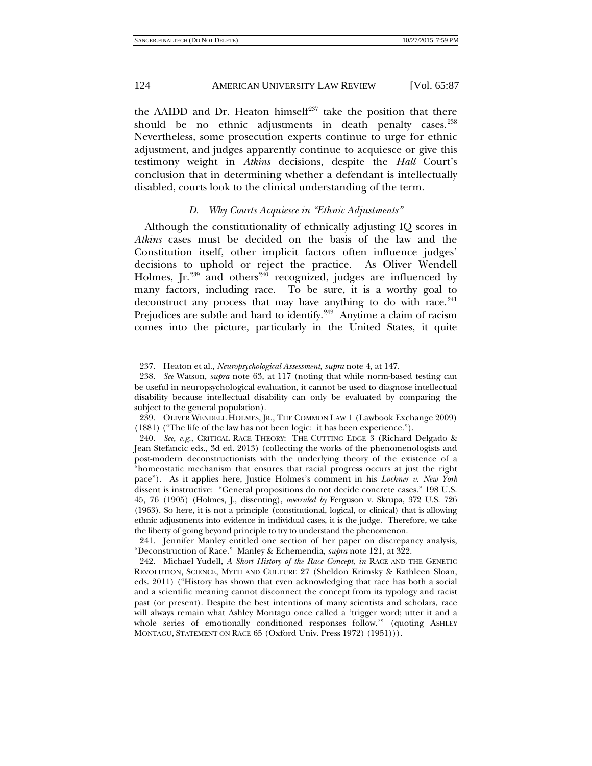the AAIDD and Dr. Heaton himself[237] take the position that there should be no ethnic adjustments in death penalty cases.[238] Nevertheless, some prosecution experts continue to urge for ethnic adjustment, and judges apparently continue to acquiesce or give this testimony weight in *Atkins* decisions, despite the *Hall* Court's conclusion that in determining whether a defendant is intellectually disabled, courts look to the clinical understanding of the term.

### *D. Why Courts Acquiesce in "Ethnic Adjustments"*

Although the constitutionality of ethnically adjusting IQ scores in *Atkins* cases must be decided on the basis of the law and the Constitution itself, other implicit factors often influence judges' decisions to uphold or reject the practice. As Oliver Wendell Holmes, Jr.[239] and others[240] recognized, judges are influenced by many factors, including race. To be sure, it is a worthy goal to deconstruct any process that may have anything to do with race.[241] Prejudices are subtle and hard to identify.[242] Anytime a claim of racism comes into the picture, particularly in the United States, it quite

---

237. Heaton et al., *Neuropsychological Assessment*, *supra* note 4, at 147.

238. *See* Watson, *supra* note 63, at 117 (noting that while norm-based testing can be useful in neuropsychological evaluation, it cannot be used to diagnose intellectual disability because intellectual disability can only be evaluated by comparing the subject to the general population).

239. OLIVER WENDELL HOLMES, JR., THE COMMON LAW 1 (Lawbook Exchange 2009) (1881) ("The life of the law has not been logic: it has been experience.").

240. *See, e.g.*, CRITICAL RACE THEORY: THE CUTTING EDGE 3 (Richard Delgado & Jean Stefancic eds., 3d ed. 2013) (collecting the works of the phenomenologists and post-modern deconstructionists with the underlying theory of the existence of a "homeostatic mechanism that ensures that racial progress occurs at just the right pace"). As it applies here, Justice Holmes's comment in his *Lochner v. New York* dissent is instructive: "General propositions do not decide concrete cases." 198 U.S. 45, 76 (1905) (Holmes, J., dissenting), *overruled by* Ferguson v. Skrupa, 372 U.S. 726 (1963). So here, it is not a principle (constitutional, logical, or clinical) that is allowing ethnic adjustments into evidence in individual cases, it is the judge. Therefore, we take the liberty of going beyond principle to try to understand the phenomenon.

241. Jennifer Manley entitled one section of her paper on discrepancy analysis, "Deconstruction of Race." Manley & Echemendia, *supra* note 121, at 322.

242. Michael Yudell, *A Short History of the Race Concept*, *in* RACE AND THE GENETIC REVOLUTION, SCIENCE, MYTH AND CULTURE 27 (Sheldon Krimsky & Kathleen Sloan, eds. 2011) ("History has shown that even acknowledging that race has both a social and a scientific meaning cannot disconnect the concept from its typology and racist past (or present). Despite the best intentions of many scientists and scholars, race will always remain what Ashley Montagu once called a 'trigger word; utter it and a whole series of emotionally conditioned responses follow.'" (quoting ASHLEY MONTAGU, STATEMENT ON RACE 65 (Oxford Univ. Press 1972) (1951))).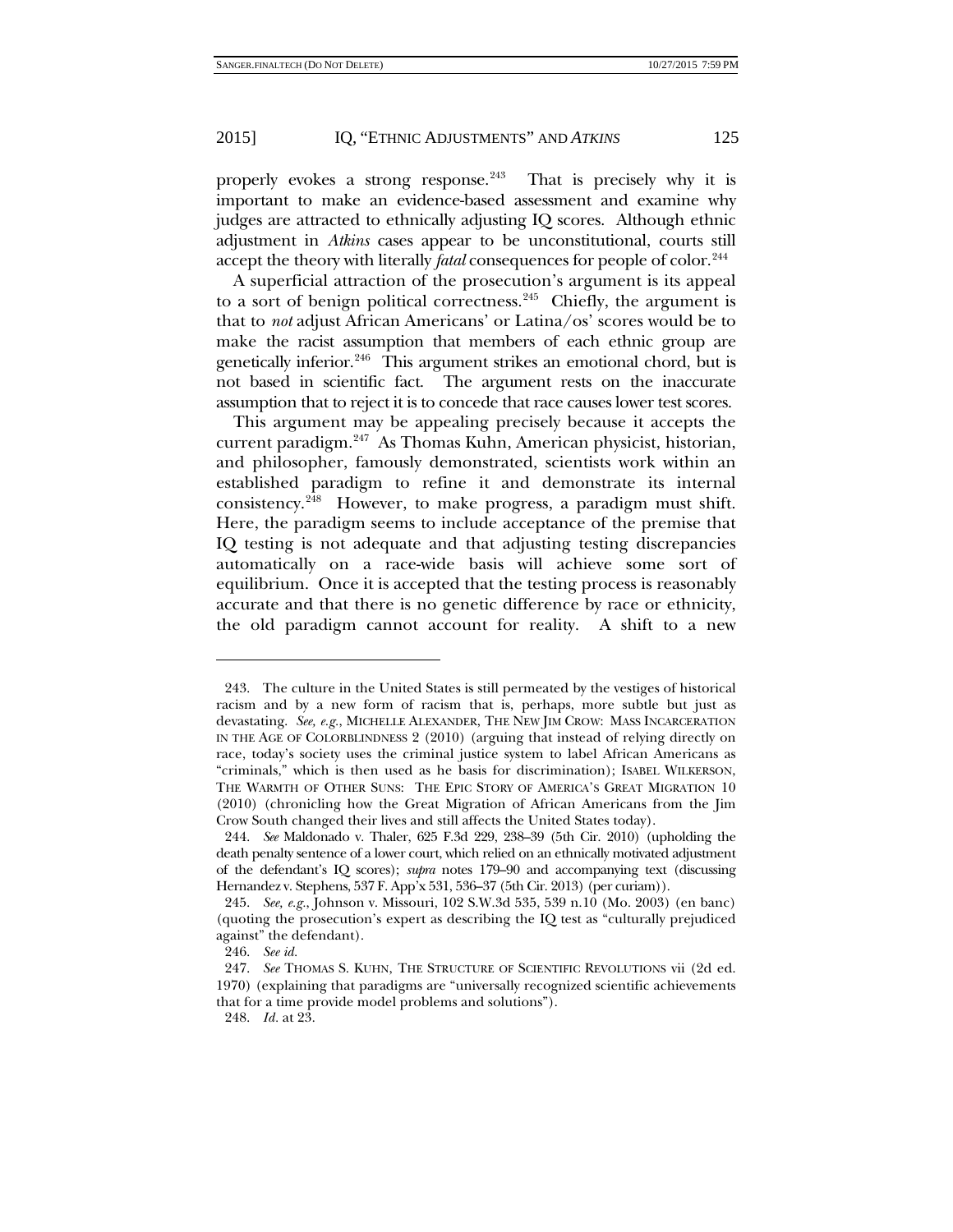properly evokes a strong response.[243] That is precisely why it is important to make an evidence-based assessment and examine why judges are attracted to ethnically adjusting IQ scores. Although ethnic adjustment in *Atkins* cases appear to be unconstitutional, courts still accept the theory with literally *fatal* consequences for people of color.[244]

A superficial attraction of the prosecution's argument is its appeal to a sort of benign political correctness.[245] Chiefly, the argument is that to *not* adjust African Americans' or Latina/os' scores would be to make the racist assumption that members of each ethnic group are genetically inferior.[246] This argument strikes an emotional chord, but is not based in scientific fact. The argument rests on the inaccurate assumption that to reject it is to concede that race causes lower test scores.

This argument may be appealing precisely because it accepts the current paradigm.[247] As Thomas Kuhn, American physicist, historian, and philosopher, famously demonstrated, scientists work within an established paradigm to refine it and demonstrate its internal consistency.[248] However, to make progress, a paradigm must shift. Here, the paradigm seems to include acceptance of the premise that IQ testing is not adequate and that adjusting testing discrepancies automatically on a race-wide basis will achieve some sort of equilibrium. Once it is accepted that the testing process is reasonably accurate and that there is no genetic difference by race or ethnicity, the old paradigm cannot account for reality. A shift to a new

---

243. The culture in the United States is still permeated by the vestiges of historical racism and by a new form of racism that is, perhaps, more subtle but just as devastating. *See, e.g.*, MICHELLE ALEXANDER, THE NEW JIM CROW: MASS INCARCERATION IN THE AGE OF COLORBLINDNESS 2 (2010) (arguing that instead of relying directly on race, today's society uses the criminal justice system to label African Americans as "criminals," which is then used as he basis for discrimination); ISABEL WILKERSON, THE WARMTH OF OTHER SUNS: THE EPIC STORY OF AMERICA'S GREAT MIGRATION 10 (2010) (chronicling how the Great Migration of African Americans from the Jim Crow South changed their lives and still affects the United States today).

244. *See* Maldonado v. Thaler, 625 F.3d 229, 238–39 (5th Cir. 2010) (upholding the death penalty sentence of a lower court, which relied on an ethnically motivated adjustment of the defendant's IQ scores); *supra* notes 179–90 and accompanying text (discussing Hernandez v. Stephens, 537 F. App'x 531, 536–37 (5th Cir. 2013) (per curiam)).

245. *See, e.g.*, Johnson v. Missouri, 102 S.W.3d 535, 539 n.10 (Mo. 2003) (en banc) (quoting the prosecution's expert as describing the IQ test as "culturally prejudiced against" the defendant).

246. *See id.*

247. *See* THOMAS S. KUHN, THE STRUCTURE OF SCIENTIFIC REVOLUTIONS vii (2d ed. 1970) (explaining that paradigms are "universally recognized scientific achievements that for a time provide model problems and solutions").

248. *Id.* at 23.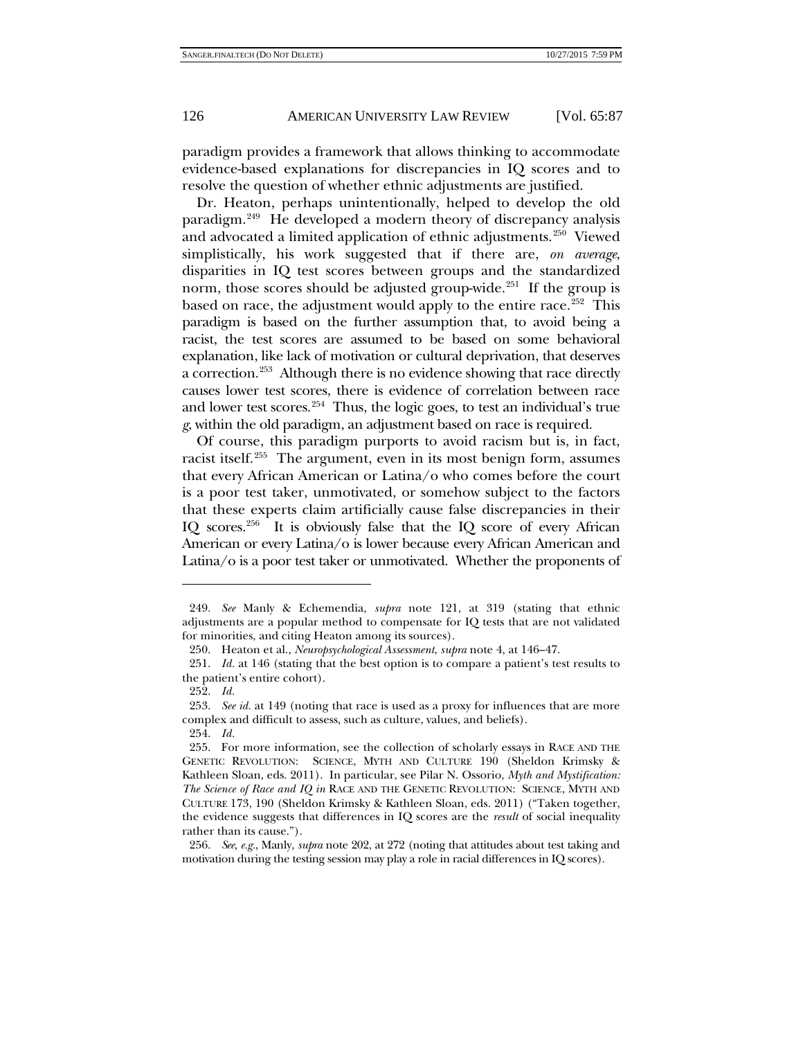paradigm provides a framework that allows thinking to accommodate evidence-based explanations for discrepancies in IQ scores and to resolve the question of whether ethnic adjustments are justified.

Dr. Heaton, perhaps unintentionally, helped to develop the old paradigm.[249] He developed a modern theory of discrepancy analysis and advocated a limited application of ethnic adjustments.[250] Viewed simplistically, his work suggested that if there are, *on average*, disparities in IQ test scores between groups and the standardized norm, those scores should be adjusted group-wide.[251] If the group is based on race, the adjustment would apply to the entire race.[252] This paradigm is based on the further assumption that, to avoid being a racist, the test scores are assumed to be based on some behavioral explanation, like lack of motivation or cultural deprivation, that deserves a correction.[253] Although there is no evidence showing that race directly causes lower test scores, there is evidence of correlation between race and lower test scores.[254] Thus, the logic goes, to test an individual's true *g*, within the old paradigm, an adjustment based on race is required.

Of course, this paradigm purports to avoid racism but is, in fact, racist itself.[255] The argument, even in its most benign form, assumes that every African American or Latina/o who comes before the court is a poor test taker, unmotivated, or somehow subject to the factors that these experts claim artificially cause false discrepancies in their IQ scores.[256] It is obviously false that the IQ score of every African American or every Latina/o is lower because every African American and Latina/o is a poor test taker or unmotivated. Whether the proponents of

---

249. *See* Manly & Echemendia, *supra* note 121, at 319 (stating that ethnic adjustments are a popular method to compensate for IQ tests that are not validated for minorities, and citing Heaton among its sources).

250. Heaton et al., *Neuropsychological Assessment*, *supra* note 4, at 146–47.

251. *Id.* at 146 (stating that the best option is to compare a patient's test results to the patient's entire cohort).

252. *Id.*

253. *See id.* at 149 (noting that race is used as a proxy for influences that are more complex and difficult to assess, such as culture, values, and beliefs).

254. *Id.*

255. For more information, see the collection of scholarly essays in RACE AND THE GENETIC REVOLUTION: SCIENCE, MYTH AND CULTURE 190 (Sheldon Krimsky & Kathleen Sloan, eds. 2011). In particular, see Pilar N. Ossorio, *Myth and Mystification: The Science of Race and IQ in* RACE AND THE GENETIC REVOLUTION: SCIENCE, MYTH AND CULTURE 173, 190 (Sheldon Krimsky & Kathleen Sloan, eds. 2011) ("Taken together, the evidence suggests that differences in IQ scores are the *result* of social inequality rather than its cause.").

256. *See, e.g.*, Manly, *supra* note 202, at 272 (noting that attitudes about test taking and motivation during the testing session may play a role in racial differences in IQ scores).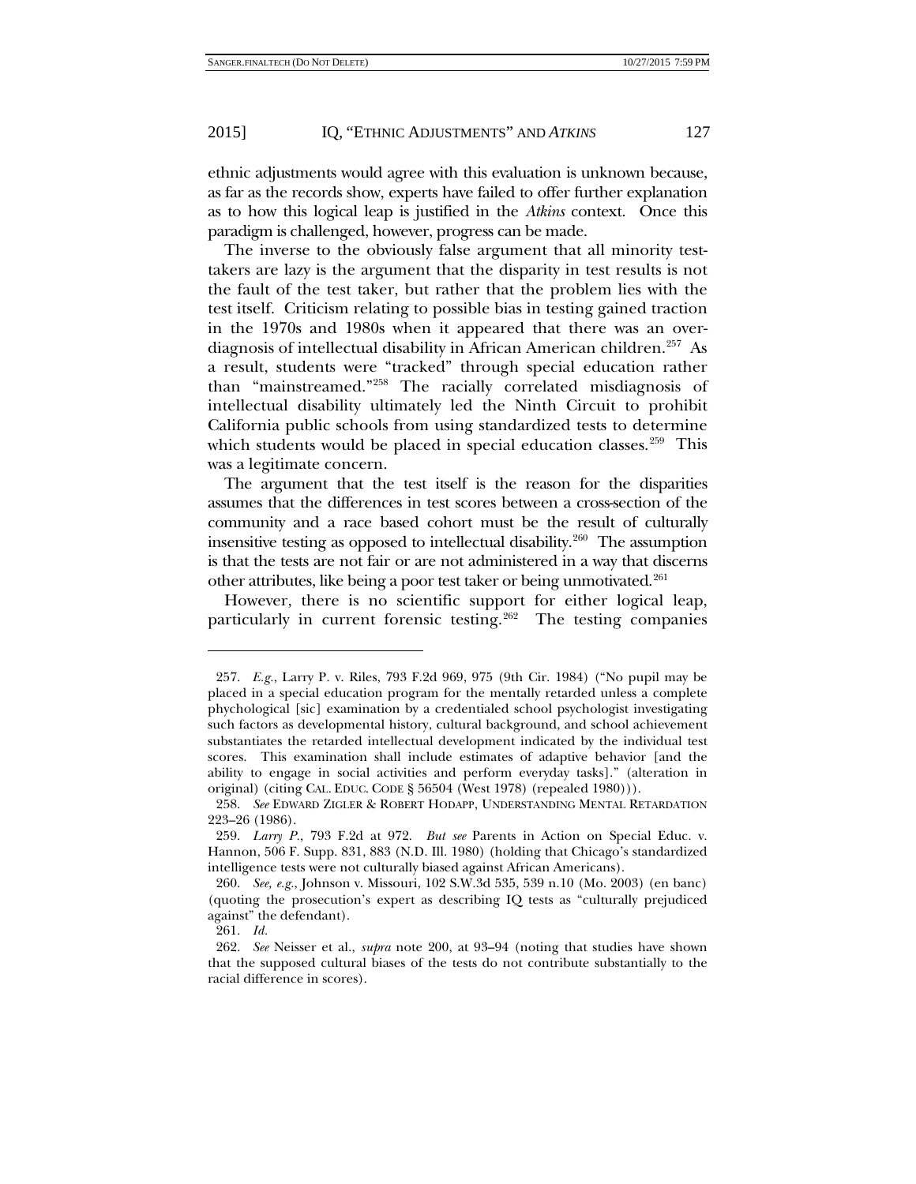ethnic adjustments would agree with this evaluation is unknown because, as far as the records show, experts have failed to offer further explanation as to how this logical leap is justified in the *Atkins* context. Once this paradigm is challenged, however, progress can be made.

The inverse to the obviously false argument that all minority test-takers are lazy is the argument that the disparity in test results is not the fault of the test taker, but rather that the problem lies with the test itself. Criticism relating to possible bias in testing gained traction in the 1970s and 1980s when it appeared that there was an over-diagnosis of intellectual disability in African American children.[257] As a result, students were "tracked" through special education rather than "mainstreamed."[258] The racially correlated misdiagnosis of intellectual disability ultimately led the Ninth Circuit to prohibit California public schools from using standardized tests to determine which students would be placed in special education classes.[259] This was a legitimate concern.

The argument that the test itself is the reason for the disparities assumes that the differences in test scores between a cross-section of the community and a race based cohort must be the result of culturally insensitive testing as opposed to intellectual disability.[260] The assumption is that the tests are not fair or are not administered in a way that discerns other attributes, like being a poor test taker or being unmotivated.[261]

However, there is no scientific support for either logical leap, particularly in current forensic testing.[262] The testing companies

---

257. *E.g.*, Larry P. v. Riles, 793 F.2d 969, 975 (9th Cir. 1984) ("No pupil may be placed in a special education program for the mentally retarded unless a complete phychological [sic] examination by a credentialed school psychologist investigating such factors as developmental history, cultural background, and school achievement substantiates the retarded intellectual development indicated by the individual test scores. This examination shall include estimates of adaptive behavior [and the ability to engage in social activities and perform everyday tasks]." (alteration in original) (citing CAL. EDUC. CODE § 56504 (West 1978) (repealed 1980))).

258. *See* EDWARD ZIGLER & ROBERT HODAPP, UNDERSTANDING MENTAL RETARDATION 223–26 (1986).

259. *Larry P.*, 793 F.2d at 972. *But see* Parents in Action on Special Educ. v. Hannon, 506 F. Supp. 831, 883 (N.D. Ill. 1980) (holding that Chicago's standardized intelligence tests were not culturally biased against African Americans).

260. *See, e.g.*, Johnson v. Missouri, 102 S.W.3d 535, 539 n.10 (Mo. 2003) (en banc) (quoting the prosecution's expert as describing IQ tests as "culturally prejudiced against" the defendant).

261. *Id.*

262. *See* Neisser et al., *supra* note 200, at 93–94 (noting that studies have shown that the supposed cultural biases of the tests do not contribute substantially to the racial difference in scores).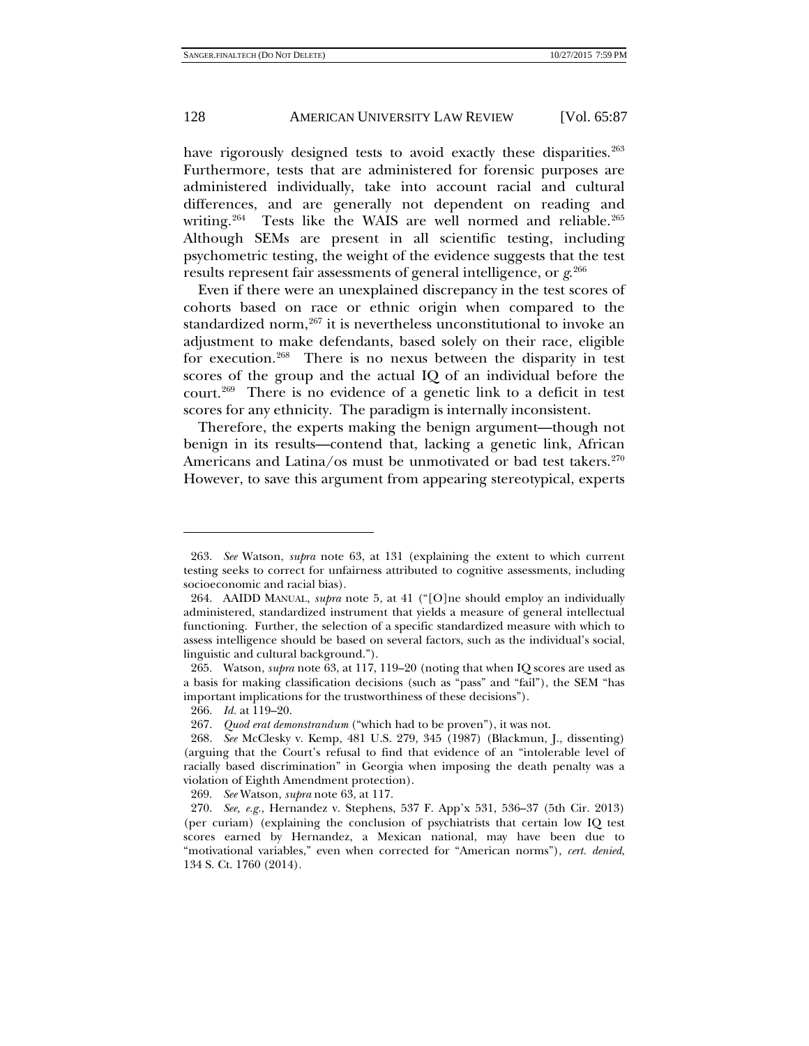have rigorously designed tests to avoid exactly these disparities.[263] Furthermore, tests that are administered for forensic purposes are administered individually, take into account racial and cultural differences, and are generally not dependent on reading and writing.[264] Tests like the WAIS are well normed and reliable.[265] Although SEMs are present in all scientific testing, including psychometric testing, the weight of the evidence suggests that the test results represent fair assessments of general intelligence, or *g*.[266]

Even if there were an unexplained discrepancy in the test scores of cohorts based on race or ethnic origin when compared to the standardized norm,[267] it is nevertheless unconstitutional to invoke an adjustment to make defendants, based solely on their race, eligible for execution.[268] There is no nexus between the disparity in test scores of the group and the actual IQ of an individual before the court.[269] There is no evidence of a genetic link to a deficit in test scores for any ethnicity. The paradigm is internally inconsistent.

Therefore, the experts making the benign argument—though not benign in its results—contend that, lacking a genetic link, African Americans and Latina/os must be unmotivated or bad test takers.[270] However, to save this argument from appearing stereotypical, experts

---

263. *See* Watson, *supra* note 63, at 131 (explaining the extent to which current testing seeks to correct for unfairness attributed to cognitive assessments, including socioeconomic and racial bias).

264. AAIDD MANUAL, *supra* note 5, at 41 ("[O]ne should employ an individually administered, standardized instrument that yields a measure of general intellectual functioning. Further, the selection of a specific standardized measure with which to assess intelligence should be based on several factors, such as the individual's social, linguistic and cultural background.").

265. Watson, *supra* note 63, at 117, 119–20 (noting that when IQ scores are used as a basis for making classification decisions (such as "pass" and "fail"), the SEM "has important implications for the trustworthiness of these decisions").

266. *Id.* at 119–20.

267. *Quod erat demonstrandum* ("which had to be proven"), it was not.

268. *See* McClesky v. Kemp, 481 U.S. 279, 345 (1987) (Blackmun, J., dissenting) (arguing that the Court's refusal to find that evidence of an "intolerable level of racially based discrimination" in Georgia when imposing the death penalty was a violation of Eighth Amendment protection).

269. *See* Watson, *supra* note 63, at 117.

270. *See, e.g.*, Hernandez v. Stephens, 537 F. App'x 531, 536–37 (5th Cir. 2013) (per curiam) (explaining the conclusion of psychiatrists that certain low IQ test scores earned by Hernandez, a Mexican national, may have been due to "motivational variables," even when corrected for "American norms"), *cert. denied*, 134 S. Ct. 1760 (2014).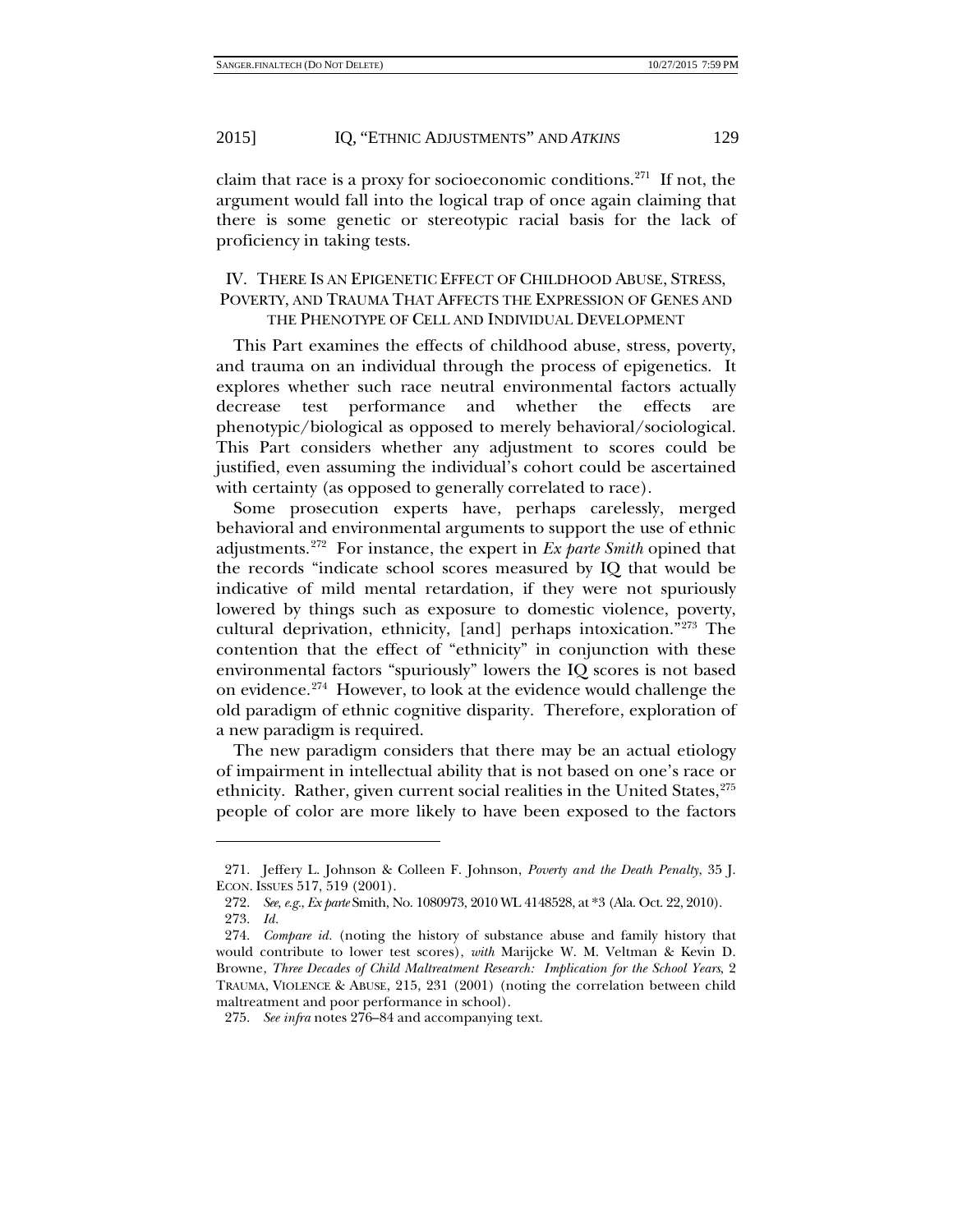claim that race is a proxy for socioeconomic conditions.[271] If not, the argument would fall into the logical trap of once again claiming that there is some genetic or stereotypic racial basis for the lack of proficiency in taking tests.

## IV. There Is an Epigenetic Effect of Childhood Abuse, Stress, Poverty, and Trauma That Affects the Expression of Genes and the Phenotype of Cell and Individual Development

This Part examines the effects of childhood abuse, stress, poverty, and trauma on an individual through the process of epigenetics. It explores whether such race neutral environmental factors actually decrease test performance and whether the effects are phenotypic/biological as opposed to merely behavioral/sociological. This Part considers whether any adjustment to scores could be justified, even assuming the individual's cohort could be ascertained with certainty (as opposed to generally correlated to race).

Some prosecution experts have, perhaps carelessly, merged behavioral and environmental arguments to support the use of ethnic adjustments.[272] For instance, the expert in *Ex parte Smith* opined that the records "indicate school scores measured by IQ that would be indicative of mild mental retardation, if they were not spuriously lowered by things such as exposure to domestic violence, poverty, cultural deprivation, ethnicity, [and] perhaps intoxication."[273] The contention that the effect of "ethnicity" in conjunction with these environmental factors "spuriously" lowers the IQ scores is not based on evidence.[274] However, to look at the evidence would challenge the old paradigm of ethnic cognitive disparity. Therefore, exploration of a new paradigm is required.

The new paradigm considers that there may be an actual etiology of impairment in intellectual ability that is not based on one's race or ethnicity. Rather, given current social realities in the United States,[275] people of color are more likely to have been exposed to the factors

---

271. Jeffery L. Johnson & Colleen F. Johnson, *Poverty and the Death Penalty*, 35 J. Econ. Issues 517, 519 (2001).

272. *See, e.g.*, *Ex parte* Smith, No. 1080973, 2010 WL 4148528, at *3 (Ala. Oct. 22, 2010).

273. *Id.*

274. *Compare id.* (noting the history of substance abuse and family history that would contribute to lower test scores), *with* Marijcke W. M. Veltman & Kevin D. Browne, *Three Decades of Child Maltreatment Research: Implication for the School Years*, 2 Trauma, Violence & Abuse, 215, 231 (2001) (noting the correlation between child maltreatment and poor performance in school).

275. *See infra* notes 276–84 and accompanying text.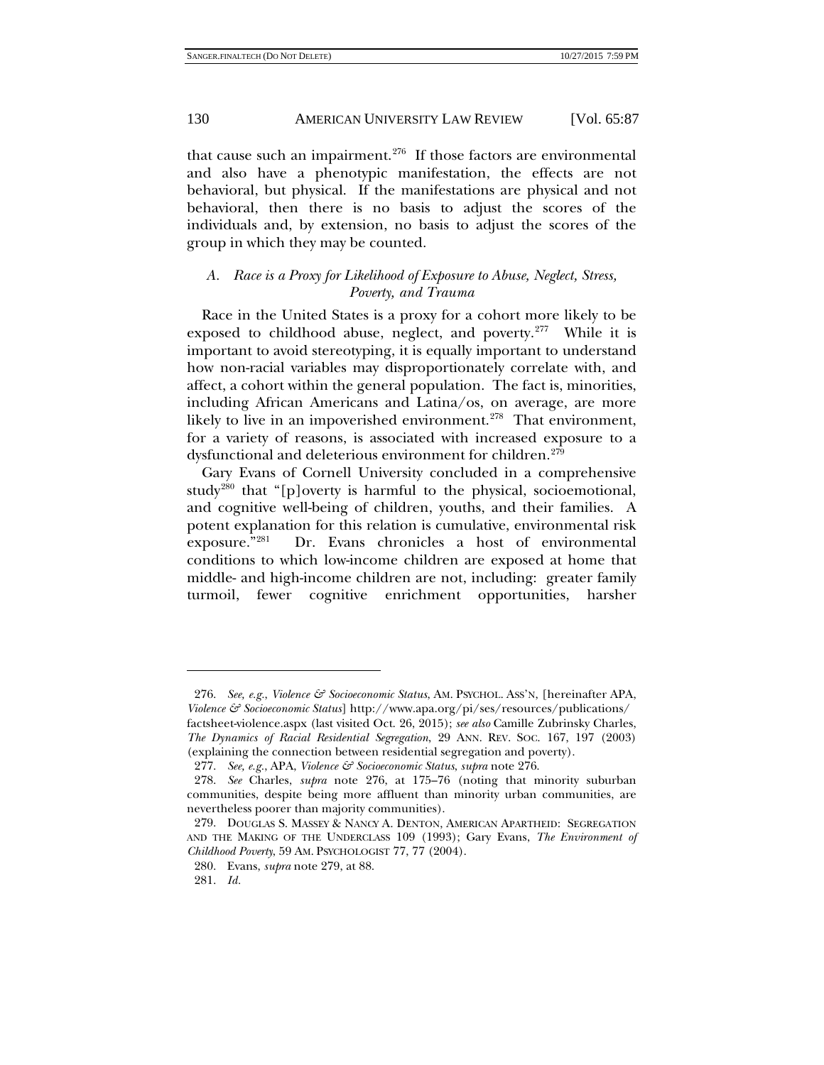that cause such an impairment.[276] If those factors are environmental and also have a phenotypic manifestation, the effects are not behavioral, but physical. If the manifestations are physical and not behavioral, then there is no basis to adjust the scores of the individuals and, by extension, no basis to adjust the scores of the group in which they may be counted.

### *A. Race is a Proxy for Likelihood of Exposure to Abuse, Neglect, Stress, Poverty, and Trauma*

Race in the United States is a proxy for a cohort more likely to be exposed to childhood abuse, neglect, and poverty.[277] While it is important to avoid stereotyping, it is equally important to understand how non-racial variables may disproportionately correlate with, and affect, a cohort within the general population. The fact is, minorities, including African Americans and Latina/os, on average, are more likely to live in an impoverished environment.[278] That environment, for a variety of reasons, is associated with increased exposure to a dysfunctional and deleterious environment for children.[279]

Gary Evans of Cornell University concluded in a comprehensive study[280] that "[p]overty is harmful to the physical, socioemotional, and cognitive well-being of children, youths, and their families. A potent explanation for this relation is cumulative, environmental risk exposure."[281] Dr. Evans chronicles a host of environmental conditions to which low-income children are exposed at home that middle- and high-income children are not, including: greater family turmoil, fewer cognitive enrichment opportunities, harsher

---

276. *See, e.g.*, *Violence & Socioeconomic Status*, AM. PSYCHOL. ASS'N, [hereinafter APA, *Violence & Socioeconomic Status*] http://www.apa.org/pi/ses/resources/publications/factsheet-violence.aspx (last visited Oct. 26, 2015); *see also* Camille Zubrinsky Charles, *The Dynamics of Racial Residential Segregation*, 29 ANN. REV. SOC. 167, 197 (2003) (explaining the connection between residential segregation and poverty).

277. *See, e.g.*, APA, *Violence & Socioeconomic Status*, *supra* note 276.

278. *See* Charles, *supra* note 276, at 175–76 (noting that minority suburban communities, despite being more affluent than minority urban communities, are nevertheless poorer than majority communities).

279. DOUGLAS S. MASSEY & NANCY A. DENTON, AMERICAN APARTHEID: SEGREGATION AND THE MAKING OF THE UNDERCLASS 109 (1993); Gary Evans, *The Environment of Childhood Poverty*, 59 AM. PSYCHOLOGIST 77, 77 (2004).

280. Evans, *supra* note 279, at 88.

281. *Id.*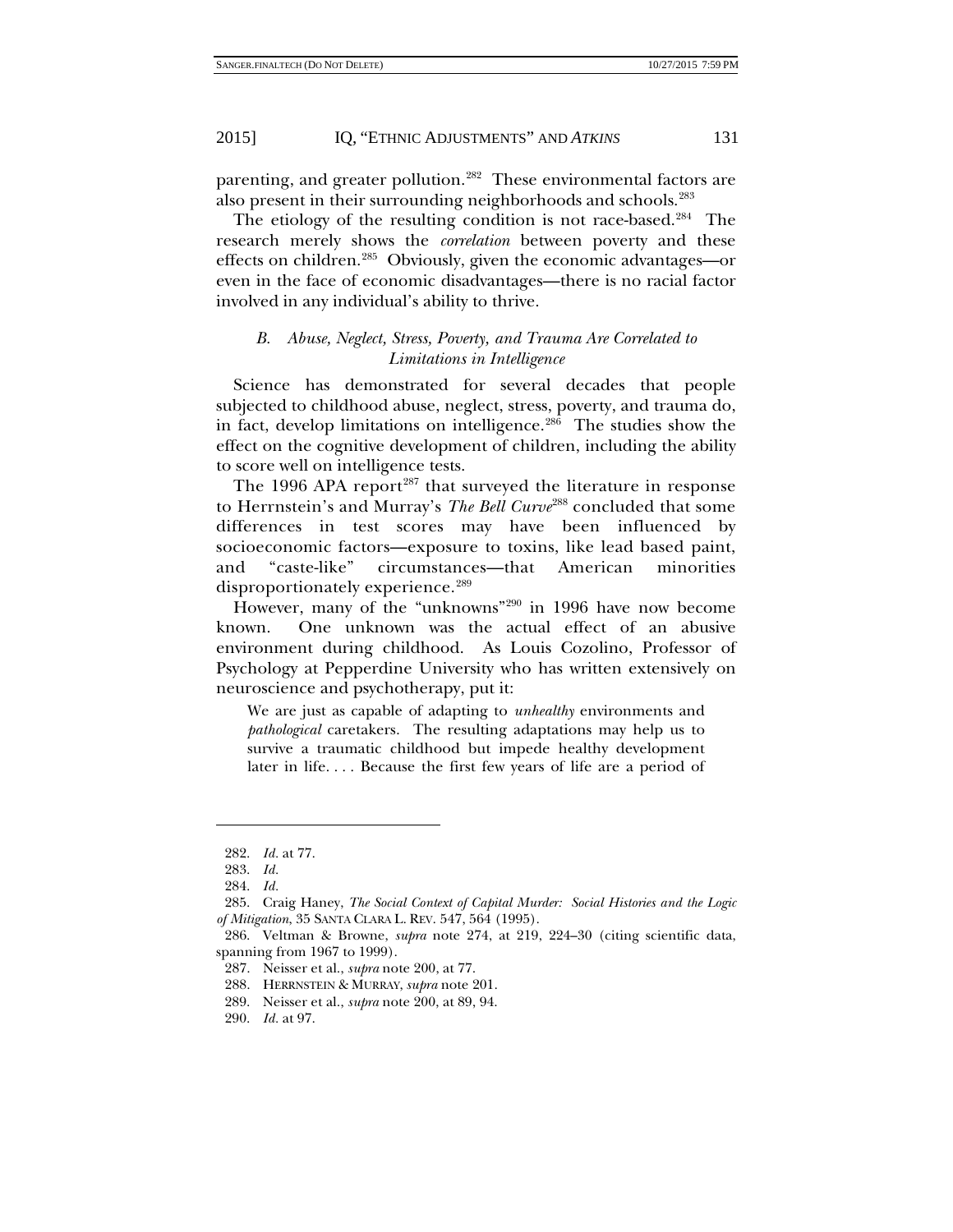parenting, and greater pollution.[282] These environmental factors are also present in their surrounding neighborhoods and schools.[283]

The etiology of the resulting condition is not race-based.[284] The research merely shows the *correlation* between poverty and these effects on children.[285] Obviously, given the economic advantages—or even in the face of economic disadvantages—there is no racial factor involved in any individual's ability to thrive.

### *B. Abuse, Neglect, Stress, Poverty, and Trauma Are Correlated to Limitations in Intelligence*

Science has demonstrated for several decades that people subjected to childhood abuse, neglect, stress, poverty, and trauma do, in fact, develop limitations on intelligence.[286] The studies show the effect on the cognitive development of children, including the ability to score well on intelligence tests.

The 1996 APA report[287] that surveyed the literature in response to Herrnstein's and Murray's *The Bell Curve*[288] concluded that some differences in test scores may have been influenced by socioeconomic factors—exposure to toxins, like lead based paint, and "caste-like" circumstances—that American minorities disproportionately experience.[289]

However, many of the "unknowns"[290] in 1996 have now become known. One unknown was the actual effect of an abusive environment during childhood. As Louis Cozolino, Professor of Psychology at Pepperdine University who has written extensively on neuroscience and psychotherapy, put it:

> We are just as capable of adapting to *unhealthy* environments and *pathological* caretakers. The resulting adaptations may help us to survive a traumatic childhood but impede healthy development later in life. . . . Because the first few years of life are a period of

---

282. *Id.* at 77.

283. *Id.*

284. *Id.*

285. Craig Haney, *The Social Context of Capital Murder: Social Histories and the Logic of Mitigation*, 35 SANTA CLARA L. REV. 547, 564 (1995).

286. Veltman & Browne, *supra* note 274, at 219, 224–30 (citing scientific data, spanning from 1967 to 1999).

287. Neisser et al., *supra* note 200, at 77.

288. HERRNSTEIN & MURRAY, *supra* note 201.

289. Neisser et al., *supra* note 200, at 89, 94.

290. *Id.* at 97.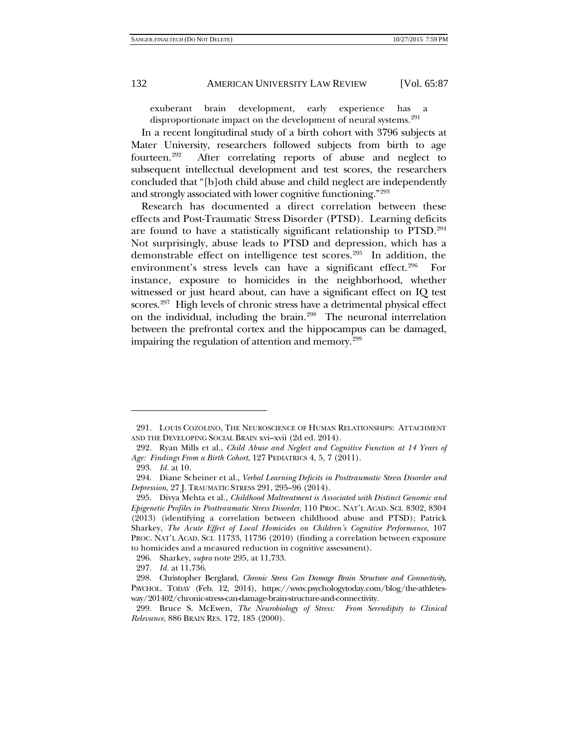> exuberant brain development, early experience has a disproportionate impact on the development of neural systems.[291]

In a recent longitudinal study of a birth cohort with 3796 subjects at Mater University, researchers followed subjects from birth to age fourteen.[292] After correlating reports of abuse and neglect to subsequent intellectual development and test scores, the researchers concluded that "[b]oth child abuse and child neglect are independently and strongly associated with lower cognitive functioning."[293]

Research has documented a direct correlation between these effects and Post-Traumatic Stress Disorder (PTSD). Learning deficits are found to have a statistically significant relationship to PTSD.[294] Not surprisingly, abuse leads to PTSD and depression, which has a demonstrable effect on intelligence test scores.[295] In addition, the environment's stress levels can have a significant effect.[296] For instance, exposure to homicides in the neighborhood, whether witnessed or just heard about, can have a significant effect on IQ test scores.[297] High levels of chronic stress have a detrimental physical effect on the individual, including the brain.[298] The neuronal interrelation between the prefrontal cortex and the hippocampus can be damaged, impairing the regulation of attention and memory.[299]

---

291. LOUIS COZOLINO, THE NEUROSCIENCE OF HUMAN RELATIONSHIPS: ATTACHMENT AND THE DEVELOPING SOCIAL BRAIN xvi–xvii (2d ed. 2014).

292. Ryan Mills et al., *Child Abuse and Neglect and Cognitive Function at 14 Years of Age: Findings From a Birth Cohort*, 127 PEDIATRICS 4, 5, 7 (2011).

293. *Id.* at 10.

294. Diane Scheiner et al., *Verbal Learning Deficits in Posttraumatic Stress Disorder and Depression*, 27 J. TRAUMATIC STRESS 291, 295–96 (2014).

295. Divya Mehta et al., *Childhood Maltreatment is Associated with Distinct Genomic and Epigenetic Profiles in Posttraumatic Stress Disorder*, 110 PROC. NAT'L ACAD. SCI. 8302, 8304 (2013) (identifying a correlation between childhood abuse and PTSD); Patrick Sharkey, *The Acute Effect of Local Homicides on Children's Cognitive Performance*, 107 PROC. NAT'L ACAD. SCI. 11733, 11736 (2010) (finding a correlation between exposure to homicides and a measured reduction in cognitive assessment).

296. Sharkey, *supra* note 295, at 11,733.

297. *Id.* at 11,736.

298. Christopher Bergland, *Chronic Stress Can Damage Brain Structure and Connectivity*, PSYCHOL. TODAY (Feb. 12, 2014), https://www.psychologytoday.com/blog/the-athletes-way/201402/chronic-stress-can-damage-brain-structure-and-connectivity.

299. Bruce S. McEwen, *The Neurobiology of Stress: From Serendipity to Clinical Relevance*, 886 BRAIN RES. 172, 185 (2000).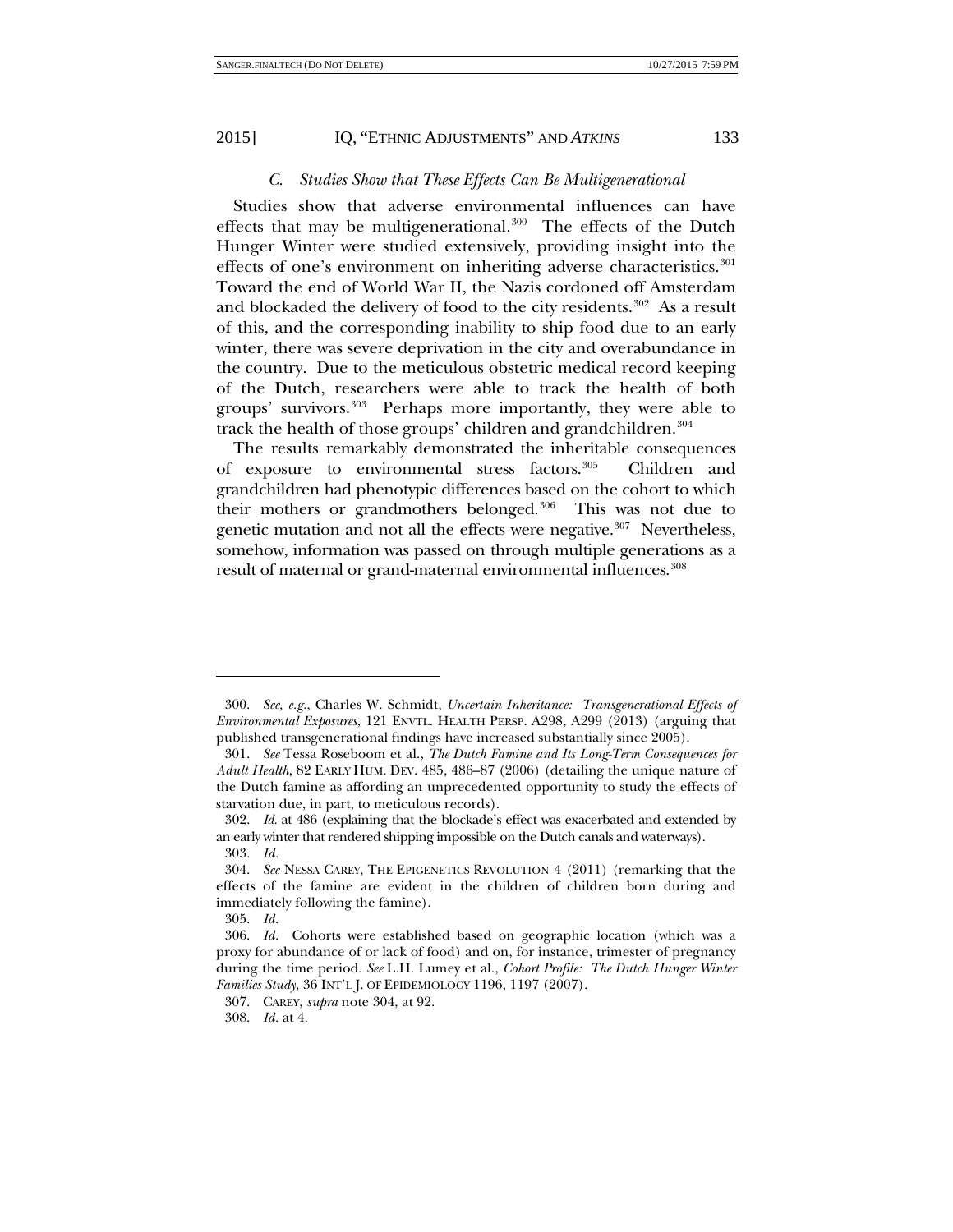### *C. Studies Show that These Effects Can Be Multigenerational*

Studies show that adverse environmental influences can have effects that may be multigenerational.[300] The effects of the Dutch Hunger Winter were studied extensively, providing insight into the effects of one's environment on inheriting adverse characteristics.[301] Toward the end of World War II, the Nazis cordoned off Amsterdam and blockaded the delivery of food to the city residents.[302] As a result of this, and the corresponding inability to ship food due to an early winter, there was severe deprivation in the city and overabundance in the country. Due to the meticulous obstetric medical record keeping of the Dutch, researchers were able to track the health of both groups' survivors.[303] Perhaps more importantly, they were able to track the health of those groups' children and grandchildren.[304]

The results remarkably demonstrated the inheritable consequences of exposure to environmental stress factors.[305] Children and grandchildren had phenotypic differences based on the cohort to which their mothers or grandmothers belonged.[306] This was not due to genetic mutation and not all the effects were negative.[307] Nevertheless, somehow, information was passed on through multiple generations as a result of maternal or grand-maternal environmental influences.[308]

---

300. *See, e.g.*, Charles W. Schmidt, *Uncertain Inheritance: Transgenerational Effects of Environmental Exposures*, 121 ENVTL. HEALTH PERSP. A298, A299 (2013) (arguing that published transgenerational findings have increased substantially since 2005).

301. *See* Tessa Roseboom et al., *The Dutch Famine and Its Long-Term Consequences for Adult Health*, 82 EARLY HUM. DEV. 485, 486–87 (2006) (detailing the unique nature of the Dutch famine as affording an unprecedented opportunity to study the effects of starvation due, in part, to meticulous records).

302. *Id.* at 486 (explaining that the blockade's effect was exacerbated and extended by an early winter that rendered shipping impossible on the Dutch canals and waterways).

303. *Id.*

304. *See* NESSA CAREY, THE EPIGENETICS REVOLUTION 4 (2011) (remarking that the effects of the famine are evident in the children of children born during and immediately following the famine).

305. *Id.*

306. *Id.* Cohorts were established based on geographic location (which was a proxy for abundance of or lack of food) and on, for instance, trimester of pregnancy during the time period. *See* L.H. Lumey et al., *Cohort Profile: The Dutch Hunger Winter Families Study*, 36 INT'L J. OF EPIDEMIOLOGY 1196, 1197 (2007).

307. CAREY, *supra* note 304, at 92.

308. *Id.* at 4.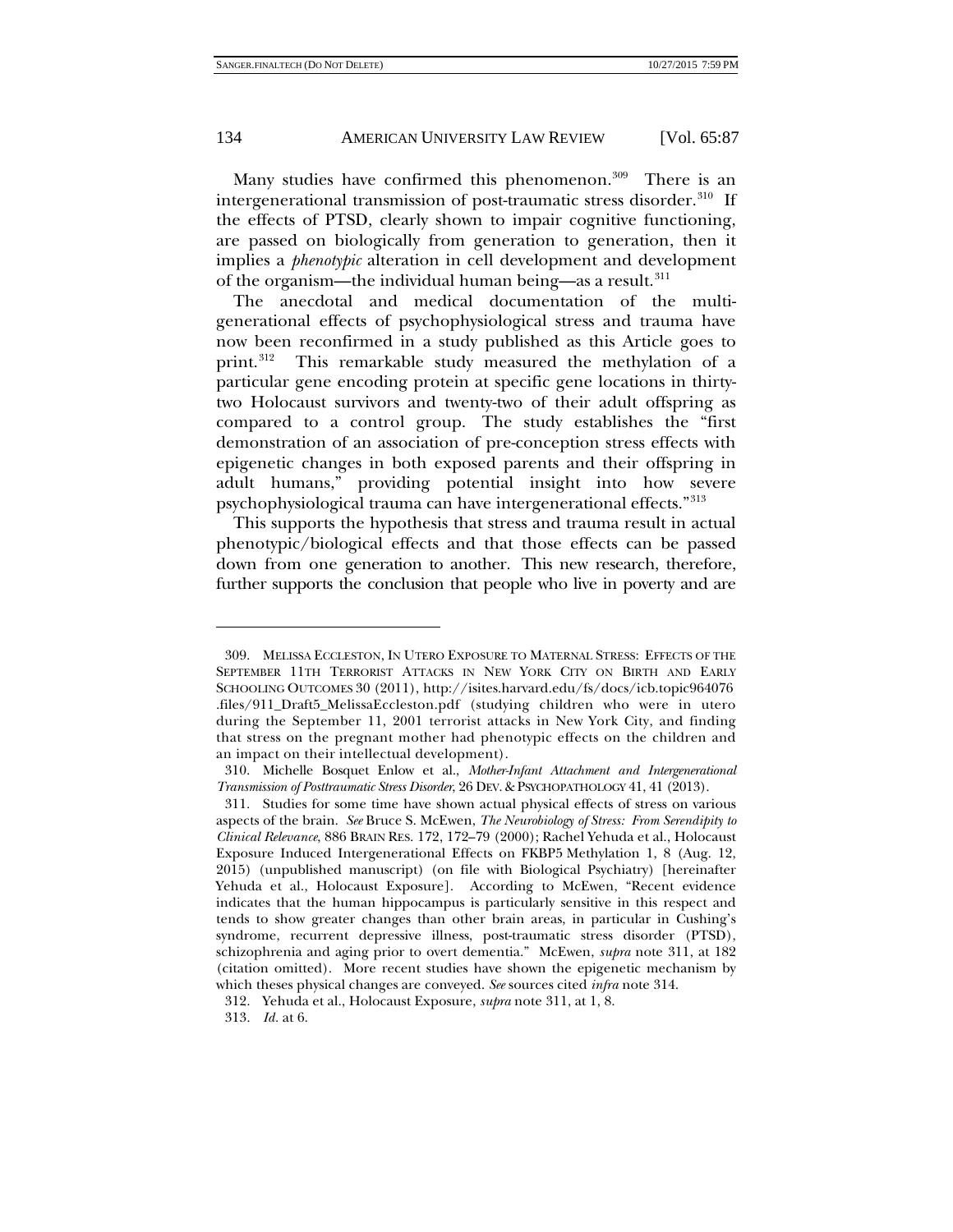Many studies have confirmed this phenomenon.[309] There is an intergenerational transmission of post-traumatic stress disorder.[310] If the effects of PTSD, clearly shown to impair cognitive functioning, are passed on biologically from generation to generation, then it implies a *phenotypic* alteration in cell development and development of the organism—the individual human being—as a result.[311]

The anecdotal and medical documentation of the multi-generational effects of psychophysiological stress and trauma have now been reconfirmed in a study published as this Article goes to print.[312] This remarkable study measured the methylation of a particular gene encoding protein at specific gene locations in thirty-two Holocaust survivors and twenty-two of their adult offspring as compared to a control group. The study establishes the "first demonstration of an association of pre-conception stress effects with epigenetic changes in both exposed parents and their offspring in adult humans," providing potential insight into how severe psychophysiological trauma can have intergenerational effects."[313]

This supports the hypothesis that stress and trauma result in actual phenotypic/biological effects and that those effects can be passed down from one generation to another. This new research, therefore, further supports the conclusion that people who live in poverty and are

---

309. MELISSA ECCLESTON, IN UTERO EXPOSURE TO MATERNAL STRESS: EFFECTS OF THE SEPTEMBER 11TH TERRORIST ATTACKS IN NEW YORK CITY ON BIRTH AND EARLY SCHOOLING OUTCOMES 30 (2011), http://isites.harvard.edu/fs/docs/icb.topic964076.files/911_Draft5_MelissaEccleston.pdf (studying children who were in utero during the September 11, 2001 terrorist attacks in New York City, and finding that stress on the pregnant mother had phenotypic effects on the children and an impact on their intellectual development).

310. Michelle Bosquet Enlow et al., *Mother-Infant Attachment and Intergenerational Transmission of Posttraumatic Stress Disorder*, 26 DEV. & PSYCHOPATHOLOGY 41, 41 (2013).

311. Studies for some time have shown actual physical effects of stress on various aspects of the brain. *See* Bruce S. McEwen, *The Neurobiology of Stress: From Serendipity to Clinical Relevance*, 886 BRAIN RES. 172, 172–79 (2000); Rachel Yehuda et al., Holocaust Exposure Induced Intergenerational Effects on FKBP5 Methylation 1, 8 (Aug. 12, 2015) (unpublished manuscript) (on file with Biological Psychiatry) [hereinafter Yehuda et al., Holocaust Exposure]. According to McEwen, "Recent evidence indicates that the human hippocampus is particularly sensitive in this respect and tends to show greater changes than other brain areas, in particular in Cushing's syndrome, recurrent depressive illness, post-traumatic stress disorder (PTSD), schizophrenia and aging prior to overt dementia." McEwen, *supra* note 311, at 182 (citation omitted). More recent studies have shown the epigenetic mechanism by which theses physical changes are conveyed. *See* sources cited *infra* note 314.

312. Yehuda et al., Holocaust Exposure, *supra* note 311, at 1, 8.

313. *Id.* at 6.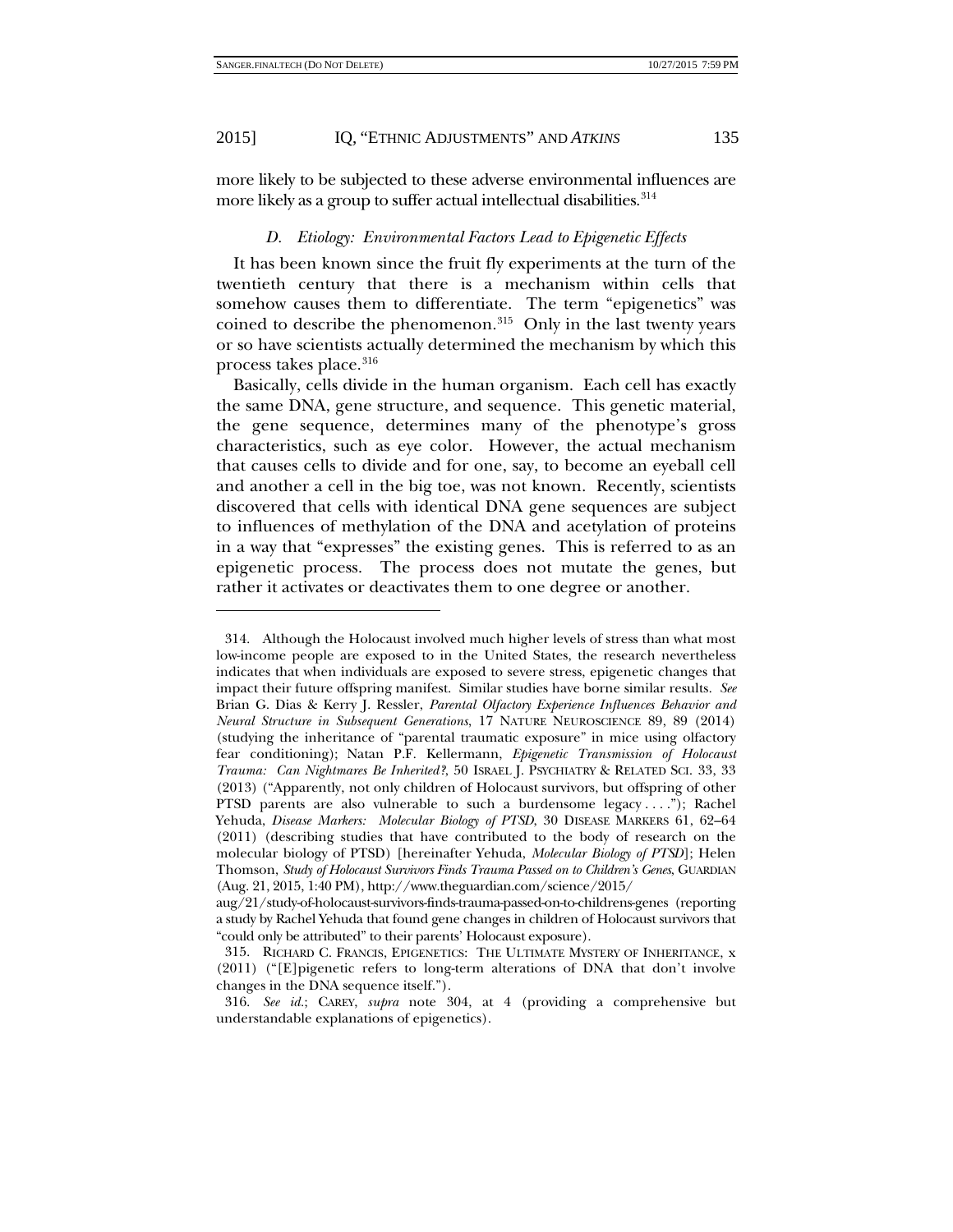more likely to be subjected to these adverse environmental influences are more likely as a group to suffer actual intellectual disabilities.[314]

### *D. Etiology: Environmental Factors Lead to Epigenetic Effects*

It has been known since the fruit fly experiments at the turn of the twentieth century that there is a mechanism within cells that somehow causes them to differentiate. The term "epigenetics" was coined to describe the phenomenon.[315] Only in the last twenty years or so have scientists actually determined the mechanism by which this process takes place.[316]

Basically, cells divide in the human organism. Each cell has exactly the same DNA, gene structure, and sequence. This genetic material, the gene sequence, determines many of the phenotype's gross characteristics, such as eye color. However, the actual mechanism that causes cells to divide and for one, say, to become an eyeball cell and another a cell in the big toe, was not known. Recently, scientists discovered that cells with identical DNA gene sequences are subject to influences of methylation of the DNA and acetylation of proteins in a way that "expresses" the existing genes. This is referred to as an epigenetic process. The process does not mutate the genes, but rather it activates or deactivates them to one degree or another.

---

314. Although the Holocaust involved much higher levels of stress than what most low-income people are exposed to in the United States, the research nevertheless indicates that when individuals are exposed to severe stress, epigenetic changes that impact their future offspring manifest. Similar studies have borne similar results. *See* Brian G. Dias & Kerry J. Ressler, *Parental Olfactory Experience Influences Behavior and Neural Structure in Subsequent Generations*, 17 NATURE NEUROSCIENCE 89, 89 (2014) (studying the inheritance of "parental traumatic exposure" in mice using olfactory fear conditioning); Natan P.F. Kellermann, *Epigenetic Transmission of Holocaust Trauma: Can Nightmares Be Inherited?*, 50 ISRAEL J. PSYCHIATRY & RELATED SCI. 33, 33 (2013) ("Apparently, not only children of Holocaust survivors, but offspring of other PTSD parents are also vulnerable to such a burdensome legacy . . . ."); Rachel Yehuda, *Disease Markers: Molecular Biology of PTSD*, 30 DISEASE MARKERS 61, 62–64 (2011) (describing studies that have contributed to the body of research on the molecular biology of PTSD) [hereinafter Yehuda, *Molecular Biology of PTSD*]; Helen Thomson, *Study of Holocaust Survivors Finds Trauma Passed on to Children's Genes*, GUARDIAN (Aug. 21, 2015, 1:40 PM), http://www.theguardian.com/science/2015/aug/21/study-of-holocaust-survivors-finds-trauma-passed-on-to-childrens-genes (reporting a study by Rachel Yehuda that found gene changes in children of Holocaust survivors that "could only be attributed" to their parents' Holocaust exposure).

315. RICHARD C. FRANCIS, EPIGENETICS: THE ULTIMATE MYSTERY OF INHERITANCE, x (2011) ("[E]pigenetic refers to long-term alterations of DNA that don't involve changes in the DNA sequence itself.").

316. *See id.*; CAREY, *supra* note 304, at 4 (providing a comprehensive but understandable explanations of epigenetics).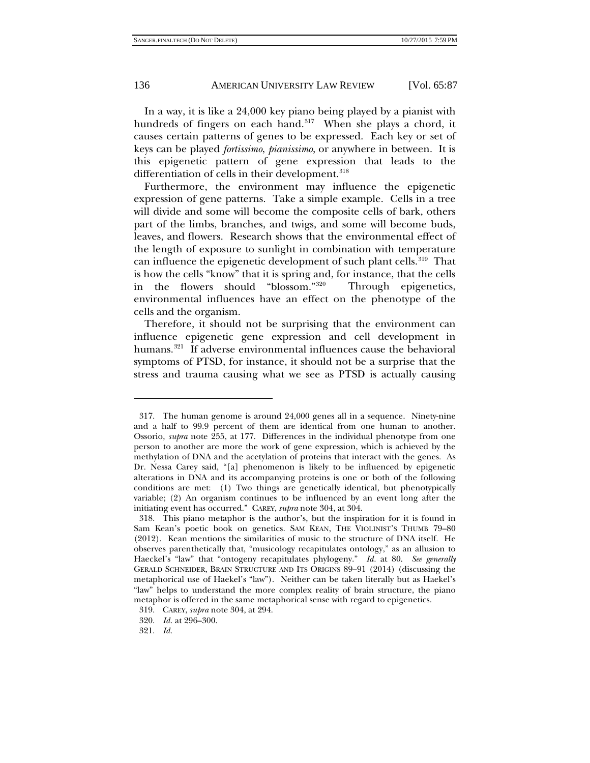In a way, it is like a 24,000 key piano being played by a pianist with hundreds of fingers on each hand.[317] When she plays a chord, it causes certain patterns of genes to be expressed. Each key or set of keys can be played *fortissimo*, *pianissimo*, or anywhere in between. It is this epigenetic pattern of gene expression that leads to the differentiation of cells in their development.[318]

Furthermore, the environment may influence the epigenetic expression of gene patterns. Take a simple example. Cells in a tree will divide and some will become the composite cells of bark, others part of the limbs, branches, and twigs, and some will become buds, leaves, and flowers. Research shows that the environmental effect of the length of exposure to sunlight in combination with temperature can influence the epigenetic development of such plant cells.[319] That is how the cells "know" that it is spring and, for instance, that the cells in the flowers should "blossom."[320] Through epigenetics, environmental influences have an effect on the phenotype of the cells and the organism.

Therefore, it should not be surprising that the environment can influence epigenetic gene expression and cell development in humans.[321] If adverse environmental influences cause the behavioral symptoms of PTSD, for instance, it should not be a surprise that the stress and trauma causing what we see as PTSD is actually causing

---

317. The human genome is around 24,000 genes all in a sequence. Ninety-nine and a half to 99.9 percent of them are identical from one human to another. Ossorio, *supra* note 255, at 177. Differences in the individual phenotype from one person to another are more the work of gene expression, which is achieved by the methylation of DNA and the acetylation of proteins that interact with the genes. As Dr. Nessa Carey said, "[a] phenomenon is likely to be influenced by epigenetic alterations in DNA and its accompanying proteins is one or both of the following conditions are met: (1) Two things are genetically identical, but phenotypically variable; (2) An organism continues to be influenced by an event long after the initiating event has occurred." CAREY, *supra* note 304, at 304.

318. This piano metaphor is the author's, but the inspiration for it is found in Sam Kean's poetic book on genetics. SAM KEAN, THE VIOLINIST'S THUMB 79–80 (2012). Kean mentions the similarities of music to the structure of DNA itself. He observes parenthetically that, "musicology recapitulates ontology," as an allusion to Haeckel's "law" that "ontogeny recapitulates phylogeny." *Id.* at 80. *See generally* GERALD SCHNEIDER, BRAIN STRUCTURE AND ITS ORIGINS 89–91 (2014) (discussing the metaphorical use of Haekel's "law"). Neither can be taken literally but as Haekel's "law" helps to understand the more complex reality of brain structure, the piano metaphor is offered in the same metaphorical sense with regard to epigenetics.

319. CAREY, *supra* note 304, at 294.

320. *Id.* at 296–300.

321. *Id.*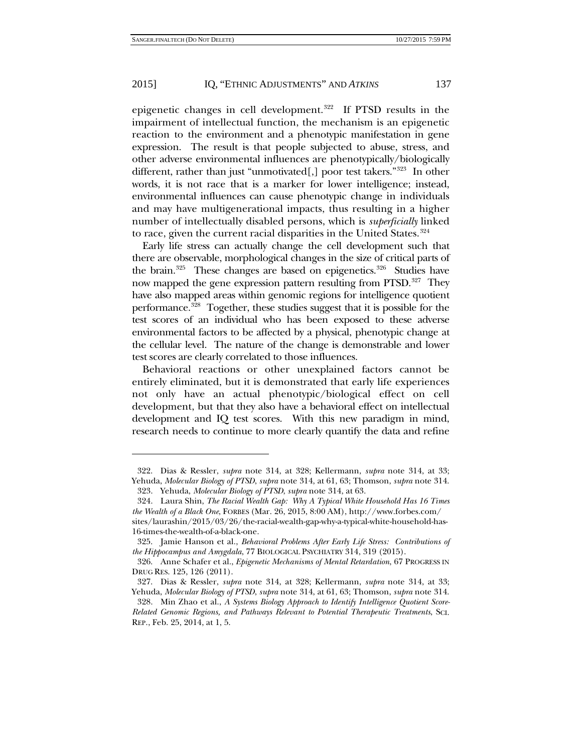epigenetic changes in cell development.[322] If PTSD results in the impairment of intellectual function, the mechanism is an epigenetic reaction to the environment and a phenotypic manifestation in gene expression. The result is that people subjected to abuse, stress, and other adverse environmental influences are phenotypically/biologically different, rather than just "unmotivated[,] poor test takers."[323] In other words, it is not race that is a marker for lower intelligence; instead, environmental influences can cause phenotypic change in individuals and may have multigenerational impacts, thus resulting in a higher number of intellectually disabled persons, which is *superficially* linked to race, given the current racial disparities in the United States.[324]

Early life stress can actually change the cell development such that there are observable, morphological changes in the size of critical parts of the brain.[325] These changes are based on epigenetics.[326] Studies have now mapped the gene expression pattern resulting from PTSD.[327] They have also mapped areas within genomic regions for intelligence quotient performance.[328] Together, these studies suggest that it is possible for the test scores of an individual who has been exposed to these adverse environmental factors to be affected by a physical, phenotypic change at the cellular level. The nature of the change is demonstrable and lower test scores are clearly correlated to those influences.

Behavioral reactions or other unexplained factors cannot be entirely eliminated, but it is demonstrated that early life experiences not only have an actual phenotypic/biological effect on cell development, but that they also have a behavioral effect on intellectual development and IQ test scores. With this new paradigm in mind, research needs to continue to more clearly quantify the data and refine

---

322. Dias & Ressler, *supra* note 314, at 328; Kellermann, *supra* note 314, at 33; Yehuda, *Molecular Biology of PTSD*, *supra* note 314, at 61, 63; Thomson, *supra* note 314.

323. Yehuda, *Molecular Biology of PTSD*, *supra* note 314, at 63.

324. Laura Shin, *The Racial Wealth Gap: Why A Typical White Household Has 16 Times the Wealth of a Black One*, FORBES (Mar. 26, 2015, 8:00 AM), http://www.forbes.com/sites/laurashin/2015/03/26/the-racial-wealth-gap-why-a-typical-white-household-has-16-times-the-wealth-of-a-black-one.

325. Jamie Hanson et al., *Behavioral Problems After Early Life Stress: Contributions of the Hippocampus and Amygdala*, 77 BIOLOGICAL PSYCHIATRY 314, 319 (2015).

326. Anne Schafer et al., *Epigenetic Mechanisms of Mental Retardation*, 67 PROGRESS IN DRUG RES. 125, 126 (2011).

327. Dias & Ressler, *supra* note 314, at 328; Kellermann, *supra* note 314, at 33; Yehuda, *Molecular Biology of PTSD*, *supra* note 314, at 61, 63; Thomson, *supra* note 314.

328. Min Zhao et al., *A Systems Biology Approach to Identify Intelligence Quotient Score-Related Genomic Regions, and Pathways Relevant to Potential Therapeutic Treatments*, SCI. REP., Feb. 25, 2014, at 1, 5.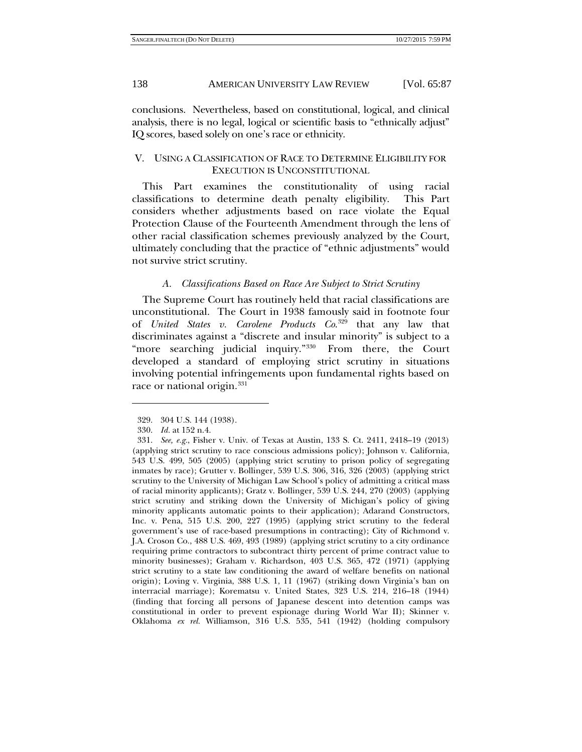conclusions. Nevertheless, based on constitutional, logical, and clinical analysis, there is no legal, logical or scientific basis to "ethnically adjust" IQ scores, based solely on one's race or ethnicity.

## V. USING A CLASSIFICATION OF RACE TO DETERMINE ELIGIBILITY FOR EXECUTION IS UNCONSTITUTIONAL

This Part examines the constitutionality of using racial classifications to determine death penalty eligibility. This Part considers whether adjustments based on race violate the Equal Protection Clause of the Fourteenth Amendment through the lens of other racial classification schemes previously analyzed by the Court, ultimately concluding that the practice of "ethnic adjustments" would not survive strict scrutiny.

### *A. Classifications Based on Race Are Subject to Strict Scrutiny*

The Supreme Court has routinely held that racial classifications are unconstitutional. The Court in 1938 famously said in footnote four of *United States v. Carolene Products Co.*[329] that any law that discriminates against a "discrete and insular minority" is subject to a "more searching judicial inquiry."[330] From there, the Court developed a standard of employing strict scrutiny in situations involving potential infringements upon fundamental rights based on race or national origin.[331]

---

329. 304 U.S. 144 (1938).

330. *Id.* at 152 n.4.

331. *See, e.g.*, Fisher v. Univ. of Texas at Austin, 133 S. Ct. 2411, 2418–19 (2013) (applying strict scrutiny to race conscious admissions policy); Johnson v. California, 543 U.S. 499, 505 (2005) (applying strict scrutiny to prison policy of segregating inmates by race); Grutter v. Bollinger, 539 U.S. 306, 316, 326 (2003) (applying strict scrutiny to the University of Michigan Law School's policy of admitting a critical mass of racial minority applicants); Gratz v. Bollinger, 539 U.S. 244, 270 (2003) (applying strict scrutiny and striking down the University of Michigan's policy of giving minority applicants automatic points to their application); Adarand Constructors, Inc. v. Pena, 515 U.S. 200, 227 (1995) (applying strict scrutiny to the federal government's use of race-based presumptions in contracting); City of Richmond v. J.A. Croson Co., 488 U.S. 469, 493 (1989) (applying strict scrutiny to a city ordinance requiring prime contractors to subcontract thirty percent of prime contract value to minority businesses); Graham v. Richardson, 403 U.S. 365, 472 (1971) (applying strict scrutiny to a state law conditioning the award of welfare benefits on national origin); Loving v. Virginia, 388 U.S. 1, 11 (1967) (striking down Virginia's ban on interracial marriage); Korematsu v. United States, 323 U.S. 214, 216–18 (1944) (finding that forcing all persons of Japanese descent into detention camps was constitutional in order to prevent espionage during World War II); Skinner v. Oklahoma *ex rel.* Williamson, 316 U.S. 535, 541 (1942) (holding compulsory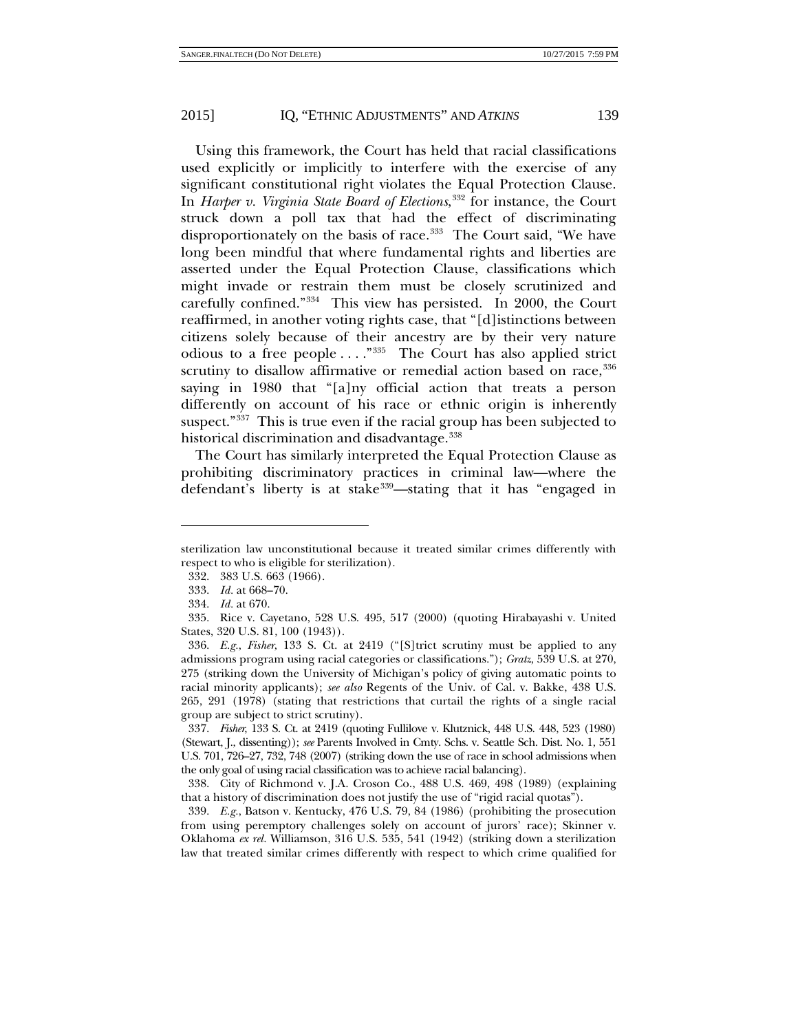Using this framework, the Court has held that racial classifications used explicitly or implicitly to interfere with the exercise of any significant constitutional right violates the Equal Protection Clause. In *Harper v. Virginia State Board of Elections*,[332] for instance, the Court struck down a poll tax that had the effect of discriminating disproportionately on the basis of race.[333] The Court said, "We have long been mindful that where fundamental rights and liberties are asserted under the Equal Protection Clause, classifications which might invade or restrain them must be closely scrutinized and carefully confined."[334] This view has persisted. In 2000, the Court reaffirmed, in another voting rights case, that "[d]istinctions between citizens solely because of their ancestry are by their very nature odious to a free people . . . ."[335] The Court has also applied strict scrutiny to disallow affirmative or remedial action based on race,[336] saying in 1980 that "[a]ny official action that treats a person differently on account of his race or ethnic origin is inherently suspect."[337] This is true even if the racial group has been subjected to historical discrimination and disadvantage.[338]

The Court has similarly interpreted the Equal Protection Clause as prohibiting discriminatory practices in criminal law—where the defendant's liberty is at stake[339]—stating that it has "engaged in

---

sterilization law unconstitutional because it treated similar crimes differently with respect to who is eligible for sterilization).

332. 383 U.S. 663 (1966).

333. *Id.* at 668–70.

334. *Id.* at 670.

335. Rice v. Cayetano, 528 U.S. 495, 517 (2000) (quoting Hirabayashi v. United States, 320 U.S. 81, 100 (1943)).

336. *E.g.*, *Fisher*, 133 S. Ct. at 2419 ("[S]trict scrutiny must be applied to any admissions program using racial categories or classifications."); *Gratz*, 539 U.S. at 270, 275 (striking down the University of Michigan's policy of giving automatic points to racial minority applicants); *see also* Regents of the Univ. of Cal. v. Bakke, 438 U.S. 265, 291 (1978) (stating that restrictions that curtail the rights of a single racial group are subject to strict scrutiny).

337. *Fisher*, 133 S. Ct. at 2419 (quoting Fullilove v. Klutznick, 448 U.S. 448, 523 (1980) (Stewart, J., dissenting)); *see* Parents Involved in Cmty. Schs. v. Seattle Sch. Dist. No. 1, 551 U.S. 701, 726–27, 732, 748 (2007) (striking down the use of race in school admissions when the only goal of using racial classification was to achieve racial balancing).

338. City of Richmond v. J.A. Croson Co., 488 U.S. 469, 498 (1989) (explaining that a history of discrimination does not justify the use of "rigid racial quotas").

339. *E.g.*, Batson v. Kentucky, 476 U.S. 79, 84 (1986) (prohibiting the prosecution from using peremptory challenges solely on account of jurors' race); Skinner v. Oklahoma *ex rel.* Williamson, 316 U.S. 535, 541 (1942) (striking down a sterilization law that treated similar crimes differently with respect to which crime qualified for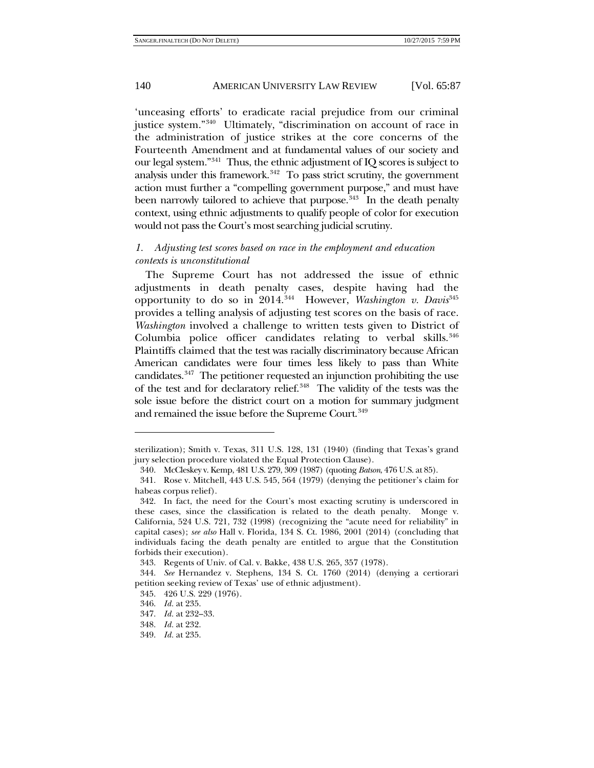'unceasing efforts' to eradicate racial prejudice from our criminal justice system."[340] Ultimately, "discrimination on account of race in the administration of justice strikes at the core concerns of the Fourteenth Amendment and at fundamental values of our society and our legal system."[341] Thus, the ethnic adjustment of IQ scores is subject to analysis under this framework.[342] To pass strict scrutiny, the government action must further a "compelling government purpose," and must have been narrowly tailored to achieve that purpose.[343] In the death penalty context, using ethnic adjustments to qualify people of color for execution would not pass the Court's most searching judicial scrutiny.

*1. Adjusting test scores based on race in the employment and education contexts is unconstitutional*

The Supreme Court has not addressed the issue of ethnic adjustments in death penalty cases, despite having had the opportunity to do so in 2014.[344] However, *Washington v. Davis*[345] provides a telling analysis of adjusting test scores on the basis of race. *Washington* involved a challenge to written tests given to District of Columbia police officer candidates relating to verbal skills.[346] Plaintiffs claimed that the test was racially discriminatory because African American candidates were four times less likely to pass than White candidates.[347] The petitioner requested an injunction prohibiting the use of the test and for declaratory relief.[348] The validity of the tests was the sole issue before the district court on a motion for summary judgment and remained the issue before the Supreme Court.[349]

---

sterilization); Smith v. Texas, 311 U.S. 128, 131 (1940) (finding that Texas's grand jury selection procedure violated the Equal Protection Clause).

340. McCleskey v. Kemp, 481 U.S. 279, 309 (1987) (quoting *Batson*, 476 U.S. at 85).

341. Rose v. Mitchell, 443 U.S. 545, 564 (1979) (denying the petitioner's claim for habeas corpus relief).

342. In fact, the need for the Court's most exacting scrutiny is underscored in these cases, since the classification is related to the death penalty. Monge v. California, 524 U.S. 721, 732 (1998) (recognizing the "acute need for reliability" in capital cases); *see also* Hall v. Florida, 134 S. Ct. 1986, 2001 (2014) (concluding that individuals facing the death penalty are entitled to argue that the Constitution forbids their execution).

343. Regents of Univ. of Cal. v. Bakke, 438 U.S. 265, 357 (1978).

344. *See* Hernandez v. Stephens, 134 S. Ct. 1760 (2014) (denying a certiorari petition seeking review of Texas' use of ethnic adjustment).

345. 426 U.S. 229 (1976).

346. *Id.* at 235.

347. *Id.* at 232–33.

348. *Id.* at 232.

349. *Id.* at 235.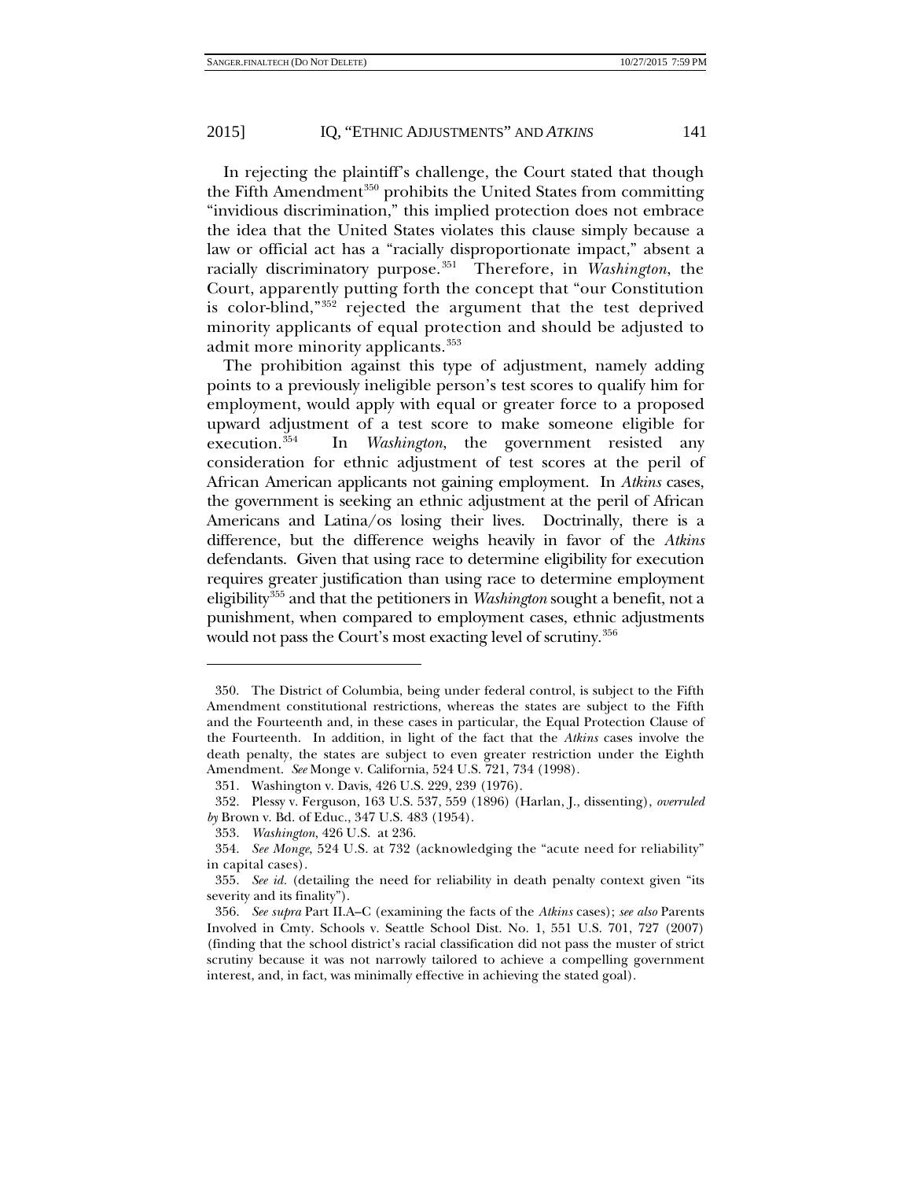In rejecting the plaintiff's challenge, the Court stated that though the Fifth Amendment[350] prohibits the United States from committing "invidious discrimination," this implied protection does not embrace the idea that the United States violates this clause simply because a law or official act has a "racially disproportionate impact," absent a racially discriminatory purpose.[351] Therefore, in *Washington*, the Court, apparently putting forth the concept that "our Constitution is color-blind,"[352] rejected the argument that the test deprived minority applicants of equal protection and should be adjusted to admit more minority applicants.[353]

The prohibition against this type of adjustment, namely adding points to a previously ineligible person's test scores to qualify him for employment, would apply with equal or greater force to a proposed upward adjustment of a test score to make someone eligible for execution.[354] In *Washington*, the government resisted any consideration for ethnic adjustment of test scores at the peril of African American applicants not gaining employment. In *Atkins* cases, the government is seeking an ethnic adjustment at the peril of African Americans and Latina/os losing their lives. Doctrinally, there is a difference, but the difference weighs heavily in favor of the *Atkins* defendants. Given that using race to determine eligibility for execution requires greater justification than using race to determine employment eligibility[355] and that the petitioners in *Washington* sought a benefit, not a punishment, when compared to employment cases, ethnic adjustments would not pass the Court's most exacting level of scrutiny.[356]

---

350. The District of Columbia, being under federal control, is subject to the Fifth Amendment constitutional restrictions, whereas the states are subject to the Fifth and the Fourteenth and, in these cases in particular, the Equal Protection Clause of the Fourteenth. In addition, in light of the fact that the *Atkins* cases involve the death penalty, the states are subject to even greater restriction under the Eighth Amendment. *See* Monge v. California, 524 U.S. 721, 734 (1998).

351. Washington v. Davis, 426 U.S. 229, 239 (1976).

352. Plessy v. Ferguson, 163 U.S. 537, 559 (1896) (Harlan, J., dissenting), *overruled by* Brown v. Bd. of Educ., 347 U.S. 483 (1954).

353. *Washington*, 426 U.S. at 236.

354. *See Monge*, 524 U.S. at 732 (acknowledging the "acute need for reliability" in capital cases).

355. *See id.* (detailing the need for reliability in death penalty context given "its severity and its finality").

356. *See supra* Part II.A–C (examining the facts of the *Atkins* cases); *see also* Parents Involved in Cmty. Schools v. Seattle School Dist. No. 1, 551 U.S. 701, 727 (2007) (finding that the school district's racial classification did not pass the muster of strict scrutiny because it was not narrowly tailored to achieve a compelling government interest, and, in fact, was minimally effective in achieving the stated goal).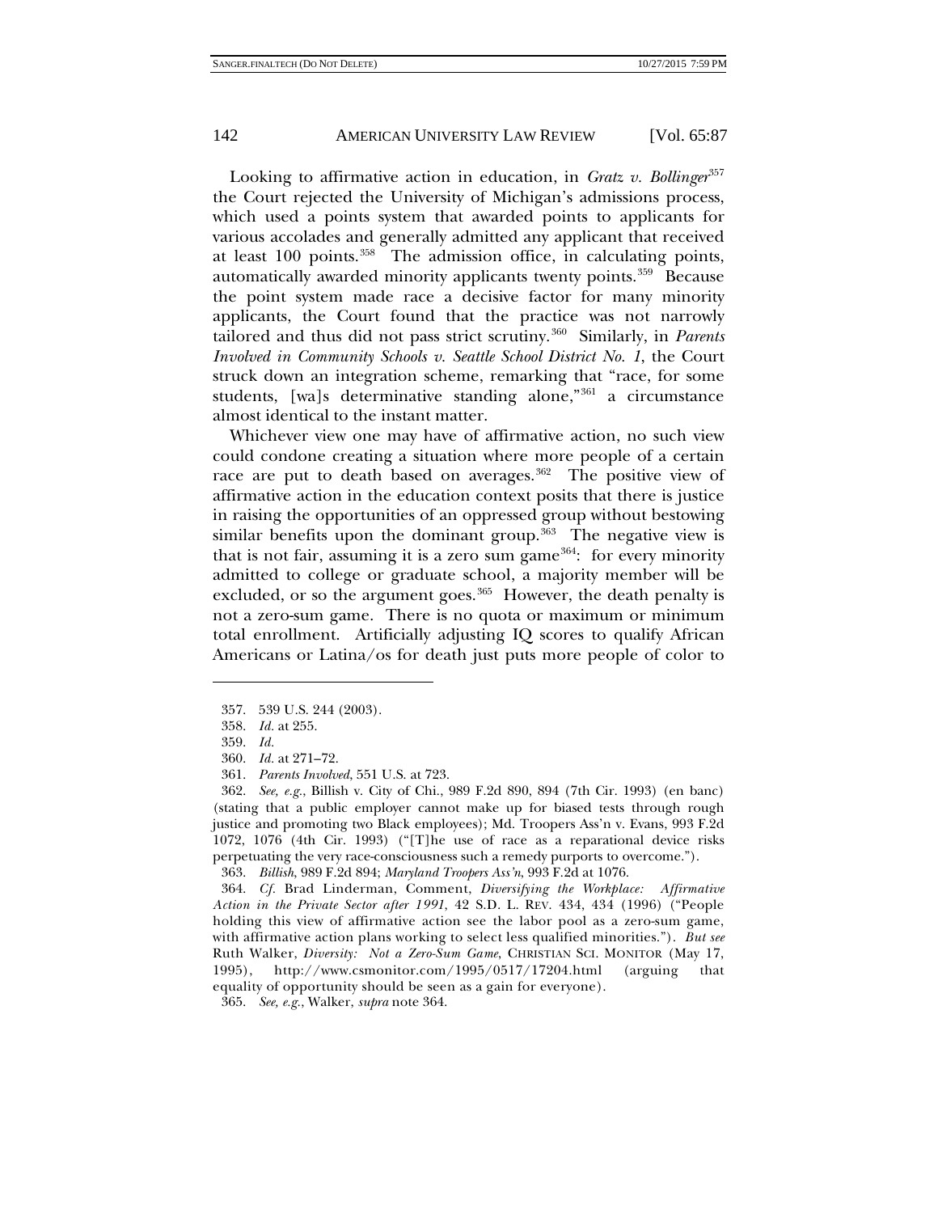Looking to affirmative action in education, in *Gratz v. Bollinger*[357] the Court rejected the University of Michigan's admissions process, which used a points system that awarded points to applicants for various accolades and generally admitted any applicant that received at least 100 points.[358] The admission office, in calculating points, automatically awarded minority applicants twenty points.[359] Because the point system made race a decisive factor for many minority applicants, the Court found that the practice was not narrowly tailored and thus did not pass strict scrutiny.[360] Similarly, in *Parents Involved in Community Schools v. Seattle School District No. 1*, the Court struck down an integration scheme, remarking that "race, for some students, [wa]s determinative standing alone,"[361] a circumstance almost identical to the instant matter.

Whichever view one may have of affirmative action, no such view could condone creating a situation where more people of a certain race are put to death based on averages.[362] The positive view of affirmative action in the education context posits that there is justice in raising the opportunities of an oppressed group without bestowing similar benefits upon the dominant group.[363] The negative view is that is not fair, assuming it is a zero sum game[364]: for every minority admitted to college or graduate school, a majority member will be excluded, or so the argument goes.[365] However, the death penalty is not a zero-sum game. There is no quota or maximum or minimum total enrollment. Artificially adjusting IQ scores to qualify African Americans or Latina/os for death just puts more people of color to

---

357. 539 U.S. 244 (2003).

358. *Id.* at 255.

359. *Id.*

360. *Id.* at 271–72.

361. *Parents Involved*, 551 U.S. at 723.

362. *See, e.g.*, Billish v. City of Chi., 989 F.2d 890, 894 (7th Cir. 1993) (en banc) (stating that a public employer cannot make up for biased tests through rough justice and promoting two Black employees); Md. Troopers Ass'n v. Evans, 993 F.2d 1072, 1076 (4th Cir. 1993) ("[T]he use of race as a reparational device risks perpetuating the very race-consciousness such a remedy purports to overcome.").

363. *Billish*, 989 F.2d 894; *Maryland Troopers Ass'n*, 993 F.2d at 1076.

364. *Cf.* Brad Linderman, Comment, *Diversifying the Workplace: Affirmative Action in the Private Sector after 1991*, 42 S.D. L. REV. 434, 434 (1996) ("People holding this view of affirmative action see the labor pool as a zero-sum game, with affirmative action plans working to select less qualified minorities."). *But see* Ruth Walker, *Diversity: Not a Zero-Sum Game*, CHRISTIAN SCI. MONITOR (May 17, 1995), http://www.csmonitor.com/1995/0517/17204.html (arguing that equality of opportunity should be seen as a gain for everyone).

365. *See, e.g.*, Walker, *supra* note 364.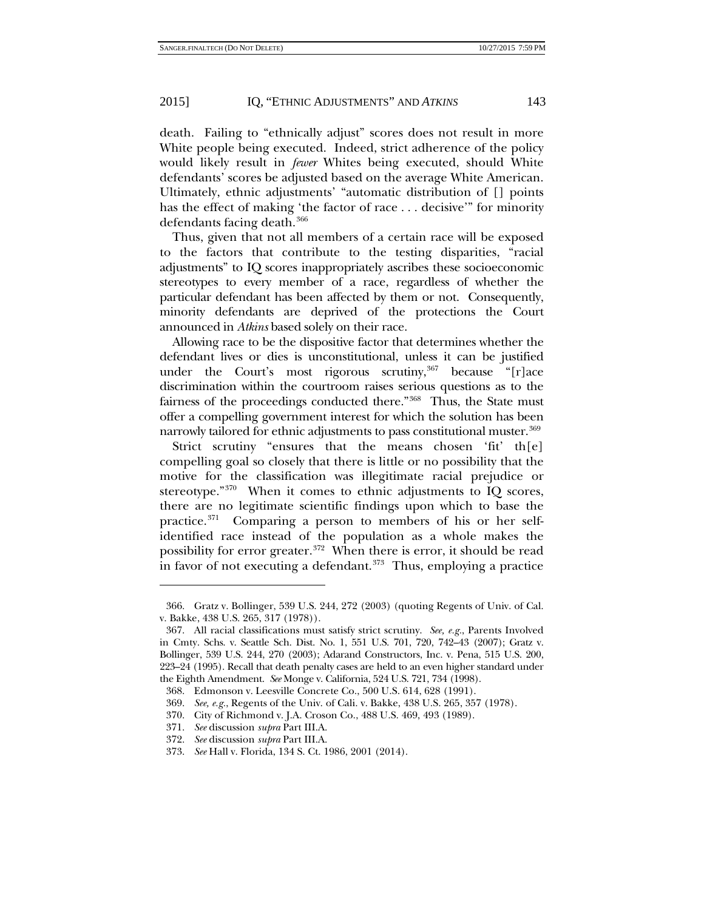death. Failing to "ethnically adjust" scores does not result in more White people being executed. Indeed, strict adherence of the policy would likely result in *fewer* Whites being executed, should White defendants' scores be adjusted based on the average White American. Ultimately, ethnic adjustments' "automatic distribution of [] points has the effect of making 'the factor of race . . . decisive'" for minority defendants facing death.[366]

Thus, given that not all members of a certain race will be exposed to the factors that contribute to the testing disparities, "racial adjustments" to IQ scores inappropriately ascribes these socioeconomic stereotypes to every member of a race, regardless of whether the particular defendant has been affected by them or not. Consequently, minority defendants are deprived of the protections the Court announced in *Atkins* based solely on their race.

Allowing race to be the dispositive factor that determines whether the defendant lives or dies is unconstitutional, unless it can be justified under the Court's most rigorous scrutiny,[367] because "[r]ace discrimination within the courtroom raises serious questions as to the fairness of the proceedings conducted there."[368] Thus, the State must offer a compelling government interest for which the solution has been narrowly tailored for ethnic adjustments to pass constitutional muster.[369]

Strict scrutiny "ensures that the means chosen 'fit' th[e] compelling goal so closely that there is little or no possibility that the motive for the classification was illegitimate racial prejudice or stereotype."[370] When it comes to ethnic adjustments to IQ scores, there are no legitimate scientific findings upon which to base the practice.[371] Comparing a person to members of his or her self-identified race instead of the population as a whole makes the possibility for error greater.[372] When there is error, it should be read in favor of not executing a defendant.[373] Thus, employing a practice

---

366. Gratz v. Bollinger, 539 U.S. 244, 272 (2003) (quoting Regents of Univ. of Cal. v. Bakke, 438 U.S. 265, 317 (1978)).

367. All racial classifications must satisfy strict scrutiny. *See, e.g.*, Parents Involved in Cmty. Schs. v. Seattle Sch. Dist. No. 1, 551 U.S. 701, 720, 742–43 (2007); Gratz v. Bollinger, 539 U.S. 244, 270 (2003); Adarand Constructors, Inc. v. Pena, 515 U.S. 200, 223–24 (1995). Recall that death penalty cases are held to an even higher standard under the Eighth Amendment. *See* Monge v. California, 524 U.S. 721, 734 (1998).

368. Edmonson v. Leesville Concrete Co., 500 U.S. 614, 628 (1991).

369. *See, e.g.*, Regents of the Univ. of Cali. v. Bakke, 438 U.S. 265, 357 (1978).

370. City of Richmond v. J.A. Croson Co., 488 U.S. 469, 493 (1989).

371. *See* discussion *supra* Part III.A.

372. *See* discussion *supra* Part III.A.

373. *See* Hall v. Florida, 134 S. Ct. 1986, 2001 (2014).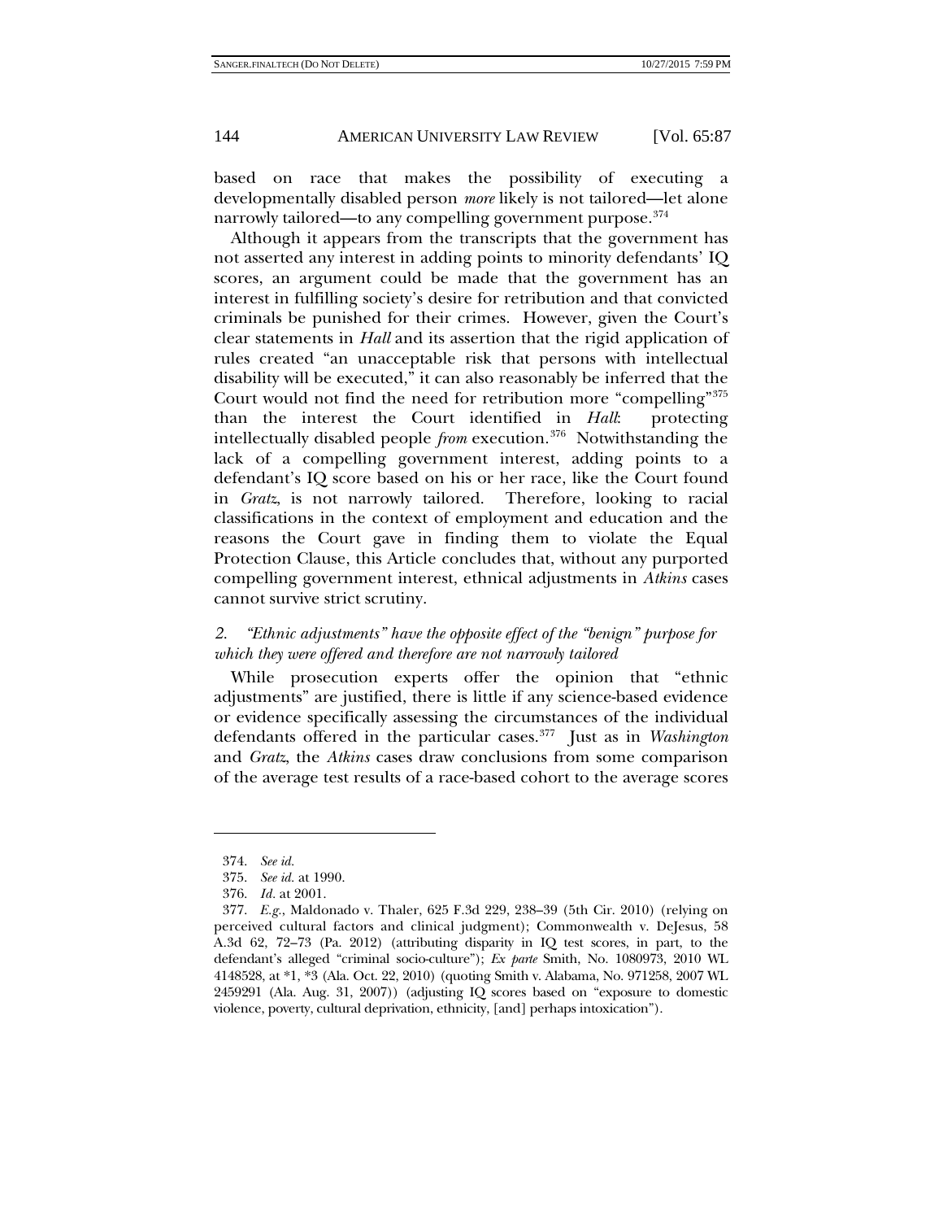based on race that makes the possibility of executing a developmentally disabled person *more* likely is not tailored—let alone narrowly tailored—to any compelling government purpose.[374]

Although it appears from the transcripts that the government has not asserted any interest in adding points to minority defendants' IQ scores, an argument could be made that the government has an interest in fulfilling society's desire for retribution and that convicted criminals be punished for their crimes. However, given the Court's clear statements in *Hall* and its assertion that the rigid application of rules created "an unacceptable risk that persons with intellectual disability will be executed," it can also reasonably be inferred that the Court would not find the need for retribution more "compelling"[375] than the interest the Court identified in *Hall*: protecting intellectually disabled people *from* execution.[376] Notwithstanding the lack of a compelling government interest, adding points to a defendant's IQ score based on his or her race, like the Court found in *Gratz*, is not narrowly tailored. Therefore, looking to racial classifications in the context of employment and education and the reasons the Court gave in finding them to violate the Equal Protection Clause, this Article concludes that, without any purported compelling government interest, ethnical adjustments in *Atkins* cases cannot survive strict scrutiny.

### *2. "Ethnic adjustments" have the opposite effect of the "benign" purpose for which they were offered and therefore are not narrowly tailored*

While prosecution experts offer the opinion that "ethnic adjustments" are justified, there is little if any science-based evidence or evidence specifically assessing the circumstances of the individual defendants offered in the particular cases.[377] Just as in *Washington* and *Gratz*, the *Atkins* cases draw conclusions from some comparison of the average test results of a race-based cohort to the average scores

---

374. *See id.*

375. *See id.* at 1990.

376. *Id.* at 2001.

377. *E.g.*, Maldonado v. Thaler, 625 F.3d 229, 238–39 (5th Cir. 2010) (relying on perceived cultural factors and clinical judgment); Commonwealth v. DeJesus, 58 A.3d 62, 72–73 (Pa. 2012) (attributing disparity in IQ test scores, in part, to the defendant's alleged "criminal socio-culture"); *Ex parte* Smith, No. 1080973, 2010 WL 4148528, at *1, *3 (Ala. Oct. 22, 2010) (quoting Smith v. Alabama, No. 971258, 2007 WL 2459291 (Ala. Aug. 31, 2007)) (adjusting IQ scores based on "exposure to domestic violence, poverty, cultural deprivation, ethnicity, [and] perhaps intoxication").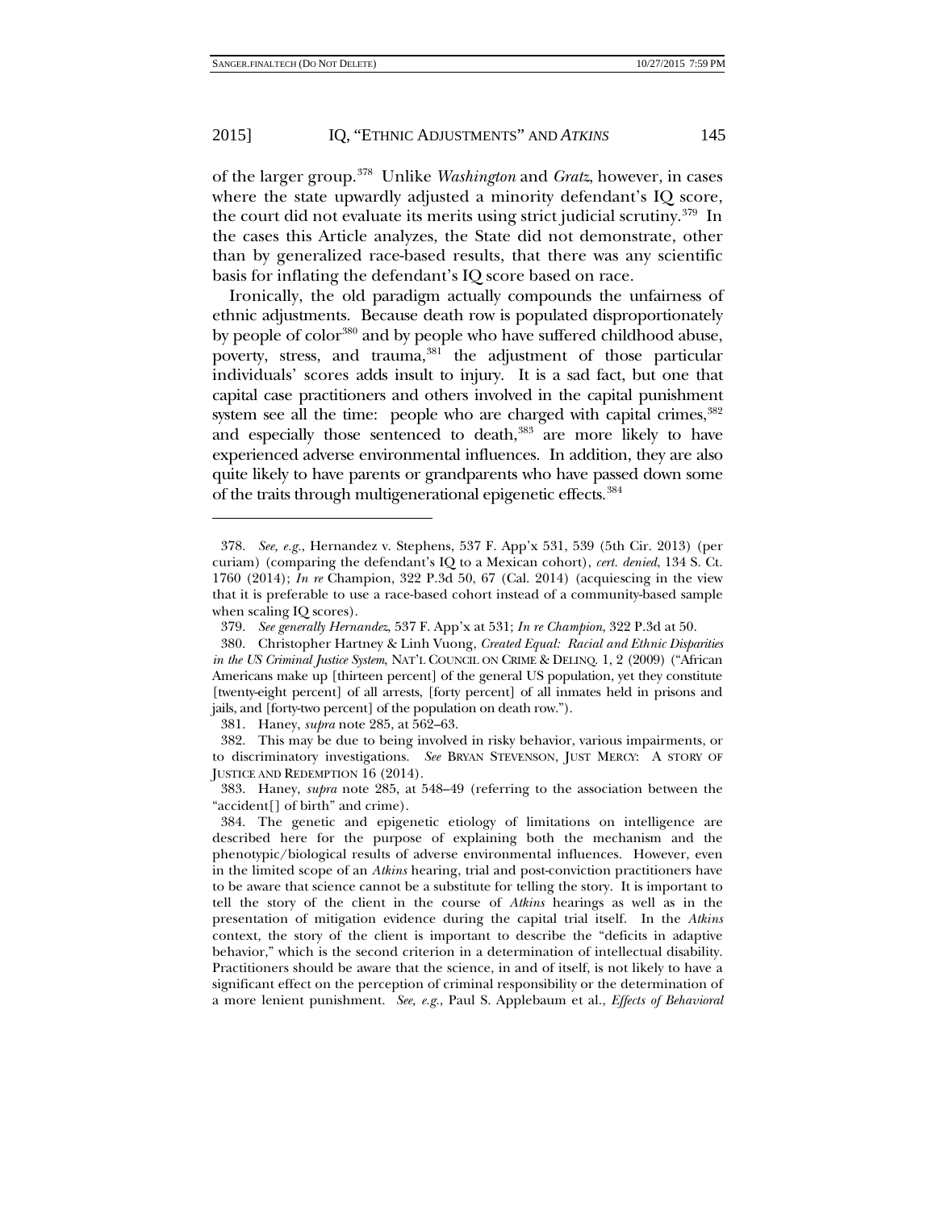of the larger group.[378] Unlike *Washington* and *Gratz*, however, in cases where the state upwardly adjusted a minority defendant's IQ score, the court did not evaluate its merits using strict judicial scrutiny.[379] In the cases this Article analyzes, the State did not demonstrate, other than by generalized race-based results, that there was any scientific basis for inflating the defendant's IQ score based on race.

Ironically, the old paradigm actually compounds the unfairness of ethnic adjustments. Because death row is populated disproportionately by people of color[380] and by people who have suffered childhood abuse, poverty, stress, and trauma,[381] the adjustment of those particular individuals' scores adds insult to injury. It is a sad fact, but one that capital case practitioners and others involved in the capital punishment system see all the time: people who are charged with capital crimes,[382] and especially those sentenced to death,[383] are more likely to have experienced adverse environmental influences. In addition, they are also quite likely to have parents or grandparents who have passed down some of the traits through multigenerational epigenetic effects.[384]

---

378. *See, e.g.*, Hernandez v. Stephens, 537 F. App'x 531, 539 (5th Cir. 2013) (per curiam) (comparing the defendant's IQ to a Mexican cohort), *cert. denied*, 134 S. Ct. 1760 (2014); *In re* Champion, 322 P.3d 50, 67 (Cal. 2014) (acquiescing in the view that it is preferable to use a race-based cohort instead of a community-based sample when scaling IQ scores).

379. *See generally Hernandez*, 537 F. App'x at 531; *In re Champion*, 322 P.3d at 50.

380. Christopher Hartney & Linh Vuong, *Created Equal: Racial and Ethnic Disparities in the US Criminal Justice System*, NAT'L COUNCIL ON CRIME & DELINQ. 1, 2 (2009) ("African Americans make up [thirteen percent] of the general US population, yet they constitute [twenty-eight percent] of all arrests, [forty percent] of all inmates held in prisons and jails, and [forty-two percent] of the population on death row.").

381. Haney, *supra* note 285, at 562–63.

382. This may be due to being involved in risky behavior, various impairments, or to discriminatory investigations. *See* BRYAN STEVENSON, JUST MERCY: A STORY OF JUSTICE AND REDEMPTION 16 (2014).

383. Haney, *supra* note 285, at 548–49 (referring to the association between the "accident[] of birth" and crime).

384. The genetic and epigenetic etiology of limitations on intelligence are described here for the purpose of explaining both the mechanism and the phenotypic/biological results of adverse environmental influences. However, even in the limited scope of an *Atkins* hearing, trial and post-conviction practitioners have to be aware that science cannot be a substitute for telling the story. It is important to tell the story of the client in the course of *Atkins* hearings as well as in the presentation of mitigation evidence during the capital trial itself. In the *Atkins* context, the story of the client is important to describe the "deficits in adaptive behavior," which is the second criterion in a determination of intellectual disability. Practitioners should be aware that the science, in and of itself, is not likely to have a significant effect on the perception of criminal responsibility or the determination of a more lenient punishment. *See, e.g.*, Paul S. Appelbaum et al., *Effects of Behavioral*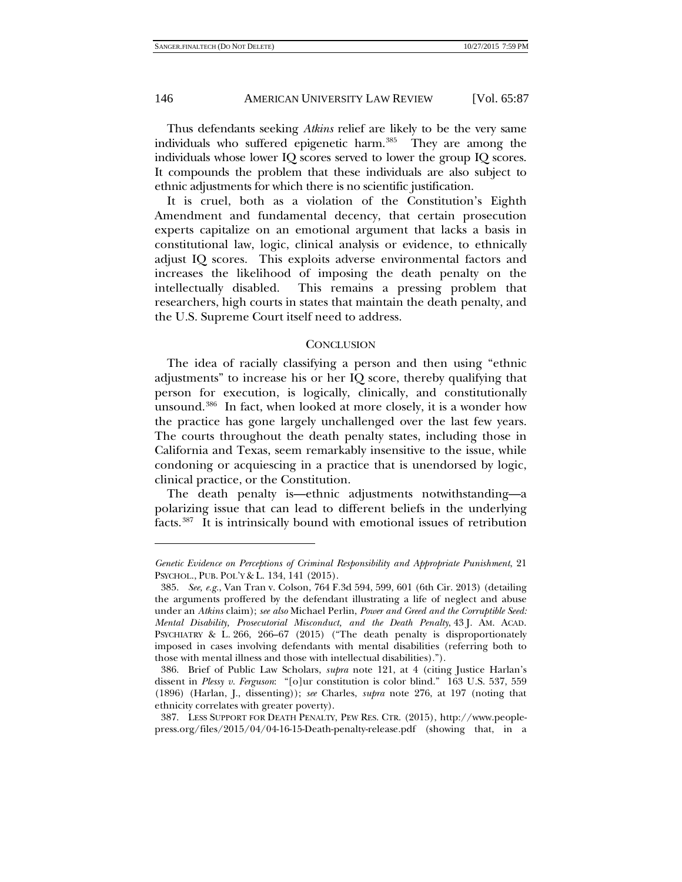Thus defendants seeking *Atkins* relief are likely to be the very same individuals who suffered epigenetic harm.[385] They are among the individuals whose lower IQ scores served to lower the group IQ scores. It compounds the problem that these individuals are also subject to ethnic adjustments for which there is no scientific justification.

It is cruel, both as a violation of the Constitution's Eighth Amendment and fundamental decency, that certain prosecution experts capitalize on an emotional argument that lacks a basis in constitutional law, logic, clinical analysis or evidence, to ethnically adjust IQ scores. This exploits adverse environmental factors and increases the likelihood of imposing the death penalty on the intellectually disabled. This remains a pressing problem that researchers, high courts in states that maintain the death penalty, and the U.S. Supreme Court itself need to address.

## CONCLUSION

The idea of racially classifying a person and then using "ethnic adjustments" to increase his or her IQ score, thereby qualifying that person for execution, is logically, clinically, and constitutionally unsound.[386] In fact, when looked at more closely, it is a wonder how the practice has gone largely unchallenged over the last few years. The courts throughout the death penalty states, including those in California and Texas, seem remarkably insensitive to the issue, while condoning or acquiescing in a practice that is unendorsed by logic, clinical practice, or the Constitution.

The death penalty is—ethnic adjustments notwithstanding—a polarizing issue that can lead to different beliefs in the underlying facts.[387] It is intrinsically bound with emotional issues of retribution

---

*Genetic Evidence on Perceptions of Criminal Responsibility and Appropriate Punishment*, 21 PSYCHOL., PUB. POL'Y & L. 134, 141 (2015).

385. *See, e.g.*, Van Tran v. Colson, 764 F.3d 594, 599, 601 (6th Cir. 2013) (detailing the arguments proffered by the defendant illustrating a life of neglect and abuse under an *Atkins* claim); *see also* Michael Perlin, *Power and Greed and the Corruptible Seed: Mental Disability, Prosecutorial Misconduct, and the Death Penalty*, 43 J. AM. ACAD. PSYCHIATRY & L. 266, 266–67 (2015) ("The death penalty is disproportionately imposed in cases involving defendants with mental disabilities (referring both to those with mental illness and those with intellectual disabilities).").

386. Brief of Public Law Scholars, *supra* note 121, at 4 (citing Justice Harlan's dissent in *Plessy v. Ferguson*: "[o]ur constitution is color blind." 163 U.S. 537, 559 (1896) (Harlan, J., dissenting)); *see* Charles, *supra* note 276, at 197 (noting that ethnicity correlates with greater poverty).

387. LESS SUPPORT FOR DEATH PENALTY, PEW RES. CTR. (2015), http://www.people-press.org/files/2015/04/04-16-15-Death-penalty-release.pdf (showing that, in a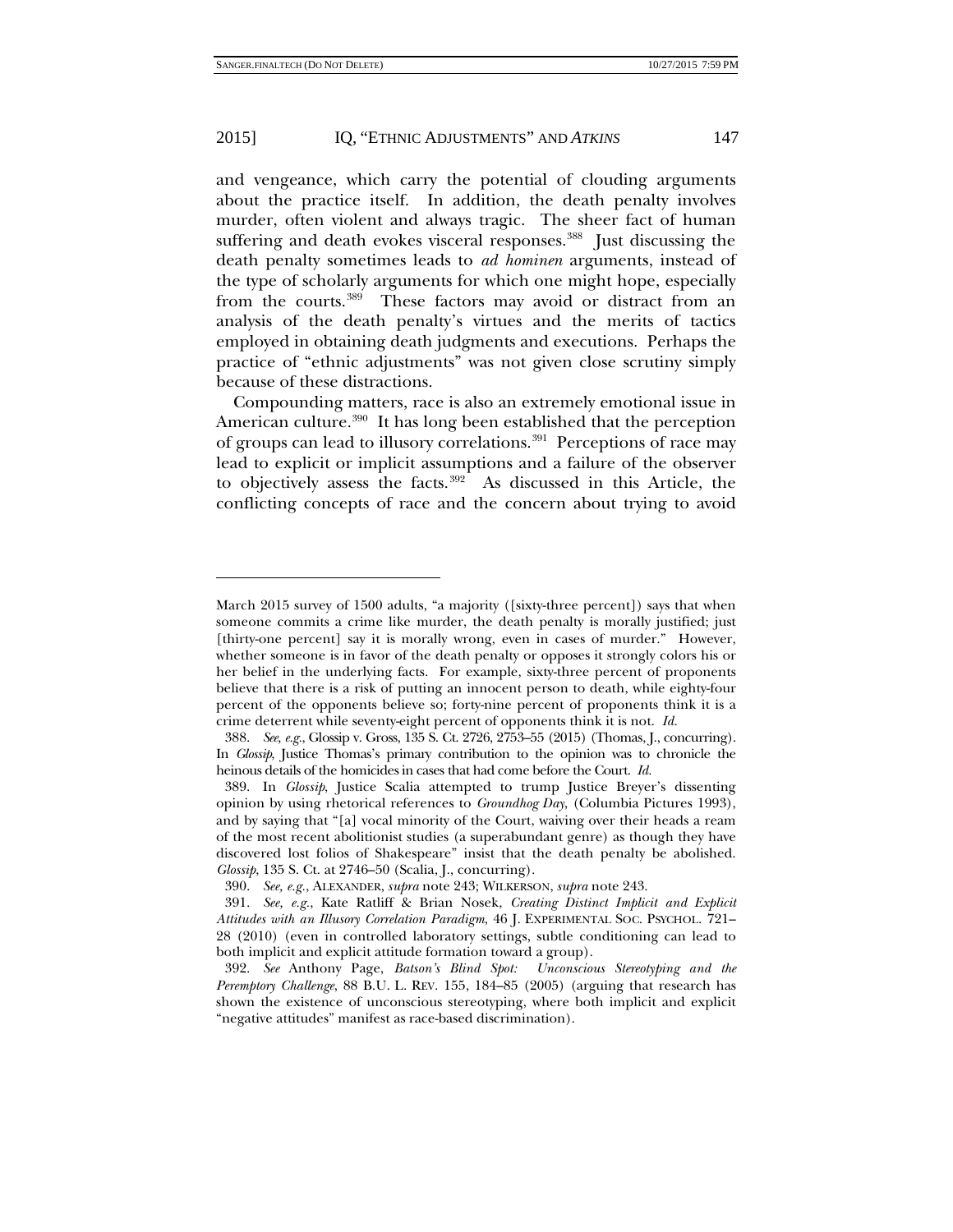and vengeance, which carry the potential of clouding arguments about the practice itself. In addition, the death penalty involves murder, often violent and always tragic. The sheer fact of human suffering and death evokes visceral responses.[388] Just discussing the death penalty sometimes leads to *ad hominen* arguments, instead of the type of scholarly arguments for which one might hope, especially from the courts.[389] These factors may avoid or distract from an analysis of the death penalty's virtues and the merits of tactics employed in obtaining death judgments and executions. Perhaps the practice of "ethnic adjustments" was not given close scrutiny simply because of these distractions.

Compounding matters, race is also an extremely emotional issue in American culture.[390] It has long been established that the perception of groups can lead to illusory correlations.[391] Perceptions of race may lead to explicit or implicit assumptions and a failure of the observer to objectively assess the facts.[392] As discussed in this Article, the conflicting concepts of race and the concern about trying to avoid

---

March 2015 survey of 1500 adults, "a majority ([sixty-three percent]) says that when someone commits a crime like murder, the death penalty is morally justified; just [thirty-one percent] say it is morally wrong, even in cases of murder." However, whether someone is in favor of the death penalty or opposes it strongly colors his or her belief in the underlying facts. For example, sixty-three percent of proponents believe that there is a risk of putting an innocent person to death, while eighty-four percent of the opponents believe so; forty-nine percent of proponents think it is a crime deterrent while seventy-eight percent of opponents think it is not. *Id.*

388. *See, e.g.*, Glossip v. Gross, 135 S. Ct. 2726, 2753–55 (2015) (Thomas, J., concurring). In *Glossip*, Justice Thomas's primary contribution to the opinion was to chronicle the heinous details of the homicides in cases that had come before the Court. *Id.*

389. In *Glossip*, Justice Scalia attempted to trump Justice Breyer's dissenting opinion by using rhetorical references to *Groundhog Day*, (Columbia Pictures 1993), and by saying that "[a] vocal minority of the Court, waiving over their heads a ream of the most recent abolitionist studies (a superabundant genre) as though they have discovered lost folios of Shakespeare" insist that the death penalty be abolished. *Glossip*, 135 S. Ct. at 2746–50 (Scalia, J., concurring).

390. *See, e.g.*, ALEXANDER, *supra* note 243; WILKERSON, *supra* note 243.

391. *See, e.g.*, Kate Ratliff & Brian Nosek, *Creating Distinct Implicit and Explicit Attitudes with an Illusory Correlation Paradigm*, 46 J. EXPERIMENTAL SOC. PSYCHOL. 721–28 (2010) (even in controlled laboratory settings, subtle conditioning can lead to both implicit and explicit attitude formation toward a group).

392. *See* Anthony Page, *Batson's Blind Spot: Unconscious Stereotyping and the Peremptory Challenge*, 88 B.U. L. REV. 155, 184–85 (2005) (arguing that research has shown the existence of unconscious stereotyping, where both implicit and explicit "negative attitudes" manifest as race-based discrimination).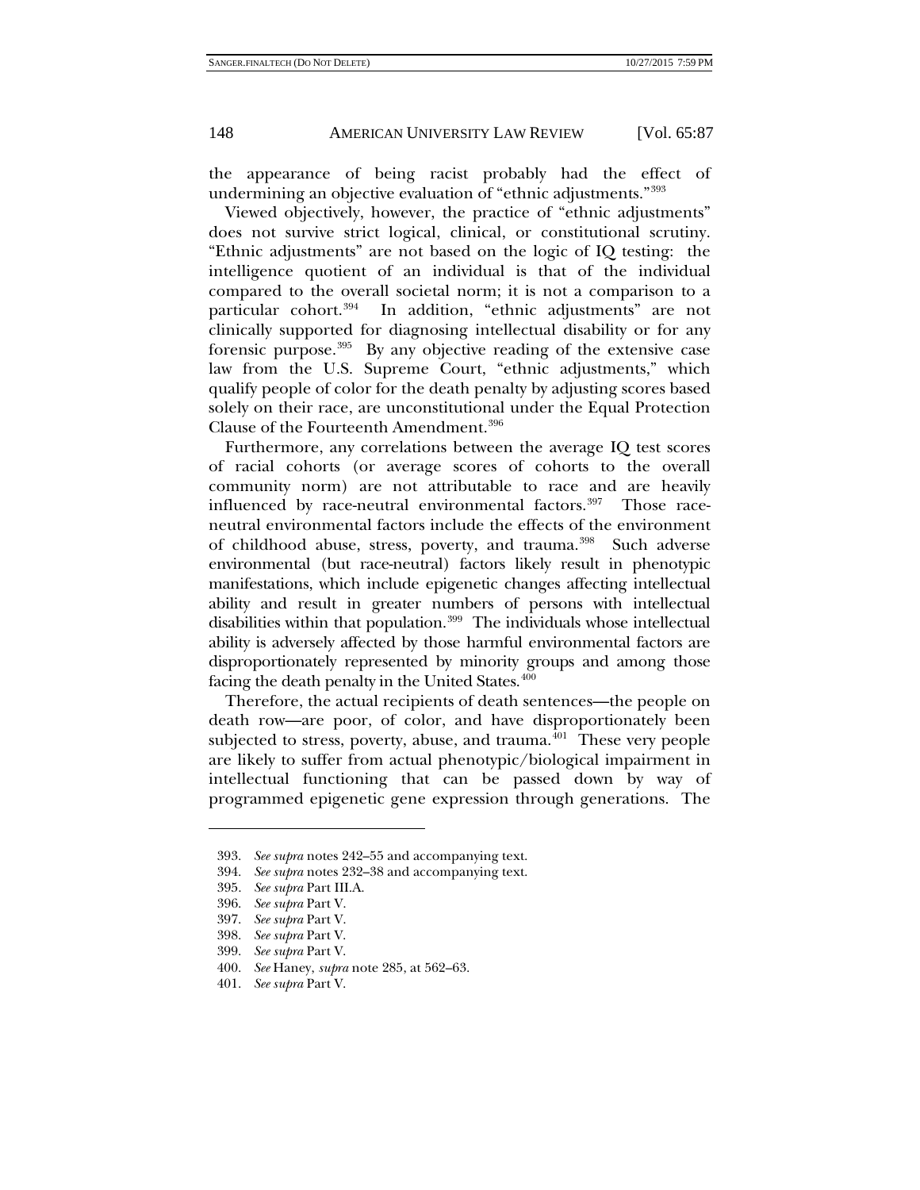the appearance of being racist probably had the effect of undermining an objective evaluation of "ethnic adjustments."[393]

Viewed objectively, however, the practice of "ethnic adjustments" does not survive strict logical, clinical, or constitutional scrutiny. "Ethnic adjustments" are not based on the logic of IQ testing: the intelligence quotient of an individual is that of the individual compared to the overall societal norm; it is not a comparison to a particular cohort.[394] In addition, "ethnic adjustments" are not clinically supported for diagnosing intellectual disability or for any forensic purpose.[395] By any objective reading of the extensive case law from the U.S. Supreme Court, "ethnic adjustments," which qualify people of color for the death penalty by adjusting scores based solely on their race, are unconstitutional under the Equal Protection Clause of the Fourteenth Amendment.[396]

Furthermore, any correlations between the average IQ test scores of racial cohorts (or average scores of cohorts to the overall community norm) are not attributable to race and are heavily influenced by race-neutral environmental factors.[397] Those race-neutral environmental factors include the effects of the environment of childhood abuse, stress, poverty, and trauma.[398] Such adverse environmental (but race-neutral) factors likely result in phenotypic manifestations, which include epigenetic changes affecting intellectual ability and result in greater numbers of persons with intellectual disabilities within that population.[399] The individuals whose intellectual ability is adversely affected by those harmful environmental factors are disproportionately represented by minority groups and among those facing the death penalty in the United States.[400]

Therefore, the actual recipients of death sentences—the people on death row—are poor, of color, and have disproportionately been subjected to stress, poverty, abuse, and trauma.[401] These very people are likely to suffer from actual phenotypic/biological impairment in intellectual functioning that can be passed down by way of programmed epigenetic gene expression through generations. The

---

393. *See supra* notes 242–55 and accompanying text.

394. *See supra* notes 232–38 and accompanying text.

395. *See supra* Part III.A.

396. *See supra* Part V.

397. *See supra* Part V.

398. *See supra* Part V.

399. *See supra* Part V.

400. *See* Haney, *supra* note 285, at 562–63.

401. *See supra* Part V.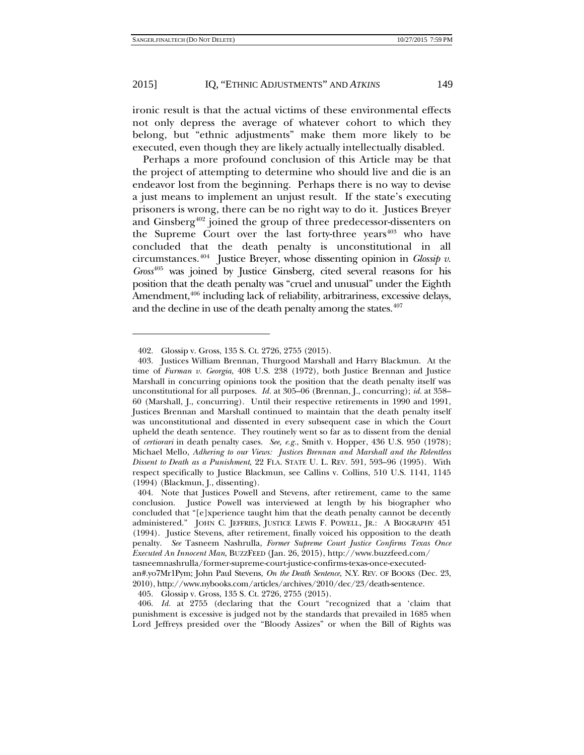ironic result is that the actual victims of these environmental effects not only depress the average of whatever cohort to which they belong, but "ethnic adjustments" make them more likely to be executed, even though they are likely actually intellectually disabled.

Perhaps a more profound conclusion of this Article may be that the project of attempting to determine who should live and die is an endeavor lost from the beginning. Perhaps there is no way to devise a just means to implement an unjust result. If the state's executing prisoners is wrong, there can be no right way to do it. Justices Breyer and Ginsberg[402] joined the group of three predecessor-dissenters on the Supreme Court over the last forty-three years[403] who have concluded that the death penalty is unconstitutional in all circumstances.[404] Justice Breyer, whose dissenting opinion in *Glossip v. Gross*[405] was joined by Justice Ginsberg, cited several reasons for his position that the death penalty was "cruel and unusual" under the Eighth Amendment,[406] including lack of reliability, arbitrariness, excessive delays, and the decline in use of the death penalty among the states.[407]

---

402. Glossip v. Gross, 135 S. Ct. 2726, 2755 (2015).

403. Justices William Brennan, Thurgood Marshall and Harry Blackmun. At the time of *Furman v. Georgia*, 408 U.S. 238 (1972), both Justice Brennan and Justice Marshall in concurring opinions took the position that the death penalty itself was unconstitutional for all purposes. *Id.* at 305–06 (Brennan, J., concurring); *id.* at 358–60 (Marshall, J., concurring). Until their respective retirements in 1990 and 1991, Justices Brennan and Marshall continued to maintain that the death penalty itself was unconstitutional and dissented in every subsequent case in which the Court upheld the death sentence. They routinely went so far as to dissent from the denial of *certiorari* in death penalty cases. *See, e.g.*, Smith v. Hopper, 436 U.S. 950 (1978); Michael Mello, *Adhering to our Views: Justices Brennan and Marshall and the Relentless Dissent to Death as a Punishment*, 22 FLA. STATE U. L. REV. 591, 593–96 (1995). With respect specifically to Justice Blackmun, see Callins v. Collins, 510 U.S. 1141, 1145 (1994) (Blackmun, J., dissenting).

404. Note that Justices Powell and Stevens, after retirement, came to the same conclusion. Justice Powell was interviewed at length by his biographer who concluded that "[e]xperience taught him that the death penalty cannot be decently administered." JOHN C. JEFFRIES, JUSTICE LEWIS F. POWELL, JR.: A BIOGRAPHY 451 (1994). Justice Stevens, after retirement, finally voiced his opposition to the death penalty. *See* Tasneem Nashrulla, *Former Supreme Court Justice Confirms Texas Once Executed An Innocent Man*, BUZZFEED (Jan. 26, 2015), http://www.buzzfeed.com/tasneemnashrulla/former-supreme-court-justice-confirms-texas-once-executed-an#.yo7Mr1Pym; John Paul Stevens, *On the Death Sentence*, N.Y. REV. OF BOOKS (Dec. 23, 2010), http://www.nybooks.com/articles/archives/2010/dec/23/death-sentence.

405. Glossip v. Gross, 135 S. Ct. 2726, 2755 (2015).

406. *Id.* at 2755 (declaring that the Court "recognized that a 'claim that punishment is excessive is judged not by the standards that prevailed in 1685 when Lord Jeffreys presided over the "Bloody Assizes" or when the Bill of Rights was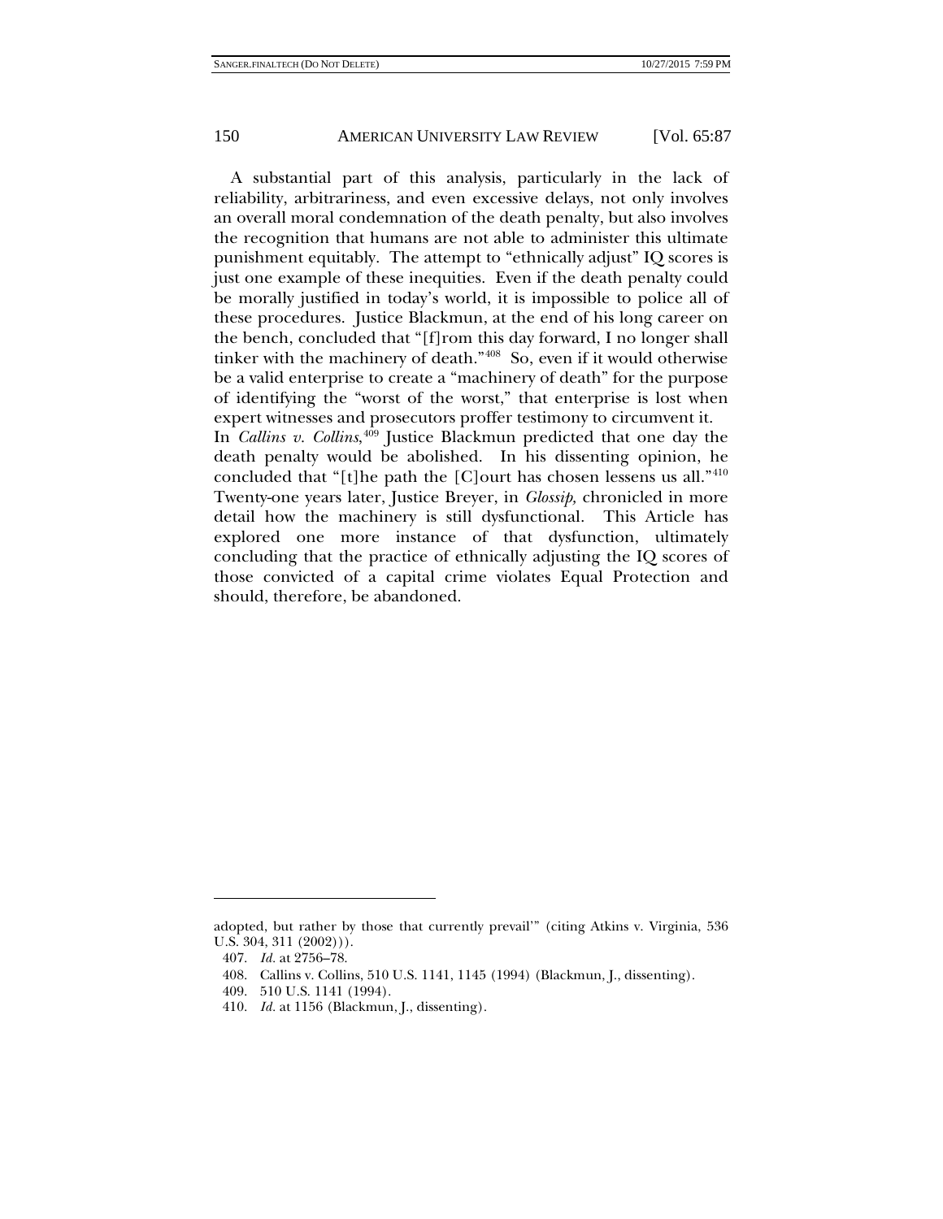A substantial part of this analysis, particularly in the lack of reliability, arbitrariness, and even excessive delays, not only involves an overall moral condemnation of the death penalty, but also involves the recognition that humans are not able to administer this ultimate punishment equitably. The attempt to "ethnically adjust" IQ scores is just one example of these inequities. Even if the death penalty could be morally justified in today's world, it is impossible to police all of these procedures. Justice Blackmun, at the end of his long career on the bench, concluded that "[f]rom this day forward, I no longer shall tinker with the machinery of death."[408] So, even if it would otherwise be a valid enterprise to create a "machinery of death" for the purpose of identifying the "worst of the worst," that enterprise is lost when expert witnesses and prosecutors proffer testimony to circumvent it. In *Callins v. Collins*,[409] Justice Blackmun predicted that one day the death penalty would be abolished. In his dissenting opinion, he concluded that "[t]he path the [C]ourt has chosen lessens us all."[410] Twenty-one years later, Justice Breyer, in *Glossip,* chronicled in more detail how the machinery is still dysfunctional. This Article has explored one more instance of that dysfunction, ultimately concluding that the practice of ethnically adjusting the IQ scores of those convicted of a capital crime violates Equal Protection and should, therefore, be abandoned.

---

adopted, but rather by those that currently prevail'" (citing Atkins v. Virginia, 536 U.S. 304, 311 (2002))).

407. *Id.* at 2756–78.

408. Callins v. Collins, 510 U.S. 1141, 1145 (1994) (Blackmun, J., dissenting).

409. 510 U.S. 1141 (1994).

410. *Id.* at 1156 (Blackmun, J., dissenting).